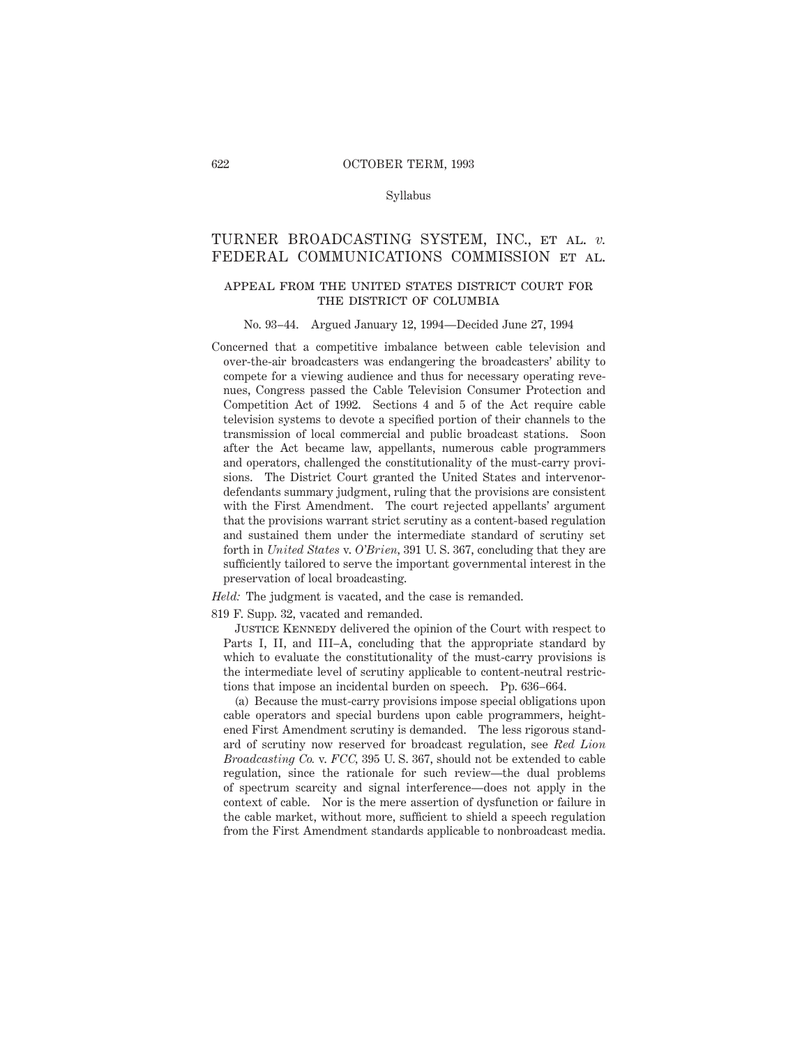Syllabus

# TURNER BROADCASTING SYSTEM, INC., ET AL. *v.* FEDERAL COMMUNICATIONS COMMISSION ET AL.

## APPEAL FROM THE UNITED STATES DISTRICT COURT FOR THE DISTRICT OF COLUMBIA

No. 93–44. Argued January 12, 1994—Decided June 27, 1994

Concerned that a competitive imbalance between cable television and over-the-air broadcasters was endangering the broadcasters' ability to compete for a viewing audience and thus for necessary operating revenues, Congress passed the Cable Television Consumer Protection and Competition Act of 1992. Sections 4 and 5 of the Act require cable television systems to devote a specified portion of their channels to the transmission of local commercial and public broadcast stations. Soon after the Act became law, appellants, numerous cable programmers and operators, challenged the constitutionality of the must-carry provisions. The District Court granted the United States and intervenor-defendants summary judgment, ruling that the provisions are consistent with the First Amendment. The court rejected appellants' argument that the provisions warrant strict scrutiny as a content-based regulation and sustained them under the intermediate standard of scrutiny set forth in *United States* v. *O'Brien*, 391 U. S. 367, concluding that they are sufficiently tailored to serve the important governmental interest in the preservation of local broadcasting.

*Held:* The judgment is vacated, and the case is remanded.

819 F. Supp. 32, vacated and remanded.

JUSTICE KENNEDY delivered the opinion of the Court with respect to Parts I, II, and III–A, concluding that the appropriate standard by which to evaluate the constitutionality of the must-carry provisions is the intermediate level of scrutiny applicable to content-neutral restrictions that impose an incidental burden on speech. Pp. 636–664.

(a) Because the must-carry provisions impose special obligations upon cable operators and special burdens upon cable programmers, heightened First Amendment scrutiny is demanded. The less rigorous standard of scrutiny now reserved for broadcast regulation, see *Red Lion Broadcasting Co.* v. *FCC*, 395 U. S. 367, should not be extended to cable regulation, since the rationale for such review—the dual problems of spectrum scarcity and signal interference—does not apply in the context of cable. Nor is the mere assertion of dysfunction or failure in the cable market, without more, sufficient to shield a speech regulation from the First Amendment standards applicable to nonbroadcast media.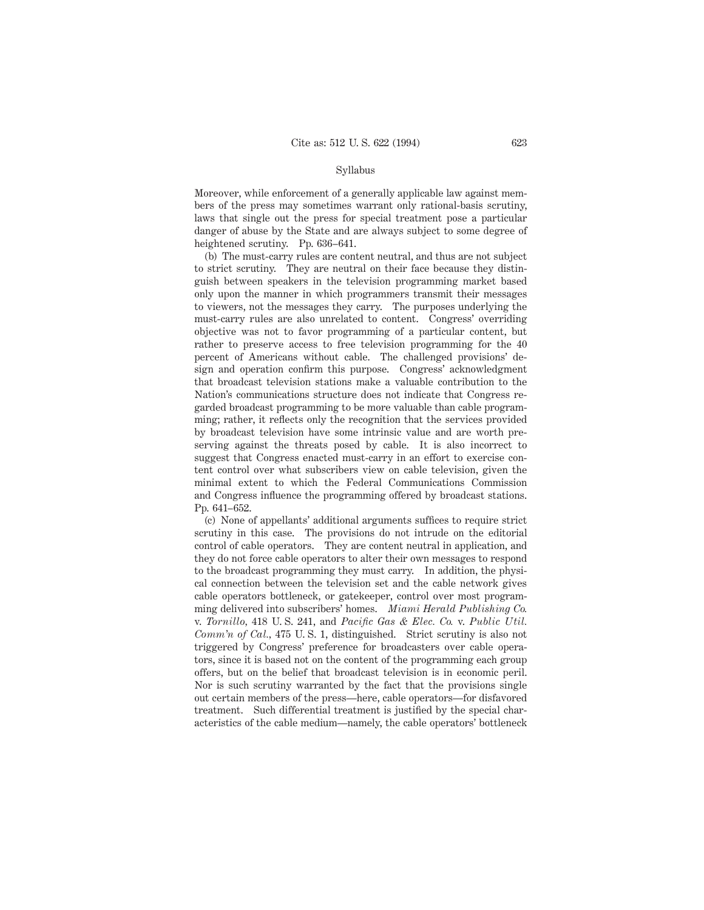Syllabus

Moreover, while enforcement of a generally applicable law against members of the press may sometimes warrant only rational-basis scrutiny, laws that single out the press for special treatment pose a particular danger of abuse by the State and are always subject to some degree of heightened scrutiny. Pp. 636–641.

(b) The must-carry rules are content neutral, and thus are not subject to strict scrutiny. They are neutral on their face because they distinguish between speakers in the television programming market based only upon the manner in which programmers transmit their messages to viewers, not the messages they carry. The purposes underlying the must-carry rules are also unrelated to content. Congress' overriding objective was not to favor programming of a particular content, but rather to preserve access to free television programming for the 40 percent of Americans without cable. The challenged provisions' design and operation confirm this purpose. Congress' acknowledgment that broadcast television stations make a valuable contribution to the Nation's communications structure does not indicate that Congress regarded broadcast programming to be more valuable than cable programming; rather, it reflects only the recognition that the services provided by broadcast television have some intrinsic value and are worth preserving against the threats posed by cable. It is also incorrect to suggest that Congress enacted must-carry in an effort to exercise content control over what subscribers view on cable television, given the minimal extent to which the Federal Communications Commission and Congress influence the programming offered by broadcast stations. Pp. 641–652.

(c) None of appellants' additional arguments suffices to require strict scrutiny in this case. The provisions do not intrude on the editorial control of cable operators. They are content neutral in application, and they do not force cable operators to alter their own messages to respond to the broadcast programming they must carry. In addition, the physical connection between the television set and the cable network gives cable operators bottleneck, or gatekeeper, control over most programming delivered into subscribers' homes. *Miami Herald Publishing Co.* v. *Tornillo,* 418 U. S. 241, and *Pacific Gas & Elec. Co.* v. *Public Util. Comm'n of Cal.,* 475 U. S. 1, distinguished. Strict scrutiny is also not triggered by Congress' preference for broadcasters over cable operators, since it is based not on the content of the programming each group offers, but on the belief that broadcast television is in economic peril. Nor is such scrutiny warranted by the fact that the provisions single out certain members of the press—here, cable operators—for disfavored treatment. Such differential treatment is justified by the special characteristics of the cable medium—namely, the cable operators' bottleneck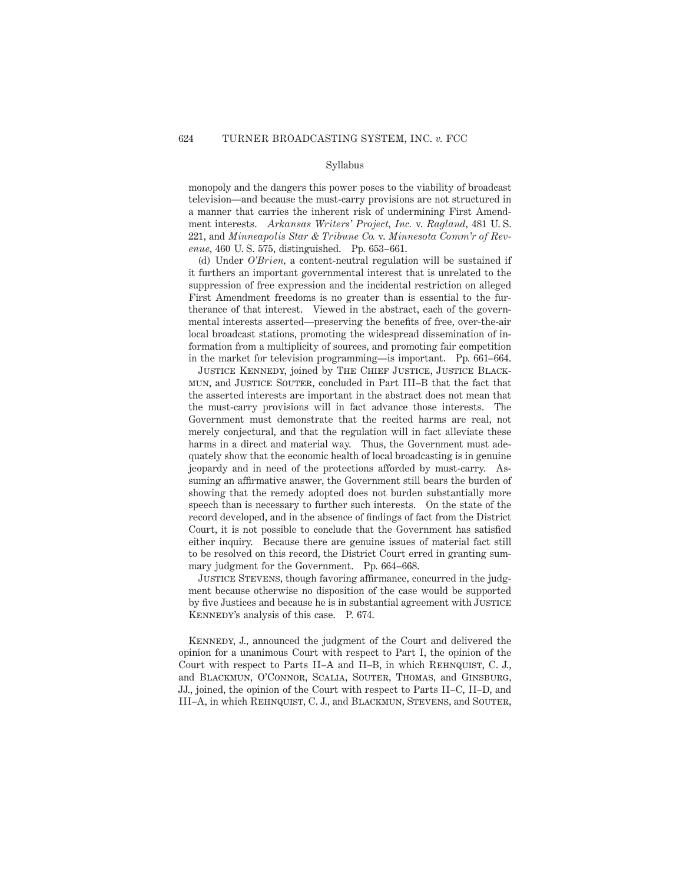monopoly and the dangers this power poses to the viability of broadcast television—and because the must-carry provisions are not structured in a manner that carries the inherent risk of undermining First Amendment interests. *Arkansas Writers' Project, Inc.* v. *Ragland,* 481 U. S. 221, and *Minneapolis Star & Tribune Co.* v. *Minnesota Comm'r of Revenue,* 460 U. S. 575, distinguished. Pp. 653–661.

(d) Under *O'Brien,* a content-neutral regulation will be sustained if it furthers an important governmental interest that is unrelated to the suppression of free expression and the incidental restriction on alleged First Amendment freedoms is no greater than is essential to the furtherance of that interest. Viewed in the abstract, each of the governmental interests asserted—preserving the benefits of free, over-the-air local broadcast stations, promoting the widespread dissemination of information from a multiplicity of sources, and promoting fair competition in the market for television programming—is important. Pp. 661–664.

Justice Kennedy, joined by The Chief Justice, Justice Blackmun, and Justice Souter, concluded in Part III–B that the fact that the asserted interests are important in the abstract does not mean that the must-carry provisions will in fact advance those interests. The Government must demonstrate that the recited harms are real, not merely conjectural, and that the regulation will in fact alleviate these harms in a direct and material way. Thus, the Government must adequately show that the economic health of local broadcasting is in genuine jeopardy and in need of the protections afforded by must-carry. Assuming an affirmative answer, the Government still bears the burden of showing that the remedy adopted does not burden substantially more speech than is necessary to further such interests. On the state of the record developed, and in the absence of findings of fact from the District Court, it is not possible to conclude that the Government has satisfied either inquiry. Because there are genuine issues of material fact still to be resolved on this record, the District Court erred in granting summary judgment for the Government. Pp. 664–668.

Justice Stevens, though favoring affirmance, concurred in the judgment because otherwise no disposition of the case would be supported by five Justices and because he is in substantial agreement with Justice Kennedy's analysis of this case. P. 674.

Kennedy, J., announced the judgment of the Court and delivered the opinion for a unanimous Court with respect to Part I, the opinion of the Court with respect to Parts II–A and II–B, in which Rehnquist, C. J., and Blackmun, O'Connor, Scalia, Souter, Thomas, and Ginsburg, JJ., joined, the opinion of the Court with respect to Parts II–C, II–D, and III–A, in which Rehnquist, C. J., and Blackmun, Stevens, and Souter,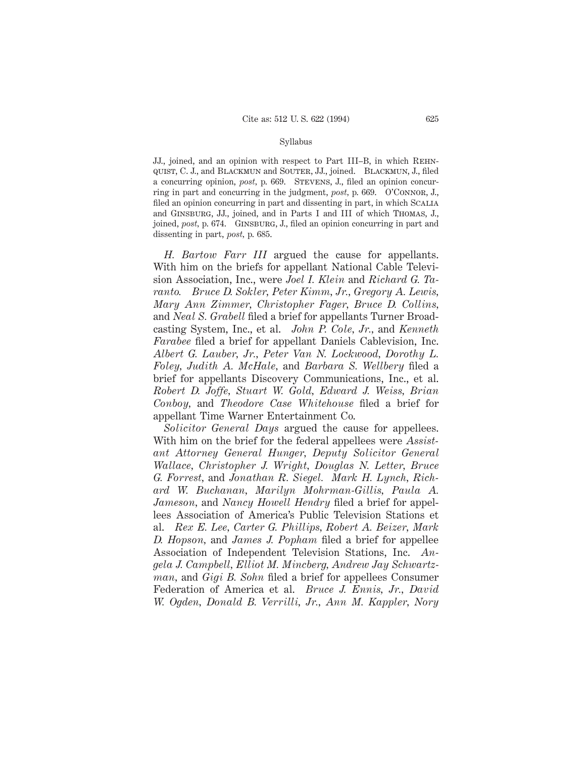JJ., joined, and an opinion with respect to Part III–B, in which REHNQUIST, C. J., and BLACKMUN and SOUTER, JJ., joined. BLACKMUN, J., filed a concurring opinion, *post*, p. 669. STEVENS, J., filed an opinion concurring in part and concurring in the judgment, *post*, p. 669. O'CONNOR, J., filed an opinion concurring in part and dissenting in part, in which SCALIA and GINSBURG, JJ., joined, and in Parts I and III of which THOMAS, J., joined, *post*, p. 674. GINSBURG, J., filed an opinion concurring in part and dissenting in part, *post*, p. 685.

*H. Bartow Farr III* argued the cause for appellants. With him on the briefs for appellant National Cable Television Association, Inc., were *Joel I. Klein* and *Richard G. Taranto*. *Bruce D. Sokler, Peter Kimm, Jr., Gregory A. Lewis, Mary Ann Zimmer, Christopher Fager, Bruce D. Collins*, and *Neal S. Grabell* filed a brief for appellants Turner Broadcasting System, Inc., et al. *John P. Cole, Jr.*, and *Kenneth Farabee* filed a brief for appellant Daniels Cablevision, Inc. *Albert G. Lauber, Jr., Peter Van N. Lockwood, Dorothy L. Foley, Judith A. McHale*, and *Barbara S. Wellbery* filed a brief for appellants Discovery Communications, Inc., et al. *Robert D. Joffe, Stuart W. Gold, Edward J. Weiss, Brian Conboy*, and *Theodore Case Whitehouse* filed a brief for appellant Time Warner Entertainment Co.

*Solicitor General Days* argued the cause for appellees. With him on the brief for the federal appellees were *Assistant Attorney General Hunger, Deputy Solicitor General Wallace, Christopher J. Wright, Douglas N. Letter, Bruce G. Forrest*, and *Jonathan R. Siegel*. *Mark H. Lynch, Richard W. Buchanan, Marilyn Mohrman-Gillis, Paula A. Jameson*, and *Nancy Howell Hendry* filed a brief for appellees Association of America's Public Television Stations et al. *Rex E. Lee, Carter G. Phillips, Robert A. Beizer, Mark D. Hopson*, and *James J. Popham* filed a brief for appellee Association of Independent Television Stations, Inc. *Angela J. Campbell, Elliot M. Mincberg, Andrew Jay Schwartzman*, and *Gigi B. Sohn* filed a brief for appellees Consumer Federation of America et al. *Bruce J. Ennis, Jr., David W. Ogden, Donald B. Verrilli, Jr., Ann M. Kappler, Nory*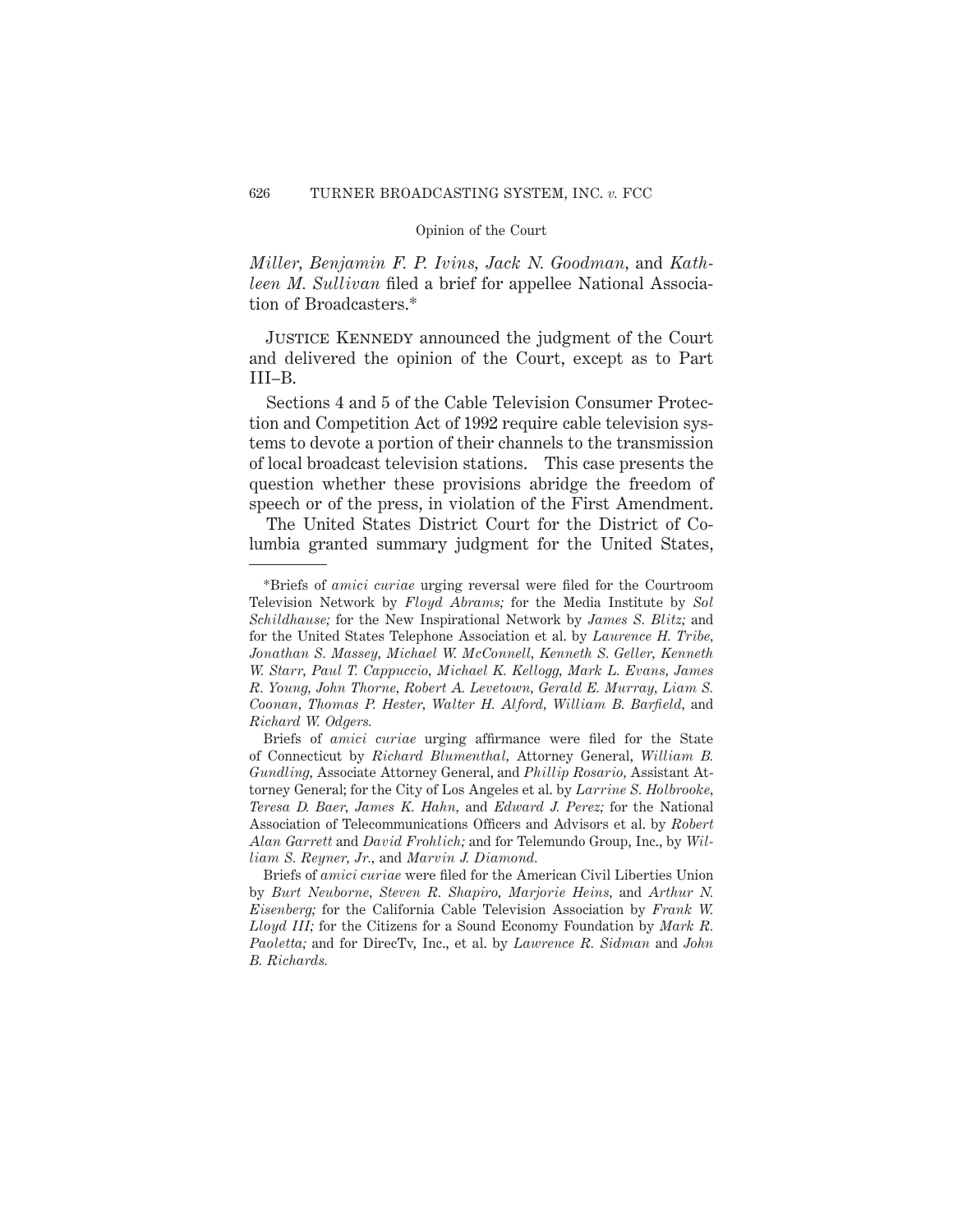*Miller*, *Benjamin F. P. Ivins*, *Jack N. Goodman*, and *Kathleen M. Sullivan* filed a brief for appellee National Association of Broadcasters.*

Justice Kennedy announced the judgment of the Court and delivered the opinion of the Court, except as to Part III–B.

Sections 4 and 5 of the Cable Television Consumer Protection and Competition Act of 1992 require cable television systems to devote a portion of their channels to the transmission of local broadcast television stations. This case presents the question whether these provisions abridge the freedom of speech or of the press, in violation of the First Amendment.

The United States District Court for the District of Columbia granted summary judgment for the United States,

---

*Briefs of *amici curiae* urging reversal were filed for the Courtroom Television Network by *Floyd Abrams;* for the Media Institute by *Sol Schildhause;* for the New Inspirational Network by *James S. Blitz;* and for the United States Telephone Association et al. by *Laurence H. Tribe, Jonathan S. Massey, Michael W. McConnell, Kenneth S. Geller, Kenneth W. Starr, Paul T. Cappuccio, Michael K. Kellogg, Mark L. Evans, James R. Young, John Thorne, Robert A. Levetown, Gerald E. Murray, Liam S. Coonan, Thomas P. Hester, Walter H. Alford, William B. Barfield,* and *Richard W. Odgers.*

Briefs of *amici curiae* urging affirmance were filed for the State of Connecticut by *Richard Blumenthal,* Attorney General, *William B. Gundling,* Associate Attorney General, and *Phillip Rosario,* Assistant Attorney General; for the City of Los Angeles et al. by *Larrine S. Holbrooke, Teresa D. Baer, James K. Hahn,* and *Edward J. Perez;* for the National Association of Telecommunications Officers and Advisors et al. by *Robert Alan Garrett* and *David Frohlich;* and for Telemundo Group, Inc., by *William S. Reyner, Jr.,* and *Marvin J. Diamond.*

Briefs of *amici curiae* were filed for the American Civil Liberties Union by *Burt Neuborne, Steven R. Shapiro, Marjorie Heins,* and *Arthur N. Eisenberg;* for the California Cable Television Association by *Frank W. Lloyd III;* for the Citizens for a Sound Economy Foundation by *Mark R. Paoletta;* and for DirecTv, Inc., et al. by *Lawrence R. Sidman* and *John B. Richards.*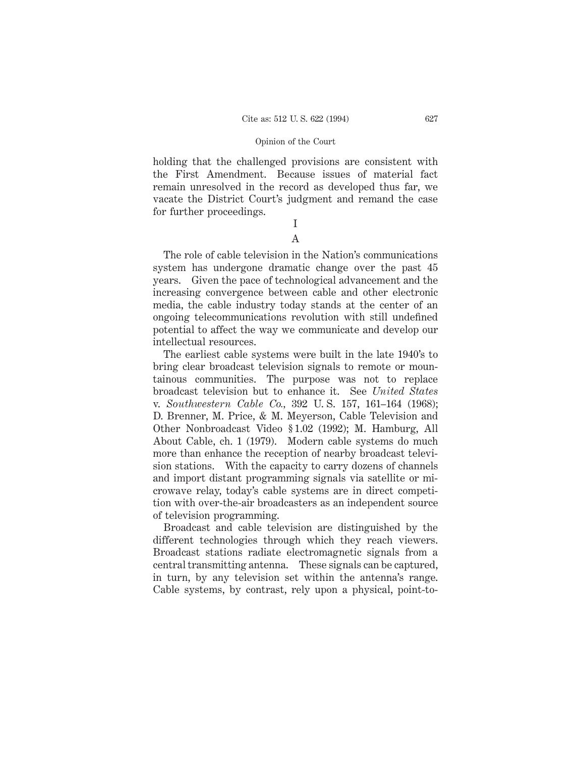holding that the challenged provisions are consistent with the First Amendment. Because issues of material fact remain unresolved in the record as developed thus far, we vacate the District Court's judgment and remand the case for further proceedings.

# I

## A

The role of cable television in the Nation's communications system has undergone dramatic change over the past 45 years. Given the pace of technological advancement and the increasing convergence between cable and other electronic media, the cable industry today stands at the center of an ongoing telecommunications revolution with still undefined potential to affect the way we communicate and develop our intellectual resources.

The earliest cable systems were built in the late 1940's to bring clear broadcast television signals to remote or mountainous communities. The purpose was not to replace broadcast television but to enhance it. See *United States* v. *Southwestern Cable Co.*, 392 U. S. 157, 161–164 (1968); D. Brenner, M. Price, & M. Meyerson, Cable Television and Other Nonbroadcast Video § 1.02 (1992); M. Hamburg, All About Cable, ch. 1 (1979). Modern cable systems do much more than enhance the reception of nearby broadcast television stations. With the capacity to carry dozens of channels and import distant programming signals via satellite or microwave relay, today's cable systems are in direct competition with over-the-air broadcasters as an independent source of television programming.

Broadcast and cable television are distinguished by the different technologies through which they reach viewers. Broadcast stations radiate electromagnetic signals from a central transmitting antenna. These signals can be captured, in turn, by any television set within the antenna's range. Cable systems, by contrast, rely upon a physical, point-to-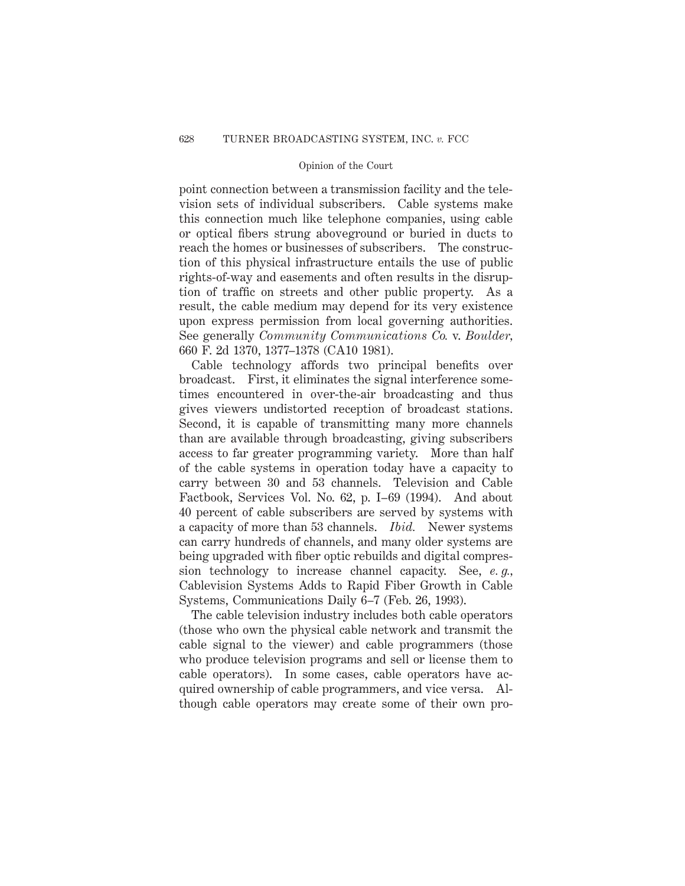point connection between a transmission facility and the television sets of individual subscribers. Cable systems make this connection much like telephone companies, using cable or optical fibers strung aboveground or buried in ducts to reach the homes or businesses of subscribers. The construction of this physical infrastructure entails the use of public rights-of-way and easements and often results in the disruption of traffic on streets and other public property. As a result, the cable medium may depend for its very existence upon express permission from local governing authorities. See generally *Community Communications Co.* v. *Boulder*, 660 F. 2d 1370, 1377–1378 (CA10 1981).

Cable technology affords two principal benefits over broadcast. First, it eliminates the signal interference sometimes encountered in over-the-air broadcasting and thus gives viewers undistorted reception of broadcast stations. Second, it is capable of transmitting many more channels than are available through broadcasting, giving subscribers access to far greater programming variety. More than half of the cable systems in operation today have a capacity to carry between 30 and 53 channels. Television and Cable Factbook, Services Vol. No. 62, p. I–69 (1994). And about 40 percent of cable subscribers are served by systems with a capacity of more than 53 channels. *Ibid.* Newer systems can carry hundreds of channels, and many older systems are being upgraded with fiber optic rebuilds and digital compression technology to increase channel capacity. See, *e. g.*, Cablevision Systems Adds to Rapid Fiber Growth in Cable Systems, Communications Daily 6–7 (Feb. 26, 1993).

The cable television industry includes both cable operators (those who own the physical cable network and transmit the cable signal to the viewer) and cable programmers (those who produce television programs and sell or license them to cable operators). In some cases, cable operators have acquired ownership of cable programmers, and vice versa. Although cable operators may create some of their own pro-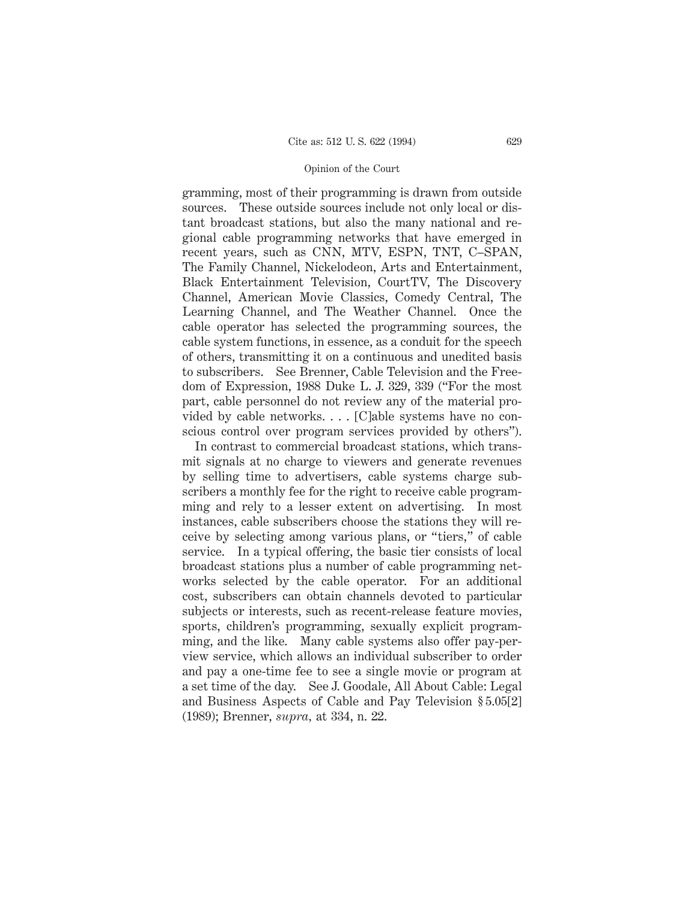gramming, most of their programming is drawn from outside sources. These outside sources include not only local or distant broadcast stations, but also the many national and regional cable programming networks that have emerged in recent years, such as CNN, MTV, ESPN, TNT, C–SPAN, The Family Channel, Nickelodeon, Arts and Entertainment, Black Entertainment Television, CourtTV, The Discovery Channel, American Movie Classics, Comedy Central, The Learning Channel, and The Weather Channel. Once the cable operator has selected the programming sources, the cable system functions, in essence, as a conduit for the speech of others, transmitting it on a continuous and unedited basis to subscribers. See Brenner, Cable Television and the Freedom of Expression, 1988 Duke L. J. 329, 339 ("For the most part, cable personnel do not review any of the material provided by cable networks. . . . [C]able systems have no conscious control over program services provided by others").

In contrast to commercial broadcast stations, which transmit signals at no charge to viewers and generate revenues by selling time to advertisers, cable systems charge subscribers a monthly fee for the right to receive cable programming and rely to a lesser extent on advertising. In most instances, cable subscribers choose the stations they will receive by selecting among various plans, or "tiers," of cable service. In a typical offering, the basic tier consists of local broadcast stations plus a number of cable programming networks selected by the cable operator. For an additional cost, subscribers can obtain channels devoted to particular subjects or interests, such as recent-release feature movies, sports, children's programming, sexually explicit programming, and the like. Many cable systems also offer pay-per-view service, which allows an individual subscriber to order and pay a one-time fee to see a single movie or program at a set time of the day. See J. Goodale, All About Cable: Legal and Business Aspects of Cable and Pay Television § 5.05[2] (1989); Brenner, *supra*, at 334, n. 22.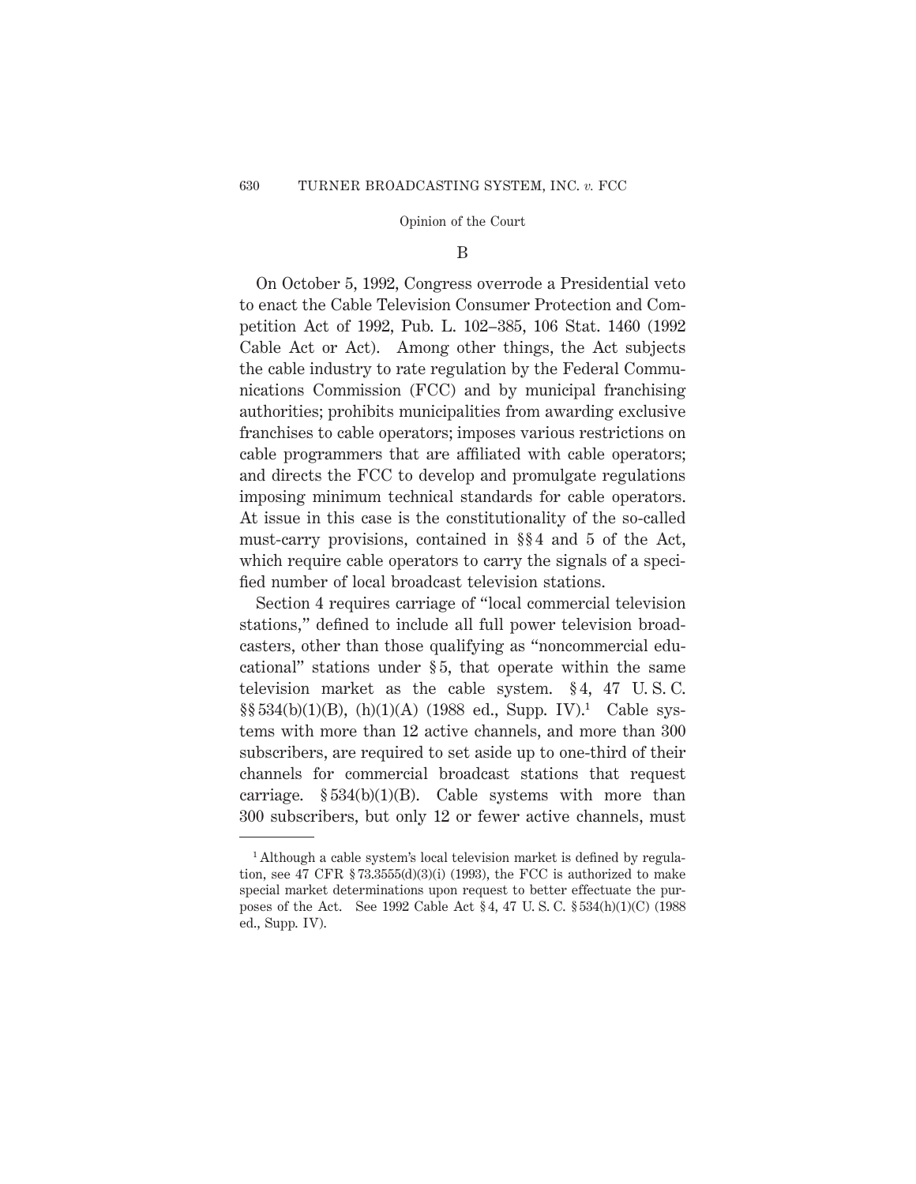## B

On October 5, 1992, Congress overrode a Presidential veto to enact the Cable Television Consumer Protection and Competition Act of 1992, Pub. L. 102–385, 106 Stat. 1460 (1992 Cable Act or Act). Among other things, the Act subjects the cable industry to rate regulation by the Federal Communications Commission (FCC) and by municipal franchising authorities; prohibits municipalities from awarding exclusive franchises to cable operators; imposes various restrictions on cable programmers that are affiliated with cable operators; and directs the FCC to develop and promulgate regulations imposing minimum technical standards for cable operators. At issue in this case is the constitutionality of the so-called must-carry provisions, contained in §§ 4 and 5 of the Act, which require cable operators to carry the signals of a specified number of local broadcast television stations.

Section 4 requires carriage of "local commercial television stations," defined to include all full power television broadcasters, other than those qualifying as "noncommercial educational" stations under § 5, that operate within the same television market as the cable system. § 4, 47 U. S. C. §§ 534(b)(1)(B), (h)(1)(A) (1988 ed., Supp. IV).[1] Cable systems with more than 12 active channels, and more than 300 subscribers, are required to set aside up to one-third of their channels for commercial broadcast stations that request carriage. § 534(b)(1)(B). Cable systems with more than 300 subscribers, but only 12 or fewer active channels, must

[1] Although a cable system's local television market is defined by regulation, see 47 CFR § 73.3555(d)(3)(i) (1993), the FCC is authorized to make special market determinations upon request to better effectuate the purposes of the Act. See 1992 Cable Act § 4, 47 U. S. C. § 534(h)(1)(C) (1988 ed., Supp. IV).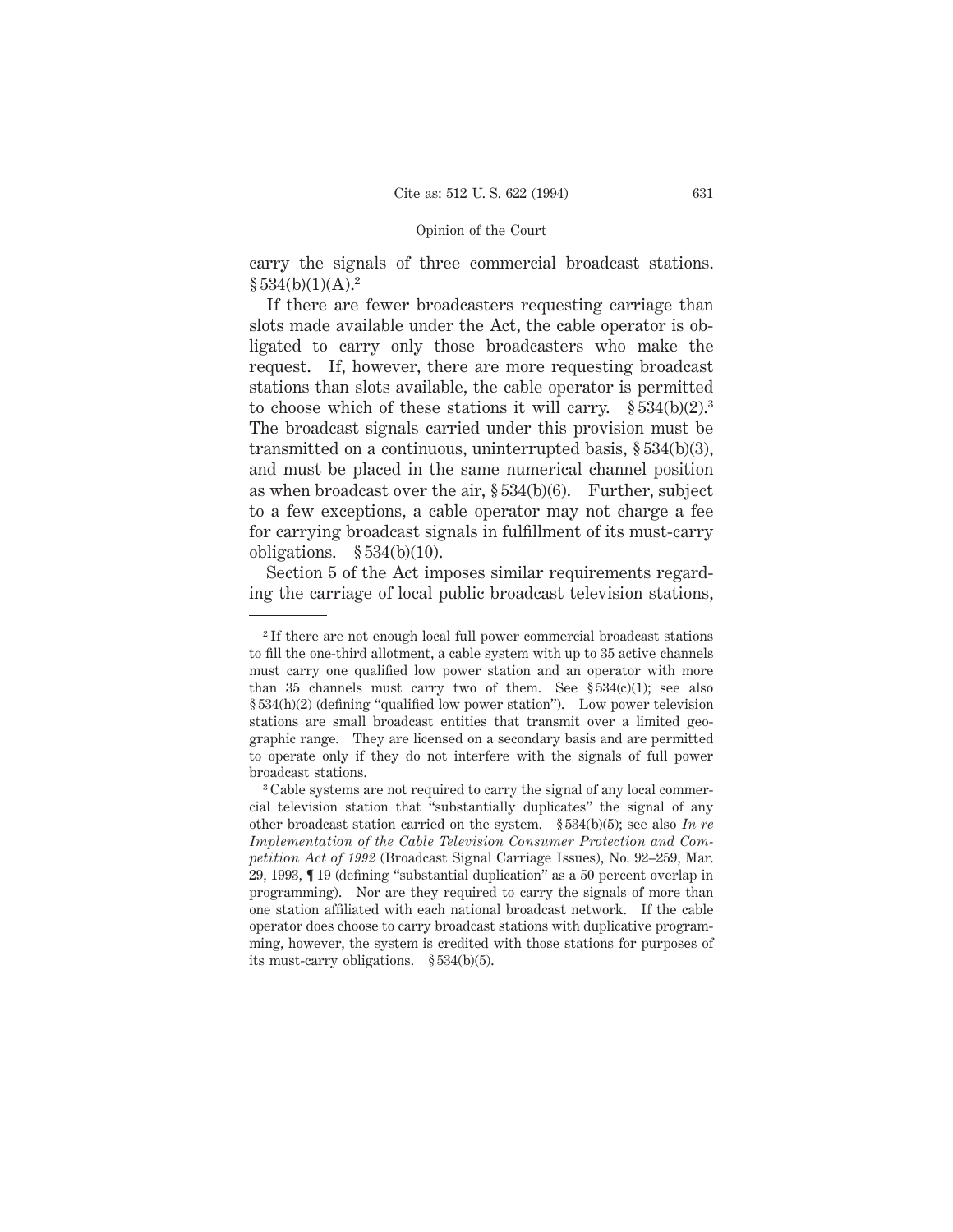carry the signals of three commercial broadcast stations. § 534(b)(1)(A).[2]

If there are fewer broadcasters requesting carriage than slots made available under the Act, the cable operator is obligated to carry only those broadcasters who make the request. If, however, there are more requesting broadcast stations than slots available, the cable operator is permitted to choose which of these stations it will carry. § 534(b)(2).[3] The broadcast signals carried under this provision must be transmitted on a continuous, uninterrupted basis, § 534(b)(3), and must be placed in the same numerical channel position as when broadcast over the air, § 534(b)(6). Further, subject to a few exceptions, a cable operator may not charge a fee for carrying broadcast signals in fulfillment of its must-carry obligations. § 534(b)(10).

Section 5 of the Act imposes similar requirements regarding the carriage of local public broadcast television stations,

---

[2] If there are not enough local full power commercial broadcast stations to fill the one-third allotment, a cable system with up to 35 active channels must carry one qualified low power station and an operator with more than 35 channels must carry two of them. See § 534(c)(1); see also § 534(h)(2) (defining "qualified low power station"). Low power television stations are small broadcast entities that transmit over a limited geographic range. They are licensed on a secondary basis and are permitted to operate only if they do not interfere with the signals of full power broadcast stations.

[3] Cable systems are not required to carry the signal of any local commercial television station that "substantially duplicates" the signal of any other broadcast station carried on the system. § 534(b)(5); see also *In re Implementation of the Cable Television Consumer Protection and Competition Act of 1992* (Broadcast Signal Carriage Issues), No. 92–259, Mar. 29, 1993, ¶ 19 (defining "substantial duplication" as a 50 percent overlap in programming). Nor are they required to carry the signals of more than one station affiliated with each national broadcast network. If the cable operator does choose to carry broadcast stations with duplicative programming, however, the system is credited with those stations for purposes of its must-carry obligations. § 534(b)(5).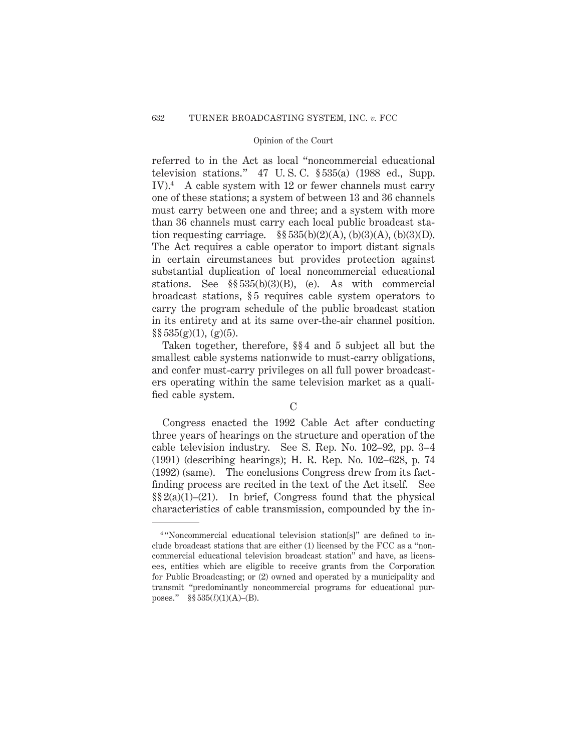referred to in the Act as local "noncommercial educational television stations." 47 U. S. C. § 535(a) (1988 ed., Supp. IV).[4] A cable system with 12 or fewer channels must carry one of these stations; a system of between 13 and 36 channels must carry between one and three; and a system with more than 36 channels must carry each local public broadcast station requesting carriage. §§ 535(b)(2)(A), (b)(3)(A), (b)(3)(D). The Act requires a cable operator to import distant signals in certain circumstances but provides protection against substantial duplication of local noncommercial educational stations. See §§ 535(b)(3)(B), (e). As with commercial broadcast stations, § 5 requires cable system operators to carry the program schedule of the public broadcast station in its entirety and at its same over-the-air channel position. §§ 535(g)(1), (g)(5).

Taken together, therefore, §§ 4 and 5 subject all but the smallest cable systems nationwide to must-carry obligations, and confer must-carry privileges on all full power broadcasters operating within the same television market as a qualified cable system.

C

Congress enacted the 1992 Cable Act after conducting three years of hearings on the structure and operation of the cable television industry. See S. Rep. No. 102–92, pp. 3–4 (1991) (describing hearings); H. R. Rep. No. 102–628, p. 74 (1992) (same). The conclusions Congress drew from its fact-finding process are recited in the text of the Act itself. See §§ 2(a)(1)–(21). In brief, Congress found that the physical characteristics of cable transmission, compounded by the in-

---

[4] "Noncommercial educational television station[s]" are defined to include broadcast stations that are either (1) licensed by the FCC as a "noncommercial educational television broadcast station" and have, as licensees, entities which are eligible to receive grants from the Corporation for Public Broadcasting; or (2) owned and operated by a municipality and transmit "predominantly noncommercial programs for educational purposes." §§ 535(*l*)(1)(A)–(B).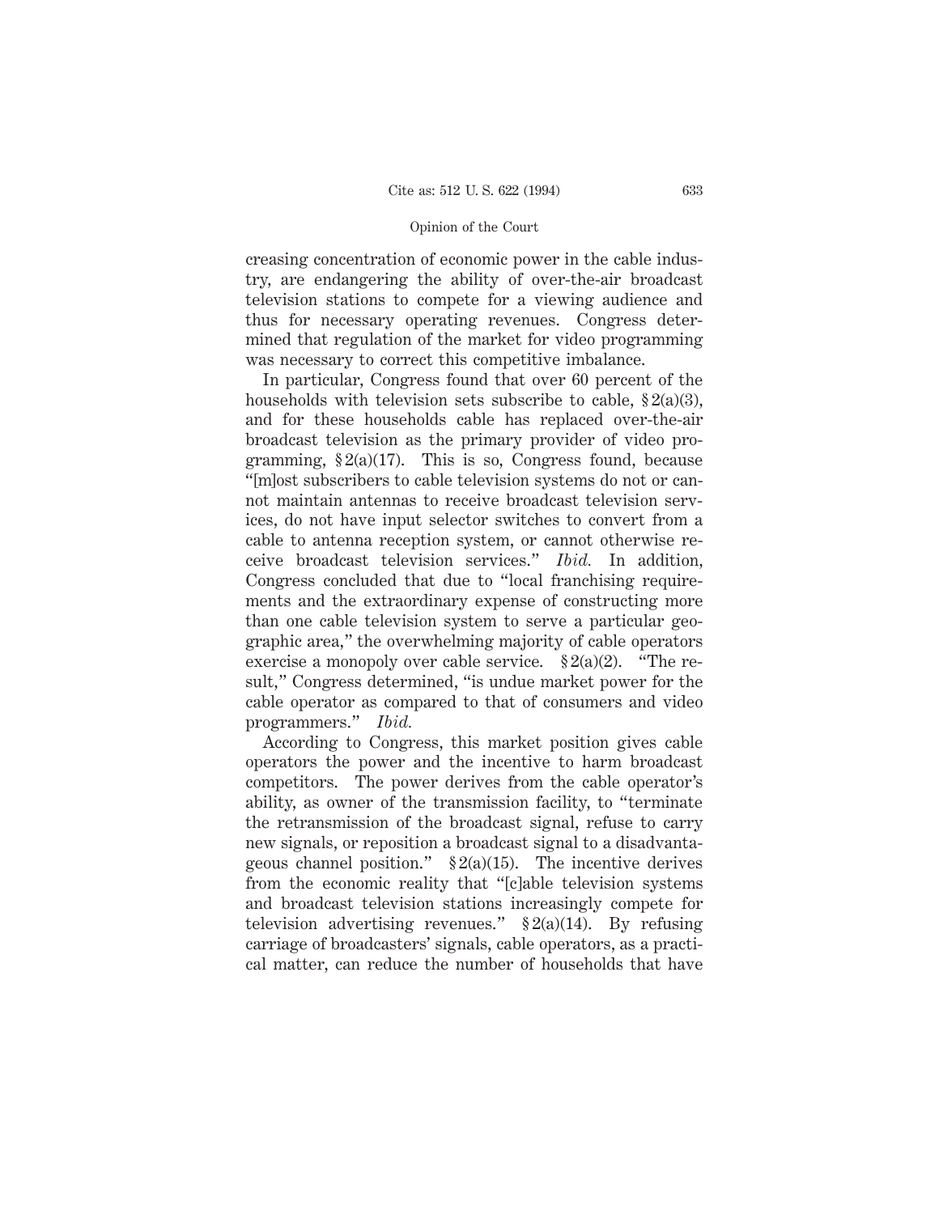creasing concentration of economic power in the cable industry, are endangering the ability of over-the-air broadcast television stations to compete for a viewing audience and thus for necessary operating revenues. Congress determined that regulation of the market for video programming was necessary to correct this competitive imbalance.

In particular, Congress found that over 60 percent of the households with television sets subscribe to cable, § 2(a)(3), and for these households cable has replaced over-the-air broadcast television as the primary provider of video programming, § 2(a)(17). This is so, Congress found, because "[m]ost subscribers to cable television systems do not or cannot maintain antennas to receive broadcast television services, do not have input selector switches to convert from a cable to antenna reception system, or cannot otherwise receive broadcast television services." *Ibid.* In addition, Congress concluded that due to "local franchising requirements and the extraordinary expense of constructing more than one cable television system to serve a particular geographic area," the overwhelming majority of cable operators exercise a monopoly over cable service. § 2(a)(2). "The result," Congress determined, "is undue market power for the cable operator as compared to that of consumers and video programmers." *Ibid.*

According to Congress, this market position gives cable operators the power and the incentive to harm broadcast competitors. The power derives from the cable operator's ability, as owner of the transmission facility, to "terminate the retransmission of the broadcast signal, refuse to carry new signals, or reposition a broadcast signal to a disadvantageous channel position." § 2(a)(15). The incentive derives from the economic reality that "[c]able television systems and broadcast television stations increasingly compete for television advertising revenues." § 2(a)(14). By refusing carriage of broadcasters' signals, cable operators, as a practical matter, can reduce the number of households that have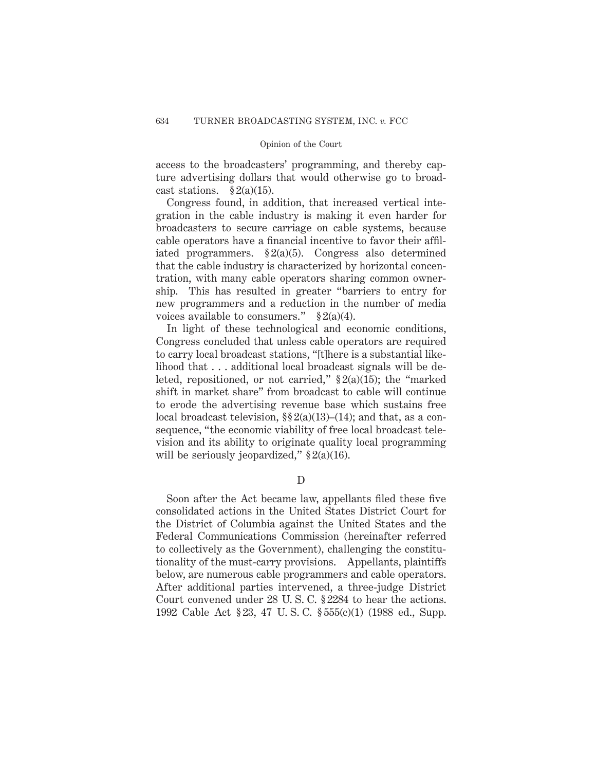access to the broadcasters' programming, and thereby capture advertising dollars that would otherwise go to broadcast stations. § 2(a)(15).

Congress found, in addition, that increased vertical integration in the cable industry is making it even harder for broadcasters to secure carriage on cable systems, because cable operators have a financial incentive to favor their affiliated programmers. § 2(a)(5). Congress also determined that the cable industry is characterized by horizontal concentration, with many cable operators sharing common ownership. This has resulted in greater "barriers to entry for new programmers and a reduction in the number of media voices available to consumers." § 2(a)(4).

In light of these technological and economic conditions, Congress concluded that unless cable operators are required to carry local broadcast stations, "[t]here is a substantial likelihood that . . . additional local broadcast signals will be deleted, repositioned, or not carried," § 2(a)(15); the "marked shift in market share" from broadcast to cable will continue to erode the advertising revenue base which sustains free local broadcast television, §§ 2(a)(13)–(14); and that, as a consequence, "the economic viability of free local broadcast television and its ability to originate quality local programming will be seriously jeopardized," § 2(a)(16).

D

Soon after the Act became law, appellants filed these five consolidated actions in the United States District Court for the District of Columbia against the United States and the Federal Communications Commission (hereinafter referred to collectively as the Government), challenging the constitutionality of the must-carry provisions. Appellants, plaintiffs below, are numerous cable programmers and cable operators. After additional parties intervened, a three-judge District Court convened under 28 U. S. C. § 2284 to hear the actions. 1992 Cable Act § 23, 47 U. S. C. § 555(c)(1) (1988 ed., Supp.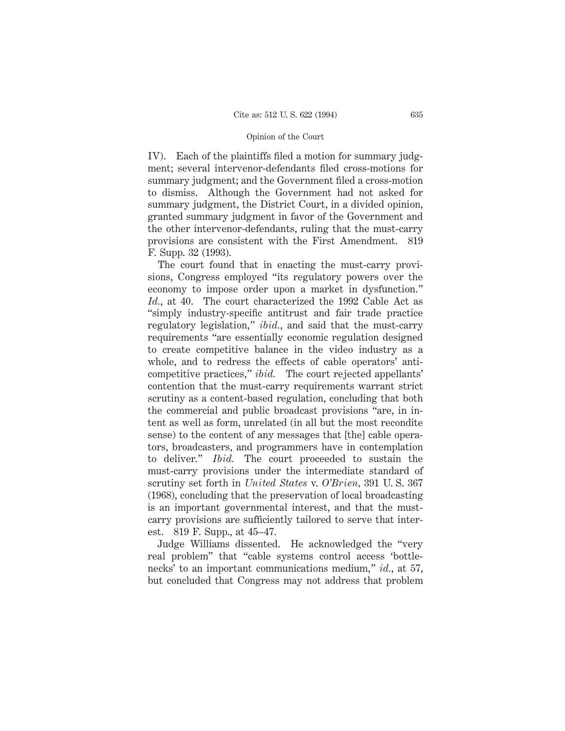IV). Each of the plaintiffs filed a motion for summary judgment; several intervenor-defendants filed cross-motions for summary judgment; and the Government filed a cross-motion to dismiss. Although the Government had not asked for summary judgment, the District Court, in a divided opinion, granted summary judgment in favor of the Government and the other intervenor-defendants, ruling that the must-carry provisions are consistent with the First Amendment. 819 F. Supp. 32 (1993).

The court found that in enacting the must-carry provisions, Congress employed "its regulatory powers over the economy to impose order upon a market in dysfunction." *Id.*, at 40. The court characterized the 1992 Cable Act as "simply industry-specific antitrust and fair trade practice regulatory legislation," *ibid.*, and said that the must-carry requirements "are essentially economic regulation designed to create competitive balance in the video industry as a whole, and to redress the effects of cable operators' anticompetitive practices," *ibid.* The court rejected appellants' contention that the must-carry requirements warrant strict scrutiny as a content-based regulation, concluding that both the commercial and public broadcast provisions "are, in intent as well as form, unrelated (in all but the most recondite sense) to the content of any messages that [the] cable operators, broadcasters, and programmers have in contemplation to deliver." *Ibid.* The court proceeded to sustain the must-carry provisions under the intermediate standard of scrutiny set forth in *United States* v. *O'Brien*, 391 U. S. 367 (1968), concluding that the preservation of local broadcasting is an important governmental interest, and that the must-carry provisions are sufficiently tailored to serve that interest. 819 F. Supp., at 45–47.

Judge Williams dissented. He acknowledged the "very real problem" that "cable systems control access 'bottlenecks' to an important communications medium," *id.*, at 57, but concluded that Congress may not address that problem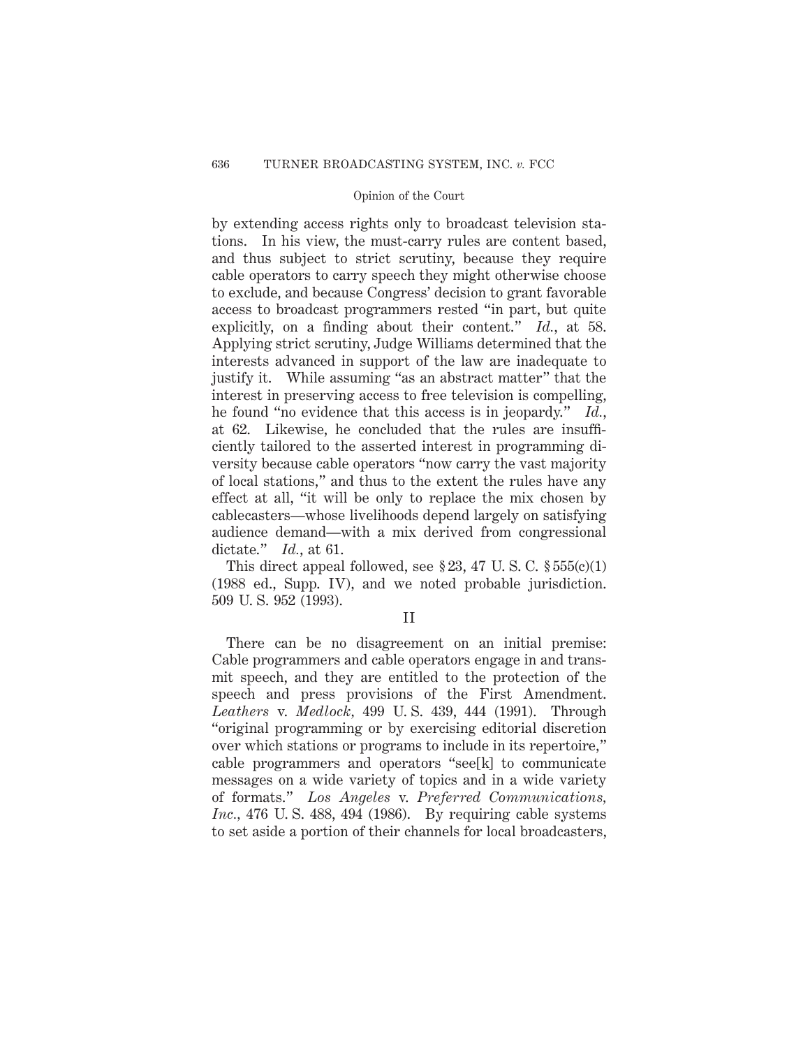by extending access rights only to broadcast television stations. In his view, the must-carry rules are content based, and thus subject to strict scrutiny, because they require cable operators to carry speech they might otherwise choose to exclude, and because Congress' decision to grant favorable access to broadcast programmers rested "in part, but quite explicitly, on a finding about their content." *Id.*, at 58. Applying strict scrutiny, Judge Williams determined that the interests advanced in support of the law are inadequate to justify it. While assuming "as an abstract matter" that the interest in preserving access to free television is compelling, he found "no evidence that this access is in jeopardy." *Id.*, at 62. Likewise, he concluded that the rules are insufficiently tailored to the asserted interest in programming diversity because cable operators "now carry the vast majority of local stations," and thus to the extent the rules have any effect at all, "it will be only to replace the mix chosen by cablecasters—whose livelihoods depend largely on satisfying audience demand—with a mix derived from congressional dictate." *Id.*, at 61.

This direct appeal followed, see § 23, 47 U. S. C. § 555(c)(1) (1988 ed., Supp. IV), and we noted probable jurisdiction. 509 U. S. 952 (1993).

## II

There can be no disagreement on an initial premise: Cable programmers and cable operators engage in and transmit speech, and they are entitled to the protection of the speech and press provisions of the First Amendment. *Leathers* v. *Medlock*, 499 U. S. 439, 444 (1991). Through "original programming or by exercising editorial discretion over which stations or programs to include in its repertoire," cable programmers and operators "see[k] to communicate messages on a wide variety of topics and in a wide variety of formats." *Los Angeles* v. *Preferred Communications, Inc.*, 476 U. S. 488, 494 (1986). By requiring cable systems to set aside a portion of their channels for local broadcasters,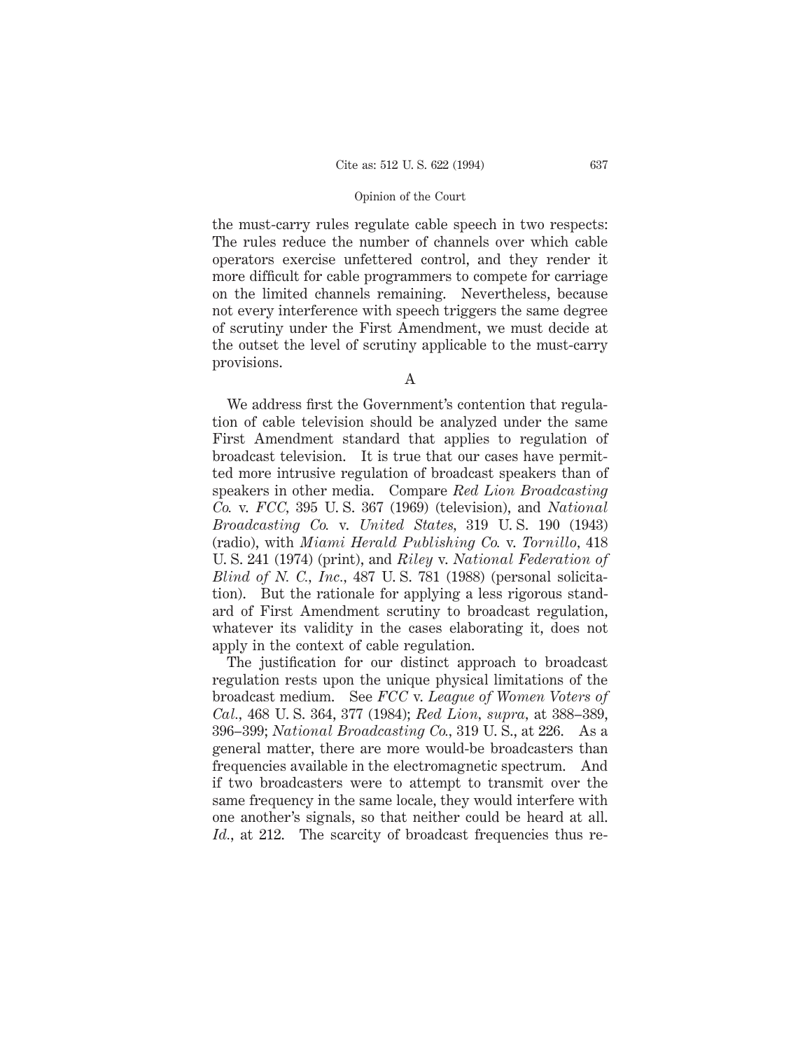the must-carry rules regulate cable speech in two respects: The rules reduce the number of channels over which cable operators exercise unfettered control, and they render it more difficult for cable programmers to compete for carriage on the limited channels remaining. Nevertheless, because not every interference with speech triggers the same degree of scrutiny under the First Amendment, we must decide at the outset the level of scrutiny applicable to the must-carry provisions.

A

We address first the Government's contention that regulation of cable television should be analyzed under the same First Amendment standard that applies to regulation of broadcast television. It is true that our cases have permitted more intrusive regulation of broadcast speakers than of speakers in other media. Compare *Red Lion Broadcasting Co.* v. *FCC*, 395 U. S. 367 (1969) (television), and *National Broadcasting Co.* v. *United States*, 319 U. S. 190 (1943) (radio), with *Miami Herald Publishing Co.* v. *Tornillo*, 418 U. S. 241 (1974) (print), and *Riley* v. *National Federation of Blind of N. C., Inc.*, 487 U. S. 781 (1988) (personal solicitation). But the rationale for applying a less rigorous standard of First Amendment scrutiny to broadcast regulation, whatever its validity in the cases elaborating it, does not apply in the context of cable regulation.

The justification for our distinct approach to broadcast regulation rests upon the unique physical limitations of the broadcast medium. See *FCC* v. *League of Women Voters of Cal.*, 468 U. S. 364, 377 (1984); *Red Lion*, *supra*, at 388–389, 396–399; *National Broadcasting Co.*, 319 U. S., at 226. As a general matter, there are more would-be broadcasters than frequencies available in the electromagnetic spectrum. And if two broadcasters were to attempt to transmit over the same frequency in the same locale, they would interfere with one another's signals, so that neither could be heard at all. *Id.*, at 212. The scarcity of broadcast frequencies thus re-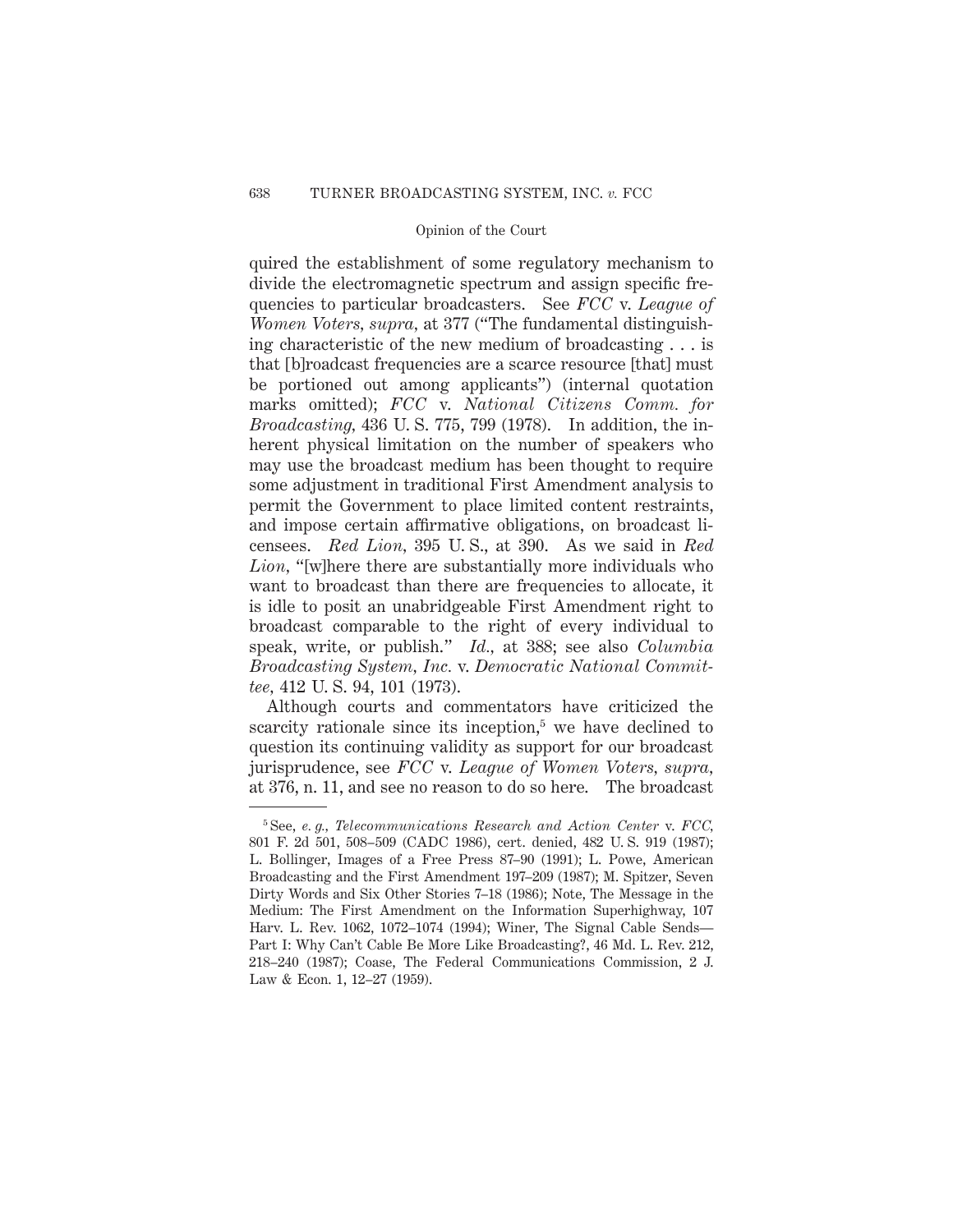quired the establishment of some regulatory mechanism to divide the electromagnetic spectrum and assign specific frequencies to particular broadcasters. See *FCC* v. *League of Women Voters*, *supra*, at 377 ("The fundamental distinguishing characteristic of the new medium of broadcasting . . . is that [b]roadcast frequencies are a scarce resource [that] must be portioned out among applicants") (internal quotation marks omitted); *FCC* v. *National Citizens Comm. for Broadcasting*, 436 U. S. 775, 799 (1978). In addition, the inherent physical limitation on the number of speakers who may use the broadcast medium has been thought to require some adjustment in traditional First Amendment analysis to permit the Government to place limited content restraints, and impose certain affirmative obligations, on broadcast licensees. *Red Lion*, 395 U. S., at 390. As we said in *Red Lion*, "[w]here there are substantially more individuals who want to broadcast than there are frequencies to allocate, it is idle to posit an unabridgeable First Amendment right to broadcast comparable to the right of every individual to speak, write, or publish." *Id.*, at 388; see also *Columbia Broadcasting System, Inc.* v. *Democratic National Committee*, 412 U. S. 94, 101 (1973).

Although courts and commentators have criticized the scarcity rationale since its inception,[5] we have declined to question its continuing validity as support for our broadcast jurisprudence, see *FCC* v. *League of Women Voters*, *supra*, at 376, n. 11, and see no reason to do so here. The broadcast

[5] See, *e. g.*, *Telecommunications Research and Action Center* v. *FCC*, 801 F. 2d 501, 508–509 (CADC 1986), cert. denied, 482 U. S. 919 (1987); L. Bollinger, Images of a Free Press 87–90 (1991); L. Powe, American Broadcasting and the First Amendment 197–209 (1987); M. Spitzer, Seven Dirty Words and Six Other Stories 7–18 (1986); Note, The Message in the Medium: The First Amendment on the Information Superhighway, 107 Harv. L. Rev. 1062, 1072–1074 (1994); Winer, The Signal Cable Sends—Part I: Why Can't Cable Be More Like Broadcasting?, 46 Md. L. Rev. 212, 218–240 (1987); Coase, The Federal Communications Commission, 2 J. Law & Econ. 1, 12–27 (1959).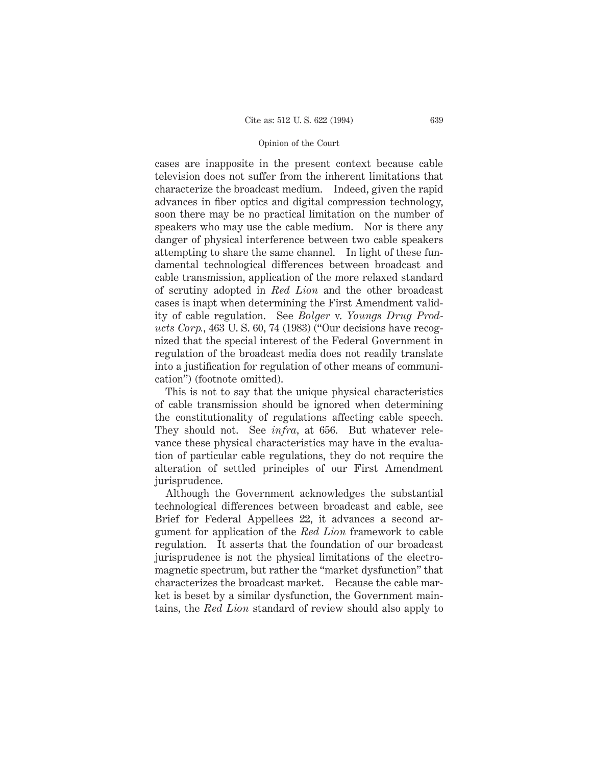cases are inapposite in the present context because cable television does not suffer from the inherent limitations that characterize the broadcast medium. Indeed, given the rapid advances in fiber optics and digital compression technology, soon there may be no practical limitation on the number of speakers who may use the cable medium. Nor is there any danger of physical interference between two cable speakers attempting to share the same channel. In light of these fundamental technological differences between broadcast and cable transmission, application of the more relaxed standard of scrutiny adopted in *Red Lion* and the other broadcast cases is inapt when determining the First Amendment validity of cable regulation. See *Bolger* v. *Youngs Drug Products Corp.*, 463 U. S. 60, 74 (1983) ("Our decisions have recognized that the special interest of the Federal Government in regulation of the broadcast media does not readily translate into a justification for regulation of other means of communication") (footnote omitted).

This is not to say that the unique physical characteristics of cable transmission should be ignored when determining the constitutionality of regulations affecting cable speech. They should not. See *infra*, at 656. But whatever relevance these physical characteristics may have in the evaluation of particular cable regulations, they do not require the alteration of settled principles of our First Amendment jurisprudence.

Although the Government acknowledges the substantial technological differences between broadcast and cable, see Brief for Federal Appellees 22, it advances a second argument for application of the *Red Lion* framework to cable regulation. It asserts that the foundation of our broadcast jurisprudence is not the physical limitations of the electromagnetic spectrum, but rather the "market dysfunction" that characterizes the broadcast market. Because the cable market is beset by a similar dysfunction, the Government maintains, the *Red Lion* standard of review should also apply to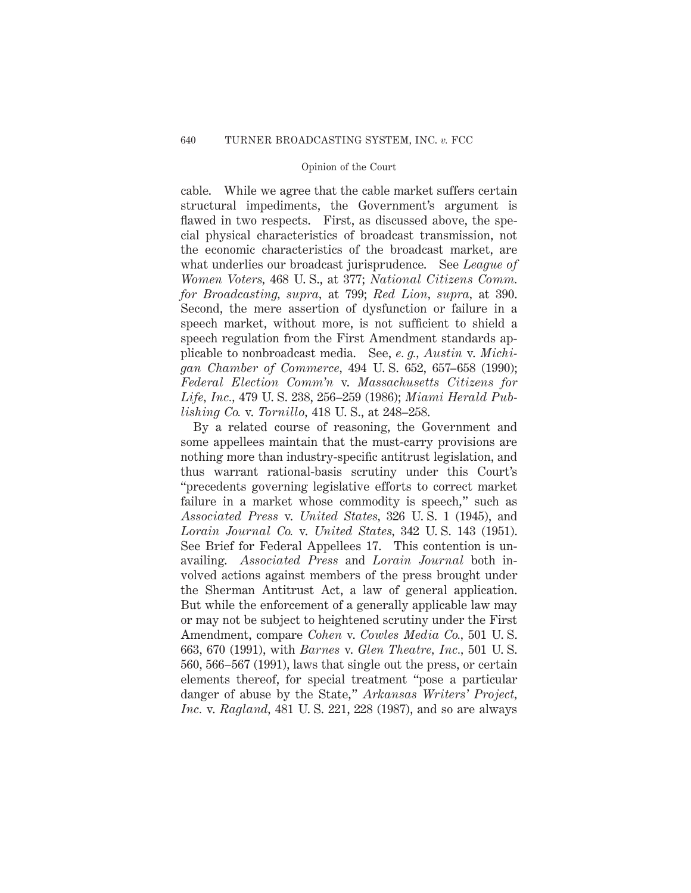cable. While we agree that the cable market suffers certain structural impediments, the Government's argument is flawed in two respects. First, as discussed above, the special physical characteristics of broadcast transmission, not the economic characteristics of the broadcast market, are what underlies our broadcast jurisprudence. See *League of Women Voters*, 468 U. S., at 377; *National Citizens Comm. for Broadcasting*, *supra*, at 799; *Red Lion*, *supra*, at 390. Second, the mere assertion of dysfunction or failure in a speech market, without more, is not sufficient to shield a speech regulation from the First Amendment standards applicable to nonbroadcast media. See, *e. g.*, *Austin* v. *Michigan Chamber of Commerce*, 494 U. S. 652, 657–658 (1990); *Federal Election Comm'n* v. *Massachusetts Citizens for Life, Inc.*, 479 U. S. 238, 256–259 (1986); *Miami Herald Publishing Co.* v. *Tornillo*, 418 U. S., at 248–258.

By a related course of reasoning, the Government and some appellees maintain that the must-carry provisions are nothing more than industry-specific antitrust legislation, and thus warrant rational-basis scrutiny under this Court's "precedents governing legislative efforts to correct market failure in a market whose commodity is speech," such as *Associated Press* v. *United States*, 326 U. S. 1 (1945), and *Lorain Journal Co.* v. *United States*, 342 U. S. 143 (1951). See Brief for Federal Appellees 17. This contention is unavailing. *Associated Press* and *Lorain Journal* both involved actions against members of the press brought under the Sherman Antitrust Act, a law of general application. But while the enforcement of a generally applicable law may or may not be subject to heightened scrutiny under the First Amendment, compare *Cohen* v. *Cowles Media Co.*, 501 U. S. 663, 670 (1991), with *Barnes* v. *Glen Theatre, Inc.*, 501 U. S. 560, 566–567 (1991), laws that single out the press, or certain elements thereof, for special treatment "pose a particular danger of abuse by the State," *Arkansas Writers' Project, Inc.* v. *Ragland*, 481 U. S. 221, 228 (1987), and so are always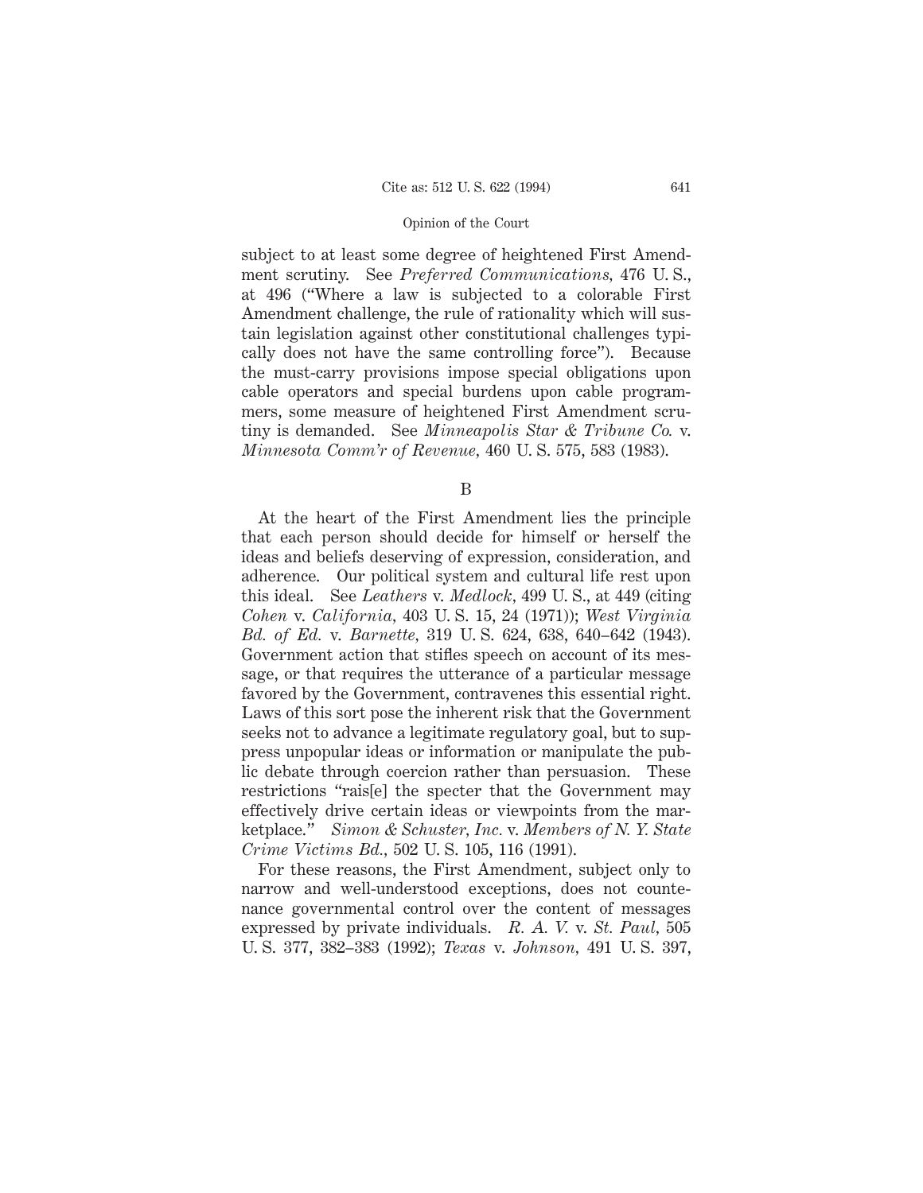subject to at least some degree of heightened First Amendment scrutiny. See *Preferred Communications,* 476 U. S., at 496 ("Where a law is subjected to a colorable First Amendment challenge, the rule of rationality which will sustain legislation against other constitutional challenges typically does not have the same controlling force"). Because the must-carry provisions impose special obligations upon cable operators and special burdens upon cable programmers, some measure of heightened First Amendment scrutiny is demanded. See *Minneapolis Star & Tribune Co.* v. *Minnesota Comm'r of Revenue,* 460 U. S. 575, 583 (1983).

B

At the heart of the First Amendment lies the principle that each person should decide for himself or herself the ideas and beliefs deserving of expression, consideration, and adherence. Our political system and cultural life rest upon this ideal. See *Leathers* v. *Medlock,* 499 U. S., at 449 (citing *Cohen* v. *California,* 403 U. S. 15, 24 (1971)); *West Virginia Bd. of Ed.* v. *Barnette,* 319 U. S. 624, 638, 640–642 (1943). Government action that stifles speech on account of its message, or that requires the utterance of a particular message favored by the Government, contravenes this essential right. Laws of this sort pose the inherent risk that the Government seeks not to advance a legitimate regulatory goal, but to suppress unpopular ideas or information or manipulate the public debate through coercion rather than persuasion. These restrictions "rais[e] the specter that the Government may effectively drive certain ideas or viewpoints from the marketplace." *Simon & Schuster, Inc.* v. *Members of N. Y. State Crime Victims Bd.,* 502 U. S. 105, 116 (1991).

For these reasons, the First Amendment, subject only to narrow and well-understood exceptions, does not countenance governmental control over the content of messages expressed by private individuals. *R. A. V.* v. *St. Paul,* 505 U. S. 377, 382–383 (1992); *Texas* v. *Johnson,* 491 U. S. 397,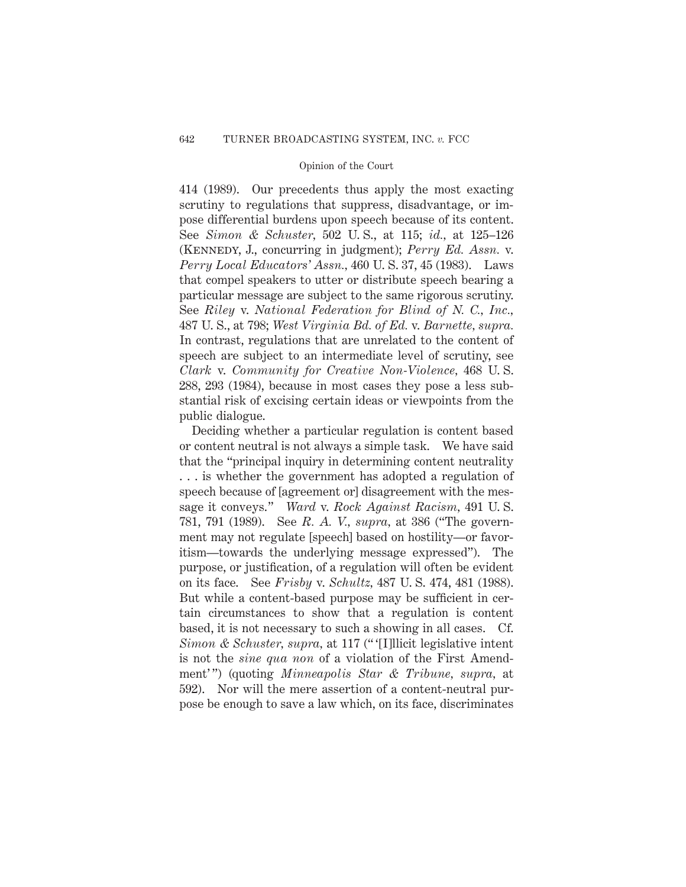414 (1989). Our precedents thus apply the most exacting scrutiny to regulations that suppress, disadvantage, or impose differential burdens upon speech because of its content. See *Simon & Schuster*, 502 U. S., at 115; *id.*, at 125–126 (KENNEDY, J., concurring in judgment); *Perry Ed. Assn.* v. *Perry Local Educators' Assn.*, 460 U. S. 37, 45 (1983). Laws that compel speakers to utter or distribute speech bearing a particular message are subject to the same rigorous scrutiny. See *Riley* v. *National Federation for Blind of N. C., Inc.*, 487 U. S., at 798; *West Virginia Bd. of Ed.* v. *Barnette*, *supra.* In contrast, regulations that are unrelated to the content of speech are subject to an intermediate level of scrutiny, see *Clark* v. *Community for Creative Non-Violence*, 468 U. S. 288, 293 (1984), because in most cases they pose a less substantial risk of excising certain ideas or viewpoints from the public dialogue.

Deciding whether a particular regulation is content based or content neutral is not always a simple task. We have said that the "principal inquiry in determining content neutrality . . . is whether the government has adopted a regulation of speech because of [agreement or] disagreement with the message it conveys." *Ward* v. *Rock Against Racism*, 491 U. S. 781, 791 (1989). See *R. A. V.*, *supra*, at 386 ("The government may not regulate [speech] based on hostility—or favoritism—towards the underlying message expressed"). The purpose, or justification, of a regulation will often be evident on its face. See *Frisby* v. *Schultz*, 487 U. S. 474, 481 (1988). But while a content-based purpose may be sufficient in certain circumstances to show that a regulation is content based, it is not necessary to such a showing in all cases. Cf. *Simon & Schuster*, *supra*, at 117 ("'[I]llicit legislative intent is not the *sine qua non* of a violation of the First Amendment'") (quoting *Minneapolis Star & Tribune*, *supra*, at 592). Nor will the mere assertion of a content-neutral purpose be enough to save a law which, on its face, discriminates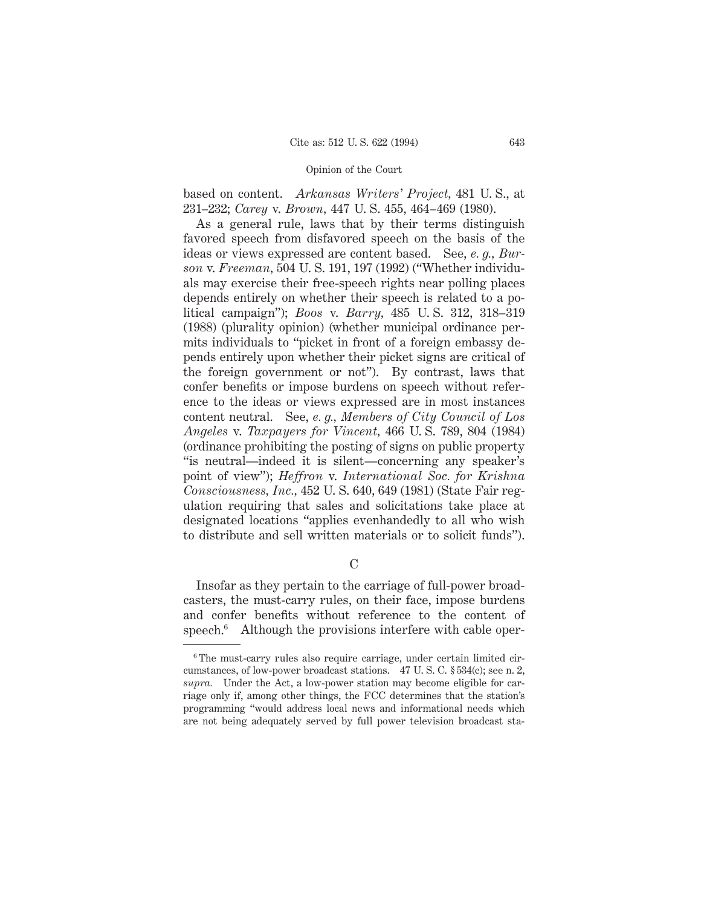based on content. *Arkansas Writers' Project,* 481 U. S., at 231–232; *Carey* v. *Brown,* 447 U. S. 455, 464–469 (1980).

As a general rule, laws that by their terms distinguish favored speech from disfavored speech on the basis of the ideas or views expressed are content based. See, *e. g., Burson* v. *Freeman,* 504 U. S. 191, 197 (1992) ("Whether individuals may exercise their free-speech rights near polling places depends entirely on whether their speech is related to a political campaign"); *Boos* v. *Barry,* 485 U. S. 312, 318–319 (1988) (plurality opinion) (whether municipal ordinance permits individuals to "picket in front of a foreign embassy depends entirely upon whether their picket signs are critical of the foreign government or not"). By contrast, laws that confer benefits or impose burdens on speech without reference to the ideas or views expressed are in most instances content neutral. See, *e. g., Members of City Council of Los Angeles* v. *Taxpayers for Vincent,* 466 U. S. 789, 804 (1984) (ordinance prohibiting the posting of signs on public property "is neutral—indeed it is silent—concerning any speaker's point of view"); *Heffron* v. *International Soc. for Krishna Consciousness, Inc.,* 452 U. S. 640, 649 (1981) (State Fair regulation requiring that sales and solicitations take place at designated locations "applies evenhandedly to all who wish to distribute and sell written materials or to solicit funds").

C

Insofar as they pertain to the carriage of full-power broadcasters, the must-carry rules, on their face, impose burdens and confer benefits without reference to the content of speech.[6] Although the provisions interfere with cable oper-

---

[6] The must-carry rules also require carriage, under certain limited circumstances, of low-power broadcast stations. 47 U. S. C. § 534(c); see n. 2, *supra.* Under the Act, a low-power station may become eligible for carriage only if, among other things, the FCC determines that the station's programming "would address local news and informational needs which are not being adequately served by full power television broadcast sta-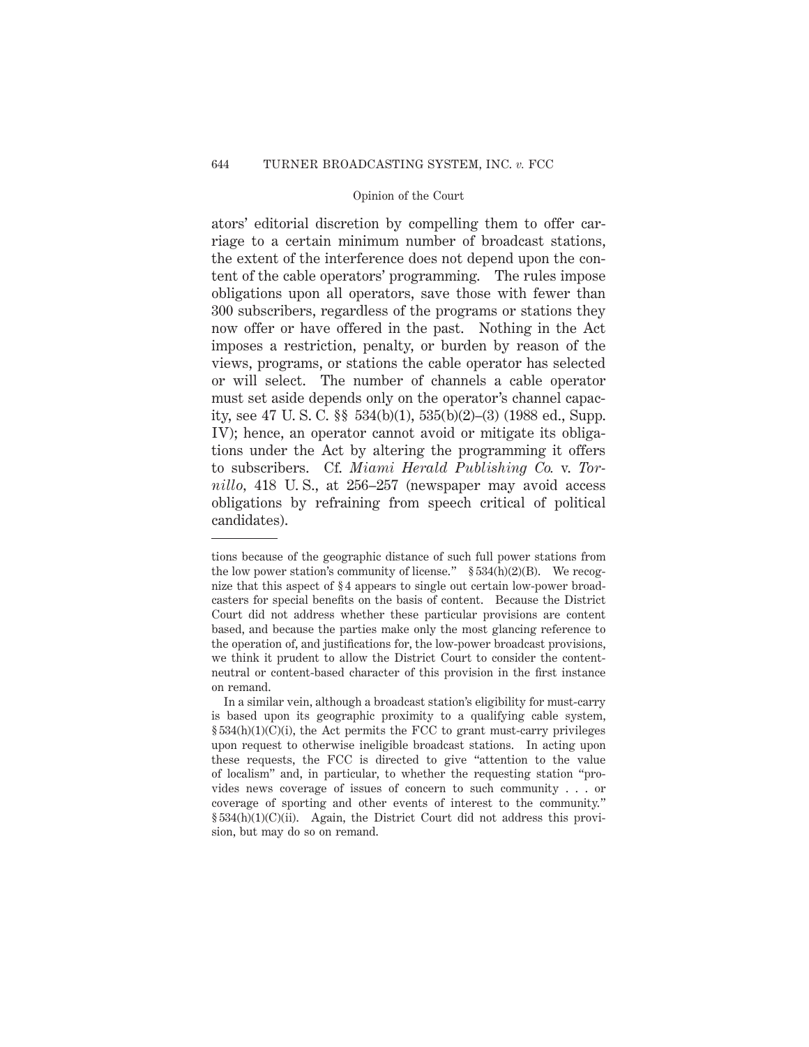ators' editorial discretion by compelling them to offer carriage to a certain minimum number of broadcast stations, the extent of the interference does not depend upon the content of the cable operators' programming. The rules impose obligations upon all operators, save those with fewer than 300 subscribers, regardless of the programs or stations they now offer or have offered in the past. Nothing in the Act imposes a restriction, penalty, or burden by reason of the views, programs, or stations the cable operator has selected or will select. The number of channels a cable operator must set aside depends only on the operator's channel capacity, see 47 U. S. C. §§ 534(b)(1), 535(b)(2)–(3) (1988 ed., Supp. IV); hence, an operator cannot avoid or mitigate its obligations under the Act by altering the programming it offers to subscribers. Cf. *Miami Herald Publishing Co.* v. *Tornillo,* 418 U. S., at 256–257 (newspaper may avoid access obligations by refraining from speech critical of political candidates).

---

tions because of the geographic distance of such full power stations from the low power station's community of license." § 534(h)(2)(B). We recognize that this aspect of § 4 appears to single out certain low-power broadcasters for special benefits on the basis of content. Because the District Court did not address whether these particular provisions are content based, and because the parties make only the most glancing reference to the operation of, and justifications for, the low-power broadcast provisions, we think it prudent to allow the District Court to consider the content-neutral or content-based character of this provision in the first instance on remand.

In a similar vein, although a broadcast station's eligibility for must-carry is based upon its geographic proximity to a qualifying cable system, § 534(h)(1)(C)(i), the Act permits the FCC to grant must-carry privileges upon request to otherwise ineligible broadcast stations. In acting upon these requests, the FCC is directed to give "attention to the value of localism" and, in particular, to whether the requesting station "provides news coverage of issues of concern to such community . . . or coverage of sporting and other events of interest to the community." § 534(h)(1)(C)(ii). Again, the District Court did not address this provision, but may do so on remand.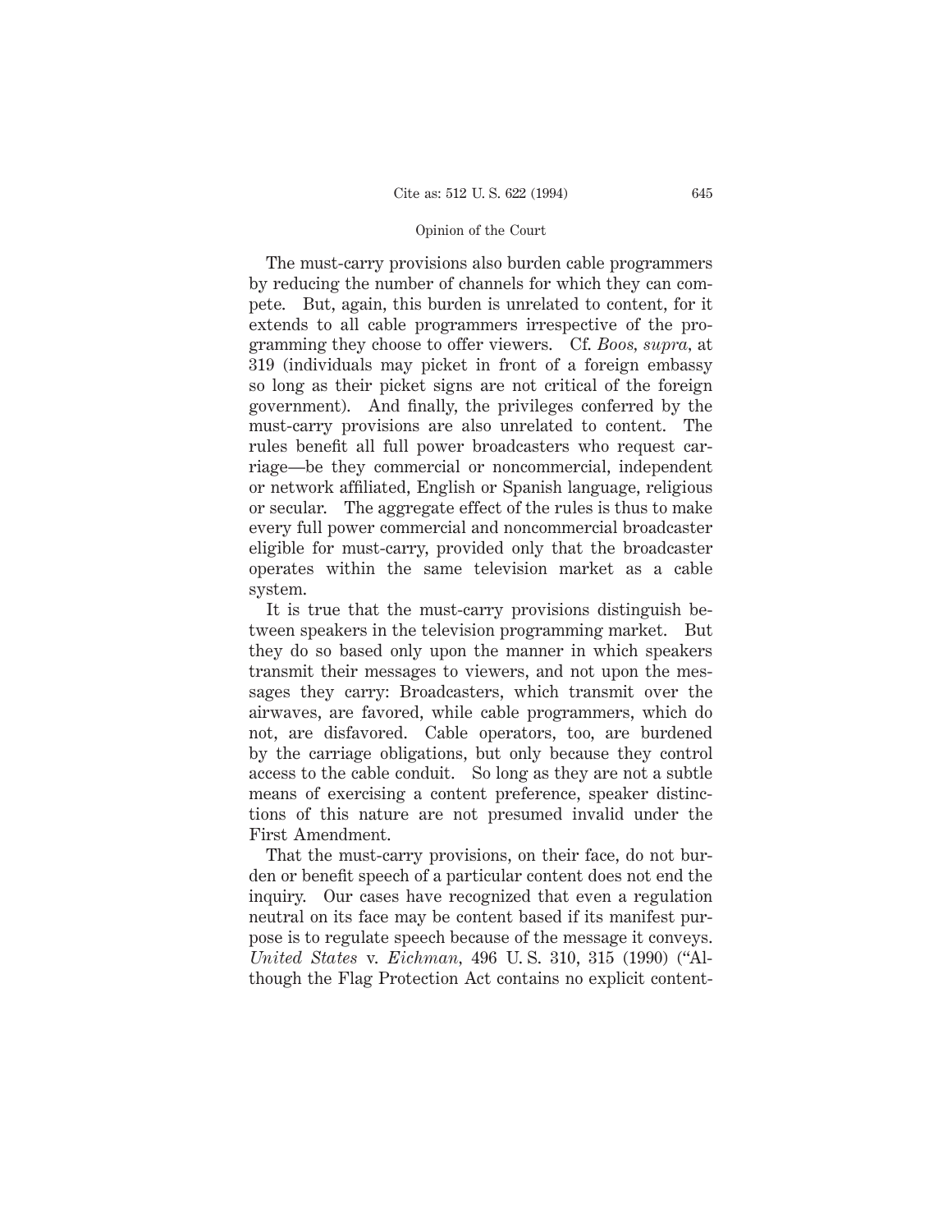The must-carry provisions also burden cable programmers by reducing the number of channels for which they can compete. But, again, this burden is unrelated to content, for it extends to all cable programmers irrespective of the programming they choose to offer viewers. Cf. *Boos, supra,* at 319 (individuals may picket in front of a foreign embassy so long as their picket signs are not critical of the foreign government). And finally, the privileges conferred by the must-carry provisions are also unrelated to content. The rules benefit all full power broadcasters who request carriage—be they commercial or noncommercial, independent or network affiliated, English or Spanish language, religious or secular. The aggregate effect of the rules is thus to make every full power commercial and noncommercial broadcaster eligible for must-carry, provided only that the broadcaster operates within the same television market as a cable system.

It is true that the must-carry provisions distinguish between speakers in the television programming market. But they do so based only upon the manner in which speakers transmit their messages to viewers, and not upon the messages they carry: Broadcasters, which transmit over the airwaves, are favored, while cable programmers, which do not, are disfavored. Cable operators, too, are burdened by the carriage obligations, but only because they control access to the cable conduit. So long as they are not a subtle means of exercising a content preference, speaker distinctions of this nature are not presumed invalid under the First Amendment.

That the must-carry provisions, on their face, do not burden or benefit speech of a particular content does not end the inquiry. Our cases have recognized that even a regulation neutral on its face may be content based if its manifest purpose is to regulate speech because of the message it conveys. *United States* v. *Eichman*, 496 U. S. 310, 315 (1990) ("Although the Flag Protection Act contains no explicit content-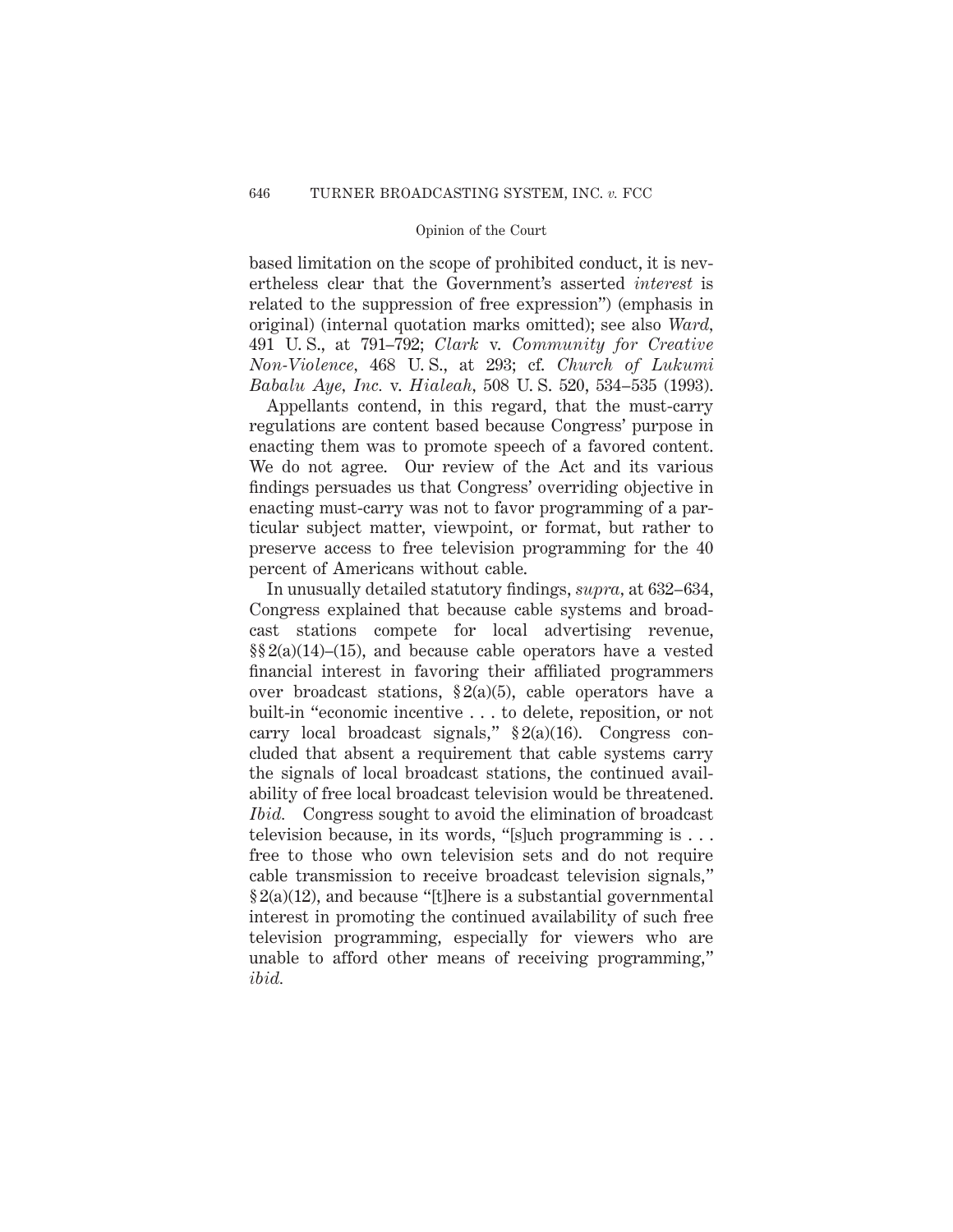based limitation on the scope of prohibited conduct, it is nevertheless clear that the Government's asserted *interest* is related to the suppression of free expression") (emphasis in original) (internal quotation marks omitted); see also *Ward*, 491 U. S., at 791–792; *Clark* v. *Community for Creative Non-Violence*, 468 U. S., at 293; cf. *Church of Lukumi Babalu Aye, Inc.* v. *Hialeah*, 508 U. S. 520, 534–535 (1993).

Appellants contend, in this regard, that the must-carry regulations are content based because Congress' purpose in enacting them was to promote speech of a favored content. We do not agree. Our review of the Act and its various findings persuades us that Congress' overriding objective in enacting must-carry was not to favor programming of a particular subject matter, viewpoint, or format, but rather to preserve access to free television programming for the 40 percent of Americans without cable.

In unusually detailed statutory findings, *supra*, at 632–634, Congress explained that because cable systems and broadcast stations compete for local advertising revenue, §§ 2(a)(14)–(15), and because cable operators have a vested financial interest in favoring their affiliated programmers over broadcast stations, § 2(a)(5), cable operators have a built-in "economic incentive . . . to delete, reposition, or not carry local broadcast signals," § 2(a)(16). Congress concluded that absent a requirement that cable systems carry the signals of local broadcast stations, the continued availability of free local broadcast television would be threatened. *Ibid.* Congress sought to avoid the elimination of broadcast television because, in its words, "[s]uch programming is . . . free to those who own television sets and do not require cable transmission to receive broadcast television signals," § 2(a)(12), and because "[t]here is a substantial governmental interest in promoting the continued availability of such free television programming, especially for viewers who are unable to afford other means of receiving programming," *ibid.*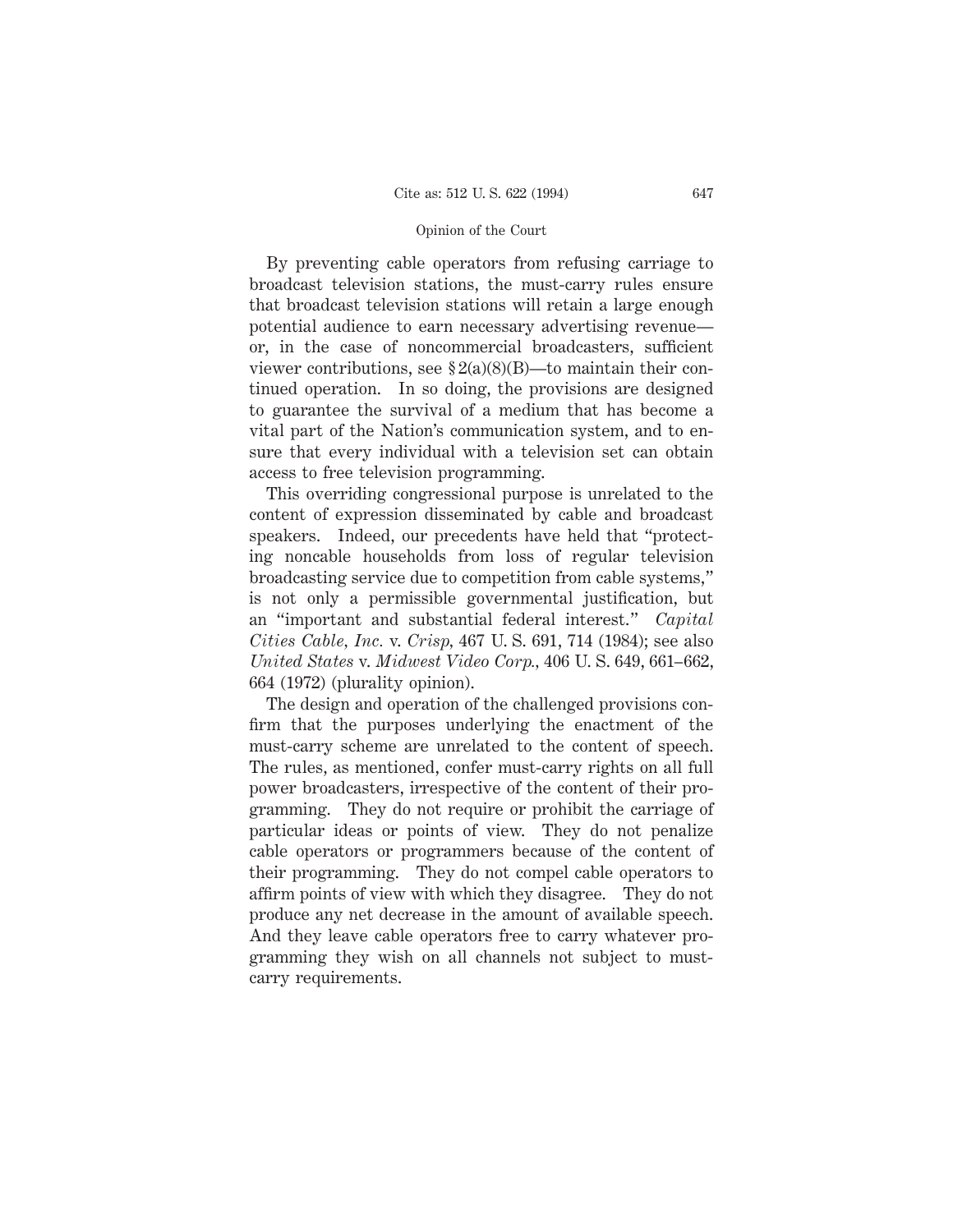By preventing cable operators from refusing carriage to broadcast television stations, the must-carry rules ensure that broadcast television stations will retain a large enough potential audience to earn necessary advertising revenue—or, in the case of noncommercial broadcasters, sufficient viewer contributions, see § 2(a)(8)(B)—to maintain their continued operation. In so doing, the provisions are designed to guarantee the survival of a medium that has become a vital part of the Nation's communication system, and to ensure that every individual with a television set can obtain access to free television programming.

This overriding congressional purpose is unrelated to the content of expression disseminated by cable and broadcast speakers. Indeed, our precedents have held that "protecting noncable households from loss of regular television broadcasting service due to competition from cable systems," is not only a permissible governmental justification, but an "important and substantial federal interest." *Capital Cities Cable, Inc.* v. *Crisp*, 467 U. S. 691, 714 (1984); see also *United States* v. *Midwest Video Corp.*, 406 U. S. 649, 661–662, 664 (1972) (plurality opinion).

The design and operation of the challenged provisions confirm that the purposes underlying the enactment of the must-carry scheme are unrelated to the content of speech. The rules, as mentioned, confer must-carry rights on all full power broadcasters, irrespective of the content of their programming. They do not require or prohibit the carriage of particular ideas or points of view. They do not penalize cable operators or programmers because of the content of their programming. They do not compel cable operators to affirm points of view with which they disagree. They do not produce any net decrease in the amount of available speech. And they leave cable operators free to carry whatever programming they wish on all channels not subject to must-carry requirements.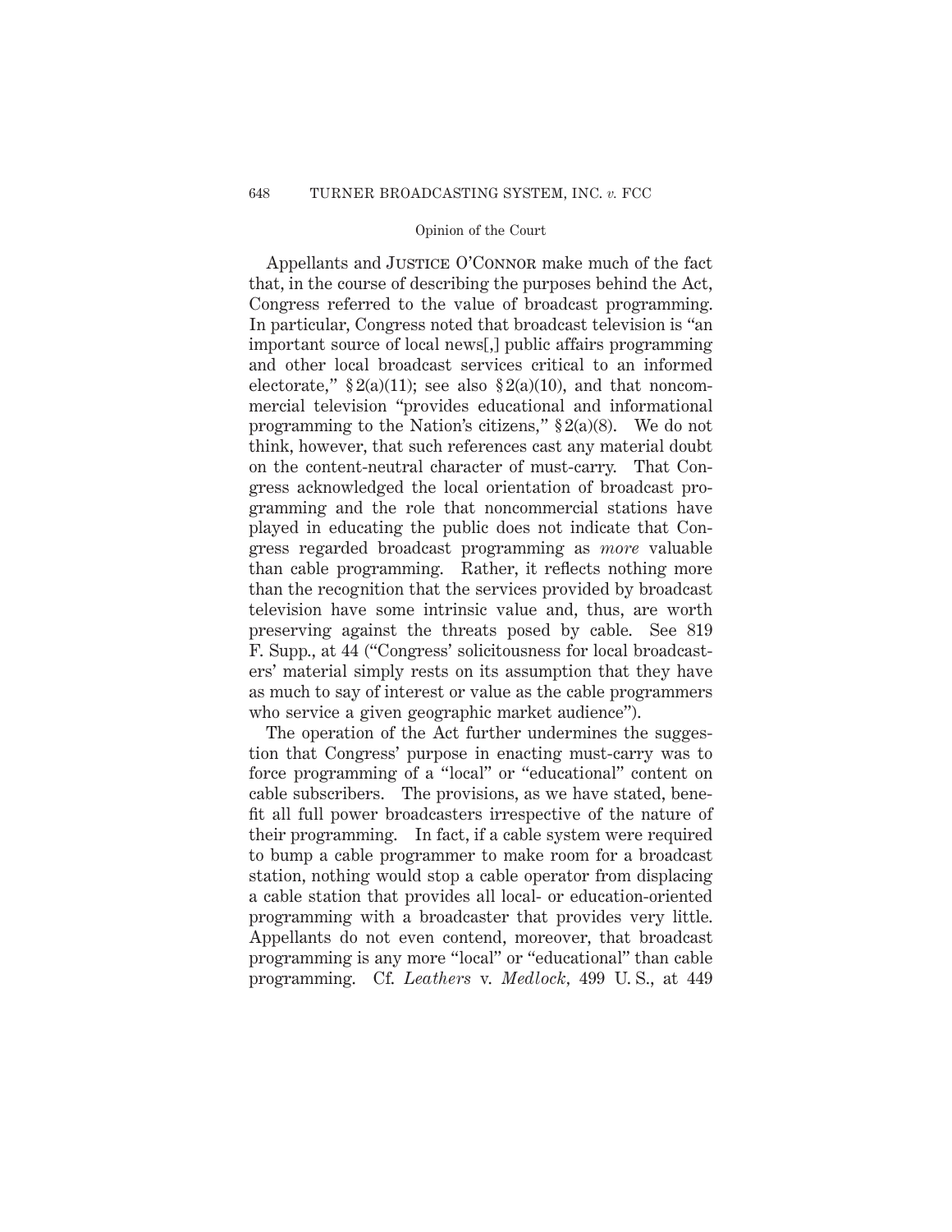Appellants and JUSTICE O'CONNOR make much of the fact that, in the course of describing the purposes behind the Act, Congress referred to the value of broadcast programming. In particular, Congress noted that broadcast television is "an important source of local news[,] public affairs programming and other local broadcast services critical to an informed electorate," § 2(a)(11); see also § 2(a)(10), and that noncommercial television "provides educational and informational programming to the Nation's citizens," § 2(a)(8). We do not think, however, that such references cast any material doubt on the content-neutral character of must-carry. That Congress acknowledged the local orientation of broadcast programming and the role that noncommercial stations have played in educating the public does not indicate that Congress regarded broadcast programming as *more* valuable than cable programming. Rather, it reflects nothing more than the recognition that the services provided by broadcast television have some intrinsic value and, thus, are worth preserving against the threats posed by cable. See 819 F. Supp., at 44 ("Congress' solicitousness for local broadcasters' material simply rests on its assumption that they have as much to say of interest or value as the cable programmers who service a given geographic market audience").

The operation of the Act further undermines the suggestion that Congress' purpose in enacting must-carry was to force programming of a "local" or "educational" content on cable subscribers. The provisions, as we have stated, benefit all full power broadcasters irrespective of the nature of their programming. In fact, if a cable system were required to bump a cable programmer to make room for a broadcast station, nothing would stop a cable operator from displacing a cable station that provides all local- or education-oriented programming with a broadcaster that provides very little. Appellants do not even contend, moreover, that broadcast programming is any more "local" or "educational" than cable programming. Cf. *Leathers* v. *Medlock*, 499 U. S., at 449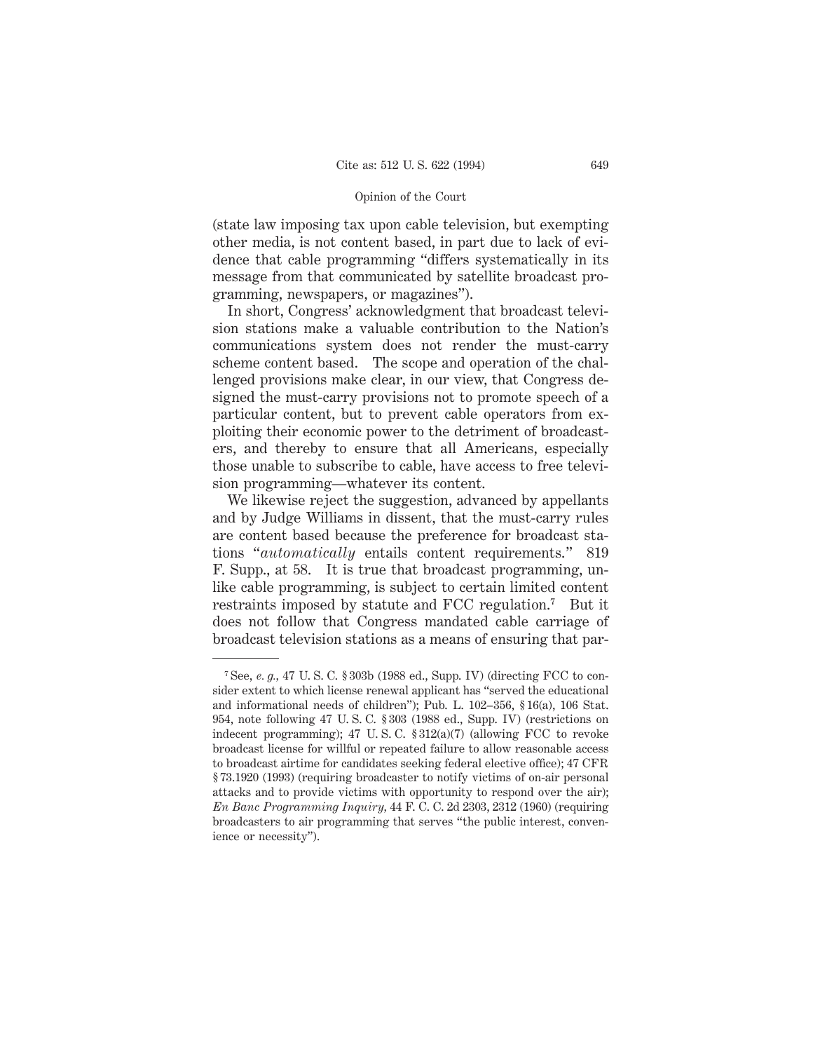(state law imposing tax upon cable television, but exempting other media, is not content based, in part due to lack of evidence that cable programming "differs systematically in its message from that communicated by satellite broadcast programming, newspapers, or magazines").

In short, Congress' acknowledgment that broadcast television stations make a valuable contribution to the Nation's communications system does not render the must-carry scheme content based. The scope and operation of the challenged provisions make clear, in our view, that Congress designed the must-carry provisions not to promote speech of a particular content, but to prevent cable operators from exploiting their economic power to the detriment of broadcasters, and thereby to ensure that all Americans, especially those unable to subscribe to cable, have access to free television programming—whatever its content.

We likewise reject the suggestion, advanced by appellants and by Judge Williams in dissent, that the must-carry rules are content based because the preference for broadcast stations "*automatically* entails content requirements." 819 F. Supp., at 58. It is true that broadcast programming, unlike cable programming, is subject to certain limited content restraints imposed by statute and FCC regulation.[7] But it does not follow that Congress mandated cable carriage of broadcast television stations as a means of ensuring that par-

---

[7] See, *e. g.,* 47 U. S. C. § 303b (1988 ed., Supp. IV) (directing FCC to consider extent to which license renewal applicant has "served the educational and informational needs of children"); Pub. L. 102–356, § 16(a), 106 Stat. 954, note following 47 U. S. C. § 303 (1988 ed., Supp. IV) (restrictions on indecent programming); 47 U. S. C. § 312(a)(7) (allowing FCC to revoke broadcast license for willful or repeated failure to allow reasonable access to broadcast airtime for candidates seeking federal elective office); 47 CFR § 73.1920 (1993) (requiring broadcaster to notify victims of on-air personal attacks and to provide victims with opportunity to respond over the air); *En Banc Programming Inquiry,* 44 F. C. C. 2d 2303, 2312 (1960) (requiring broadcasters to air programming that serves "the public interest, convenience or necessity").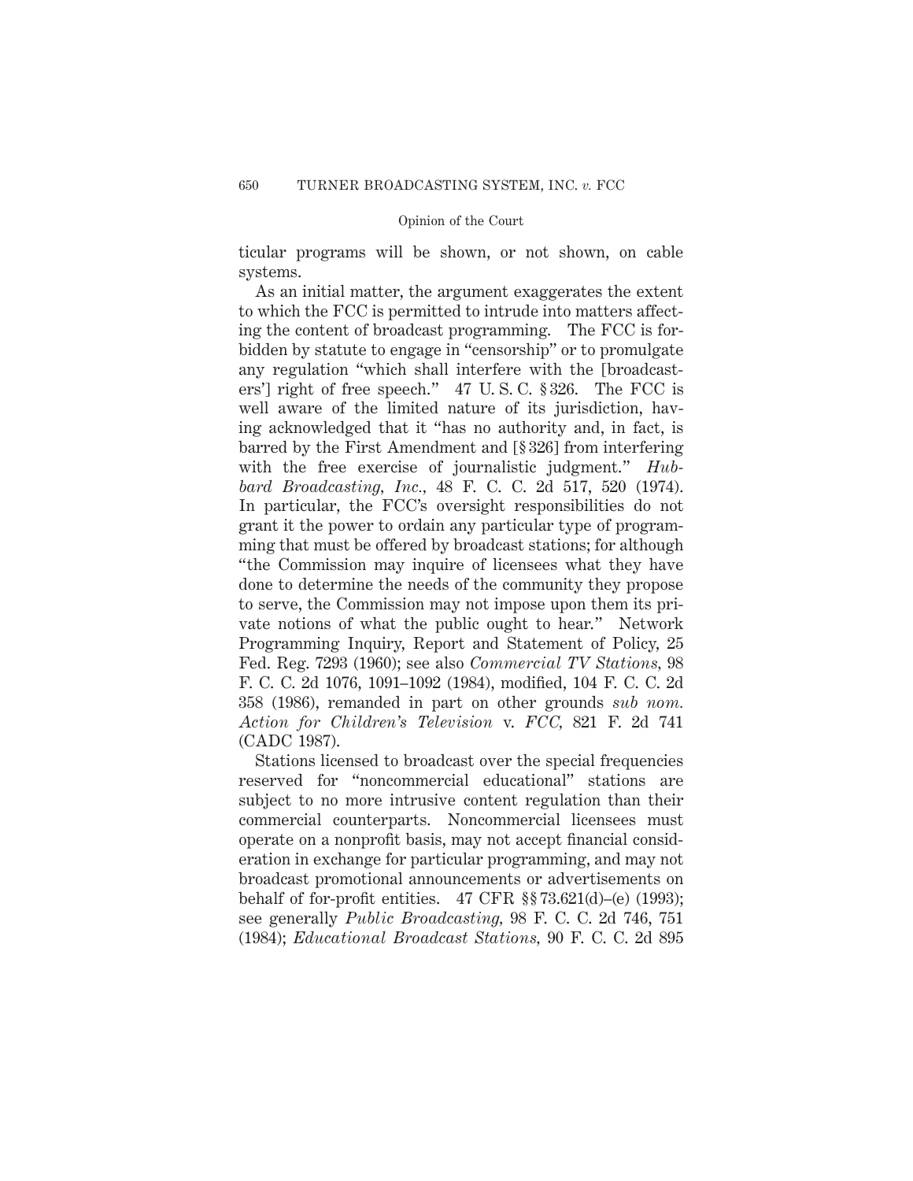ticular programs will be shown, or not shown, on cable systems.

As an initial matter, the argument exaggerates the extent to which the FCC is permitted to intrude into matters affecting the content of broadcast programming. The FCC is forbidden by statute to engage in "censorship" or to promulgate any regulation "which shall interfere with the [broadcasters'] right of free speech." 47 U. S. C. § 326. The FCC is well aware of the limited nature of its jurisdiction, having acknowledged that it "has no authority and, in fact, is barred by the First Amendment and [§ 326] from interfering with the free exercise of journalistic judgment." *Hubbard Broadcasting, Inc.*, 48 F. C. C. 2d 517, 520 (1974). In particular, the FCC's oversight responsibilities do not grant it the power to ordain any particular type of programming that must be offered by broadcast stations; for although "the Commission may inquire of licensees what they have done to determine the needs of the community they propose to serve, the Commission may not impose upon them its private notions of what the public ought to hear." Network Programming Inquiry, Report and Statement of Policy, 25 Fed. Reg. 7293 (1960); see also *Commercial TV Stations*, 98 F. C. C. 2d 1076, 1091–1092 (1984), modified, 104 F. C. C. 2d 358 (1986), remanded in part on other grounds *sub nom. Action for Children's Television* v. *FCC*, 821 F. 2d 741 (CADC 1987).

Stations licensed to broadcast over the special frequencies reserved for "noncommercial educational" stations are subject to no more intrusive content regulation than their commercial counterparts. Noncommercial licensees must operate on a nonprofit basis, may not accept financial consideration in exchange for particular programming, and may not broadcast promotional announcements or advertisements on behalf of for-profit entities. 47 CFR §§ 73.621(d)–(e) (1993); see generally *Public Broadcasting*, 98 F. C. C. 2d 746, 751 (1984); *Educational Broadcast Stations*, 90 F. C. C. 2d 895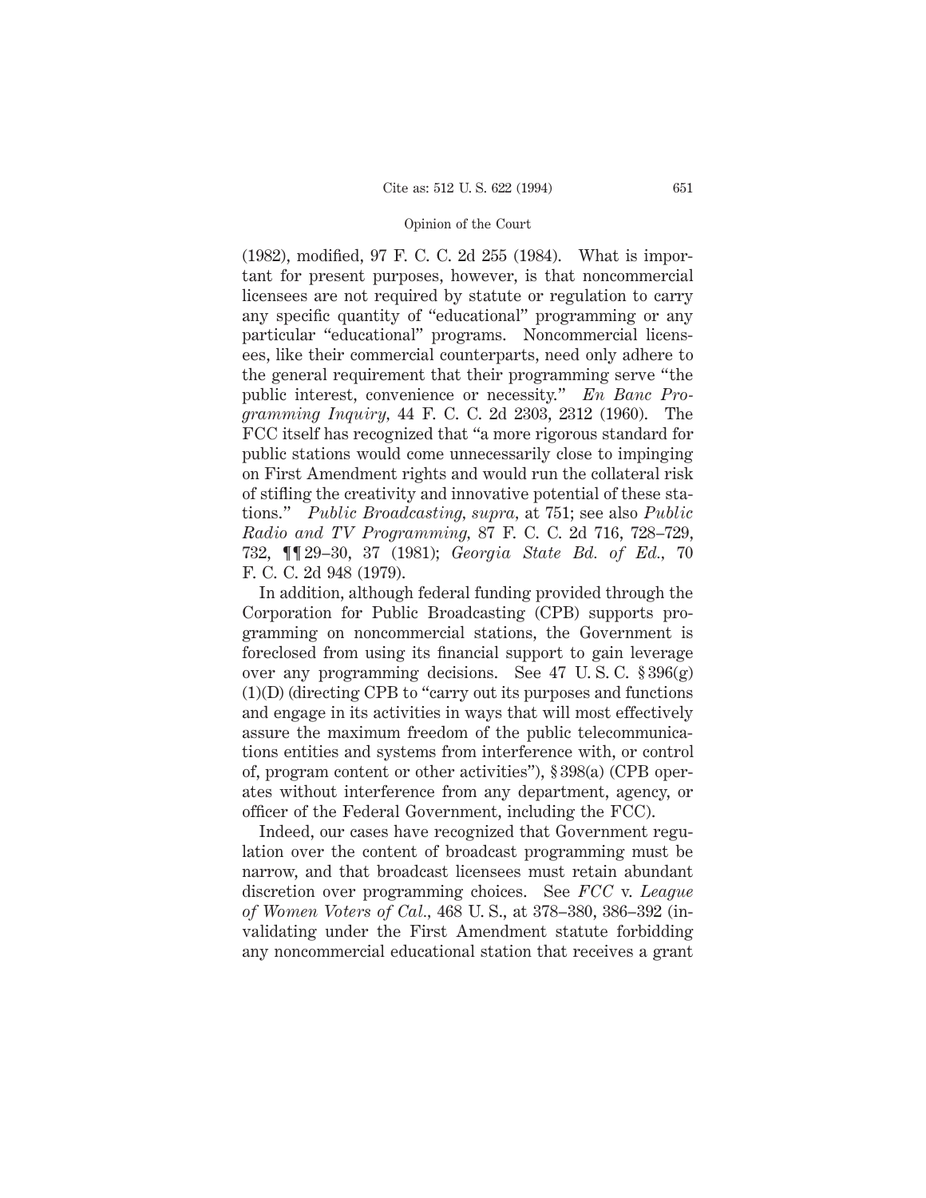(1982), modified, 97 F. C. C. 2d 255 (1984). What is important for present purposes, however, is that noncommercial licensees are not required by statute or regulation to carry any specific quantity of "educational" programming or any particular "educational" programs. Noncommercial licensees, like their commercial counterparts, need only adhere to the general requirement that their programming serve "the public interest, convenience or necessity." *En Banc Programming Inquiry*, 44 F. C. C. 2d 2303, 2312 (1960). The FCC itself has recognized that "a more rigorous standard for public stations would come unnecessarily close to impinging on First Amendment rights and would run the collateral risk of stifling the creativity and innovative potential of these stations." *Public Broadcasting, supra*, at 751; see also *Public Radio and TV Programming*, 87 F. C. C. 2d 716, 728–729, 732, ¶¶ 29–30, 37 (1981); *Georgia State Bd. of Ed.*, 70 F. C. C. 2d 948 (1979).

In addition, although federal funding provided through the Corporation for Public Broadcasting (CPB) supports programming on noncommercial stations, the Government is foreclosed from using its financial support to gain leverage over any programming decisions. See 47 U. S. C. § 396(g)(1)(D) (directing CPB to "carry out its purposes and functions and engage in its activities in ways that will most effectively assure the maximum freedom of the public telecommunications entities and systems from interference with, or control of, program content or other activities"), § 398(a) (CPB operates without interference from any department, agency, or officer of the Federal Government, including the FCC).

Indeed, our cases have recognized that Government regulation over the content of broadcast programming must be narrow, and that broadcast licensees must retain abundant discretion over programming choices. See *FCC* v. *League of Women Voters of Cal.*, 468 U. S., at 378–380, 386–392 (invalidating under the First Amendment statute forbidding any noncommercial educational station that receives a grant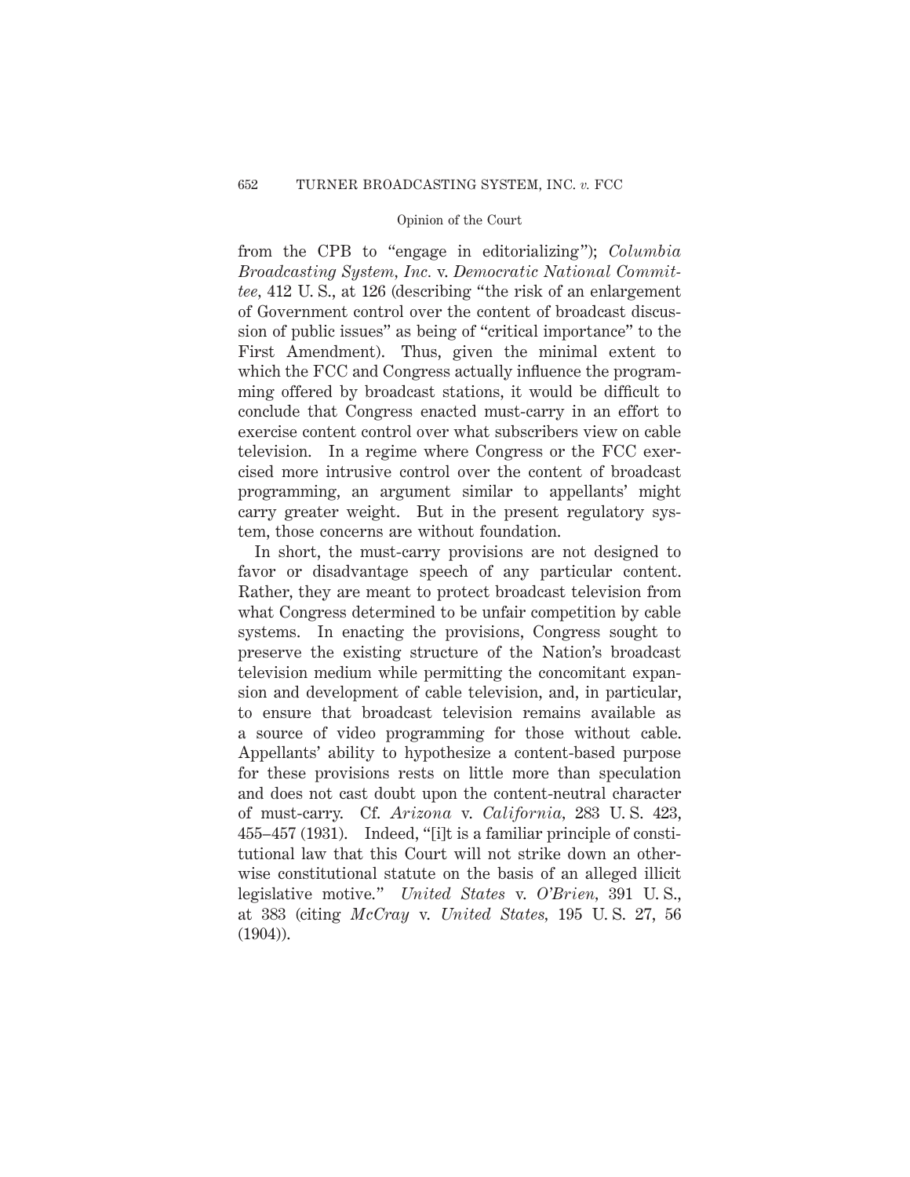from the CPB to "engage in editorializing"); *Columbia Broadcasting System, Inc.* v. *Democratic National Committee,* 412 U. S., at 126 (describing "the risk of an enlargement of Government control over the content of broadcast discussion of public issues" as being of "critical importance" to the First Amendment). Thus, given the minimal extent to which the FCC and Congress actually influence the programming offered by broadcast stations, it would be difficult to conclude that Congress enacted must-carry in an effort to exercise content control over what subscribers view on cable television. In a regime where Congress or the FCC exercised more intrusive control over the content of broadcast programming, an argument similar to appellants' might carry greater weight. But in the present regulatory system, those concerns are without foundation.

In short, the must-carry provisions are not designed to favor or disadvantage speech of any particular content. Rather, they are meant to protect broadcast television from what Congress determined to be unfair competition by cable systems. In enacting the provisions, Congress sought to preserve the existing structure of the Nation's broadcast television medium while permitting the concomitant expansion and development of cable television, and, in particular, to ensure that broadcast television remains available as a source of video programming for those without cable. Appellants' ability to hypothesize a content-based purpose for these provisions rests on little more than speculation and does not cast doubt upon the content-neutral character of must-carry. Cf. *Arizona* v. *California,* 283 U. S. 423, 455–457 (1931). Indeed, "[i]t is a familiar principle of constitutional law that this Court will not strike down an otherwise constitutional statute on the basis of an alleged illicit legislative motive." *United States* v. *O'Brien,* 391 U. S., at 383 (citing *McCray* v. *United States,* 195 U. S. 27, 56 (1904)).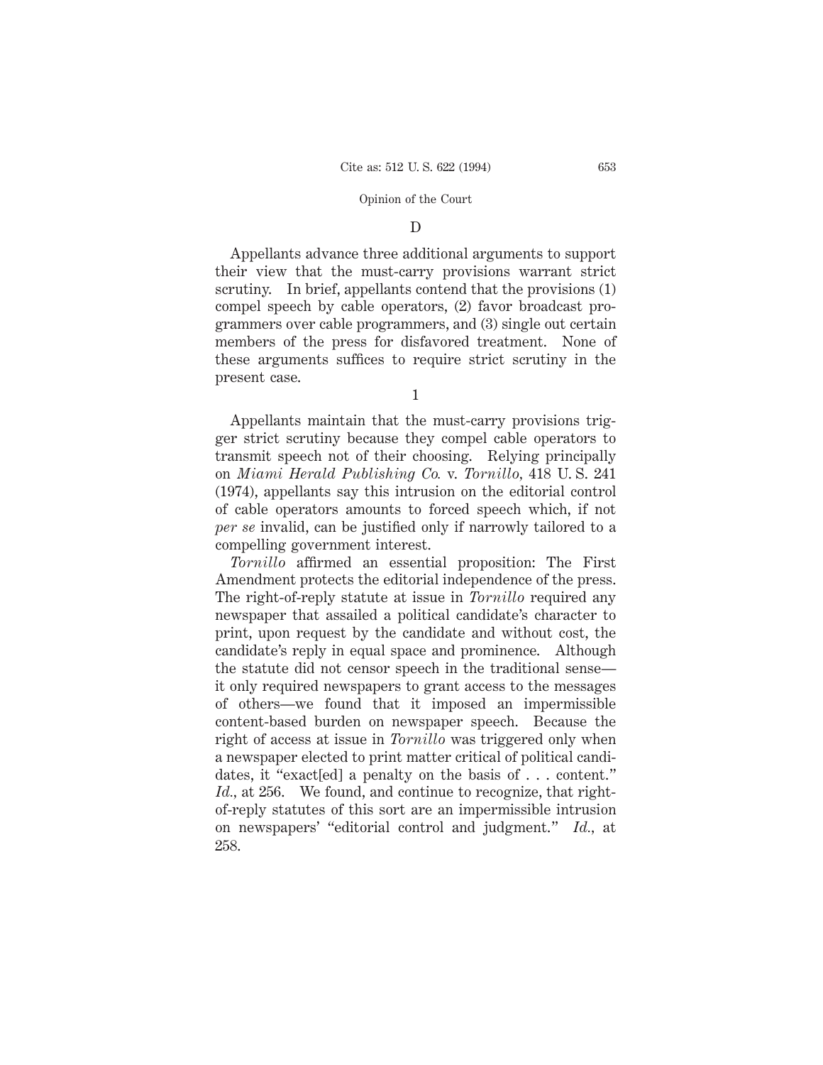### D

Appellants advance three additional arguments to support their view that the must-carry provisions warrant strict scrutiny. In brief, appellants contend that the provisions (1) compel speech by cable operators, (2) favor broadcast programmers over cable programmers, and (3) single out certain members of the press for disfavored treatment. None of these arguments suffices to require strict scrutiny in the present case.

#### 1

Appellants maintain that the must-carry provisions trigger strict scrutiny because they compel cable operators to transmit speech not of their choosing. Relying principally on *Miami Herald Publishing Co.* v. *Tornillo*, 418 U. S. 241 (1974), appellants say this intrusion on the editorial control of cable operators amounts to forced speech which, if not *per se* invalid, can be justified only if narrowly tailored to a compelling government interest.

*Tornillo* affirmed an essential proposition: The First Amendment protects the editorial independence of the press. The right-of-reply statute at issue in *Tornillo* required any newspaper that assailed a political candidate's character to print, upon request by the candidate and without cost, the candidate's reply in equal space and prominence. Although the statute did not censor speech in the traditional sense—it only required newspapers to grant access to the messages of others—we found that it imposed an impermissible content-based burden on newspaper speech. Because the right of access at issue in *Tornillo* was triggered only when a newspaper elected to print matter critical of political candidates, it "exact[ed] a penalty on the basis of . . . content." *Id.*, at 256. We found, and continue to recognize, that right-of-reply statutes of this sort are an impermissible intrusion on newspapers' "editorial control and judgment." *Id.*, at 258.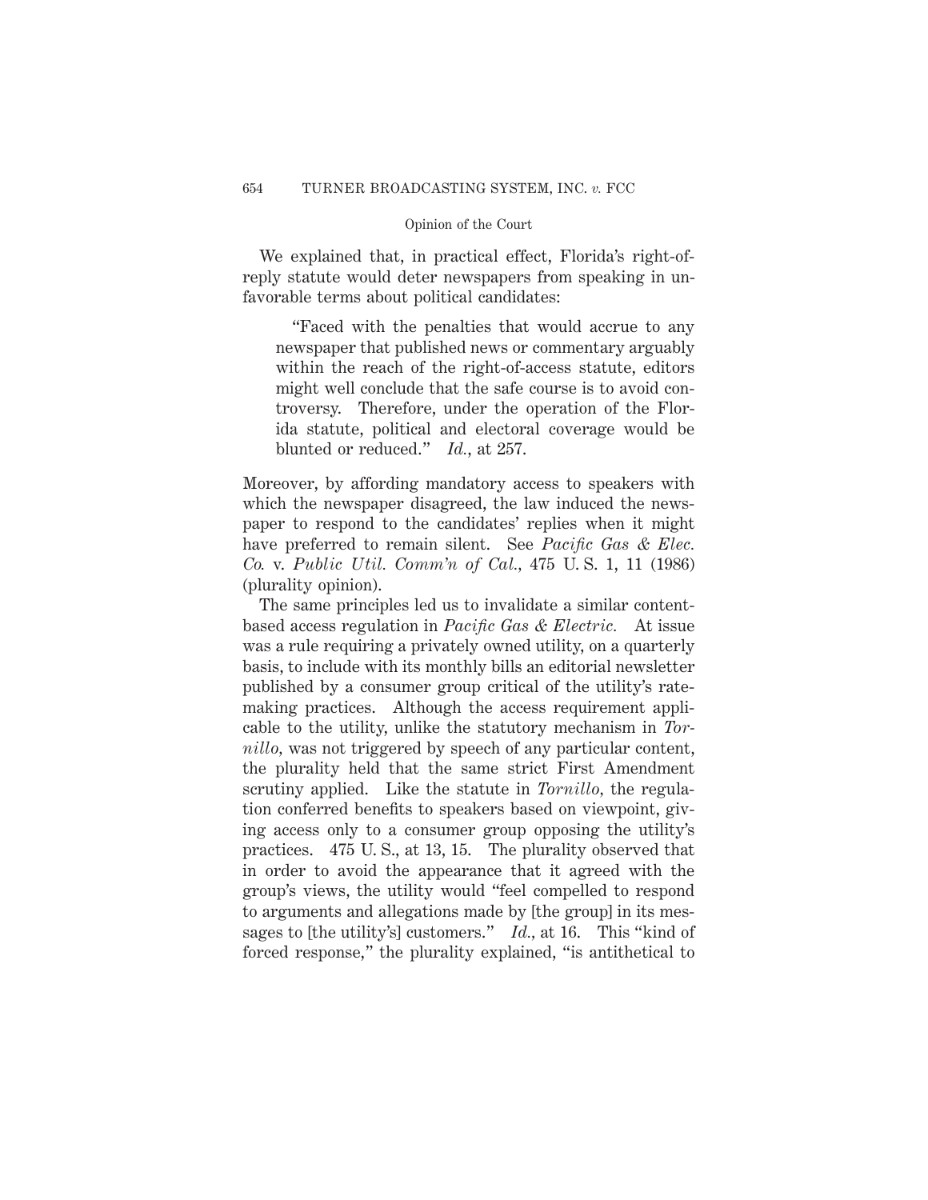We explained that, in practical effect, Florida's right-of-reply statute would deter newspapers from speaking in unfavorable terms about political candidates:

> "Faced with the penalties that would accrue to any newspaper that published news or commentary arguably within the reach of the right-of-access statute, editors might well conclude that the safe course is to avoid controversy. Therefore, under the operation of the Florida statute, political and electoral coverage would be blunted or reduced." *Id.*, at 257.

Moreover, by affording mandatory access to speakers with which the newspaper disagreed, the law induced the newspaper to respond to the candidates' replies when it might have preferred to remain silent. See *Pacific Gas & Elec. Co.* v. *Public Util. Comm'n of Cal.*, 475 U. S. 1, 11 (1986) (plurality opinion).

The same principles led us to invalidate a similar content-based access regulation in *Pacific Gas & Electric.* At issue was a rule requiring a privately owned utility, on a quarterly basis, to include with its monthly bills an editorial newsletter published by a consumer group critical of the utility's ratemaking practices. Although the access requirement applicable to the utility, unlike the statutory mechanism in *Tornillo*, was not triggered by speech of any particular content, the plurality held that the same strict First Amendment scrutiny applied. Like the statute in *Tornillo*, the regulation conferred benefits to speakers based on viewpoint, giving access only to a consumer group opposing the utility's practices. 475 U. S., at 13, 15. The plurality observed that in order to avoid the appearance that it agreed with the group's views, the utility would "feel compelled to respond to arguments and allegations made by [the group] in its messages to [the utility's] customers." *Id.*, at 16. This "kind of forced response," the plurality explained, "is antithetical to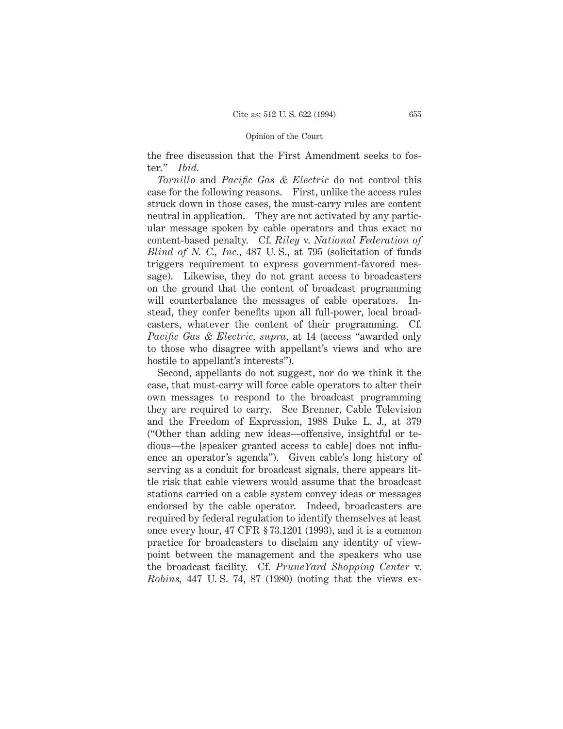the free discussion that the First Amendment seeks to foster." *Ibid.*

*Tornillo* and *Pacific Gas & Electric* do not control this case for the following reasons. First, unlike the access rules struck down in those cases, the must-carry rules are content neutral in application. They are not activated by any particular message spoken by cable operators and thus exact no content-based penalty. Cf. *Riley* v. *National Federation of Blind of N. C., Inc.*, 487 U. S., at 795 (solicitation of funds triggers requirement to express government-favored message). Likewise, they do not grant access to broadcasters on the ground that the content of broadcast programming will counterbalance the messages of cable operators. Instead, they confer benefits upon all full-power, local broadcasters, whatever the content of their programming. Cf. *Pacific Gas & Electric*, *supra*, at 14 (access "awarded only to those who disagree with appellant's views and who are hostile to appellant's interests").

Second, appellants do not suggest, nor do we think it the case, that must-carry will force cable operators to alter their own messages to respond to the broadcast programming they are required to carry. See Brenner, Cable Television and the Freedom of Expression, 1988 Duke L. J., at 379 ("Other than adding new ideas—offensive, insightful or tedious—the [speaker granted access to cable] does not influence an operator's agenda"). Given cable's long history of serving as a conduit for broadcast signals, there appears little risk that cable viewers would assume that the broadcast stations carried on a cable system convey ideas or messages endorsed by the cable operator. Indeed, broadcasters are required by federal regulation to identify themselves at least once every hour, 47 CFR § 73.1201 (1993), and it is a common practice for broadcasters to disclaim any identity of viewpoint between the management and the speakers who use the broadcast facility. Cf. *PruneYard Shopping Center* v. *Robins*, 447 U. S. 74, 87 (1980) (noting that the views ex-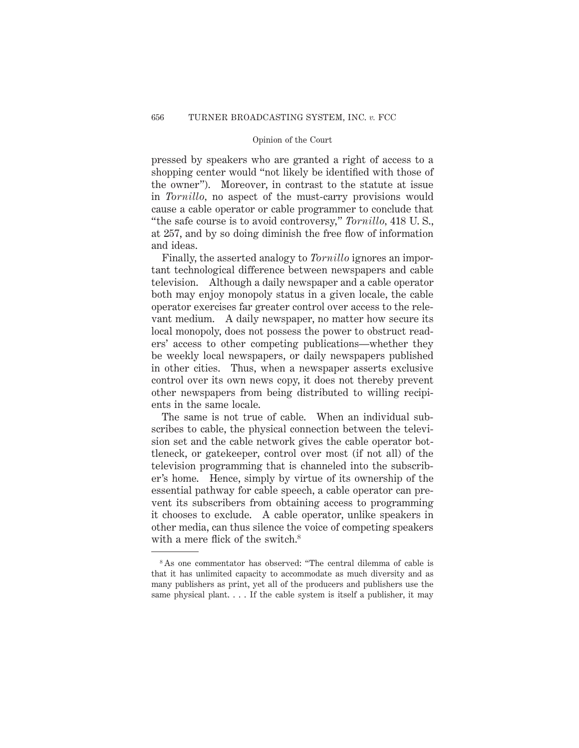pressed by speakers who are granted a right of access to a shopping center would "not likely be identified with those of the owner"). Moreover, in contrast to the statute at issue in *Tornillo*, no aspect of the must-carry provisions would cause a cable operator or cable programmer to conclude that "the safe course is to avoid controversy," *Tornillo*, 418 U. S., at 257, and by so doing diminish the free flow of information and ideas.

Finally, the asserted analogy to *Tornillo* ignores an important technological difference between newspapers and cable television. Although a daily newspaper and a cable operator both may enjoy monopoly status in a given locale, the cable operator exercises far greater control over access to the relevant medium. A daily newspaper, no matter how secure its local monopoly, does not possess the power to obstruct readers' access to other competing publications—whether they be weekly local newspapers, or daily newspapers published in other cities. Thus, when a newspaper asserts exclusive control over its own news copy, it does not thereby prevent other newspapers from being distributed to willing recipients in the same locale.

The same is not true of cable. When an individual subscribes to cable, the physical connection between the television set and the cable network gives the cable operator bottleneck, or gatekeeper, control over most (if not all) of the television programming that is channeled into the subscriber's home. Hence, simply by virtue of its ownership of the essential pathway for cable speech, a cable operator can prevent its subscribers from obtaining access to programming it chooses to exclude. A cable operator, unlike speakers in other media, can thus silence the voice of competing speakers with a mere flick of the switch.[8]

---

[8] As one commentator has observed: "The central dilemma of cable is that it has unlimited capacity to accommodate as much diversity and as many publishers as print, yet all of the producers and publishers use the same physical plant. . . . If the cable system is itself a publisher, it may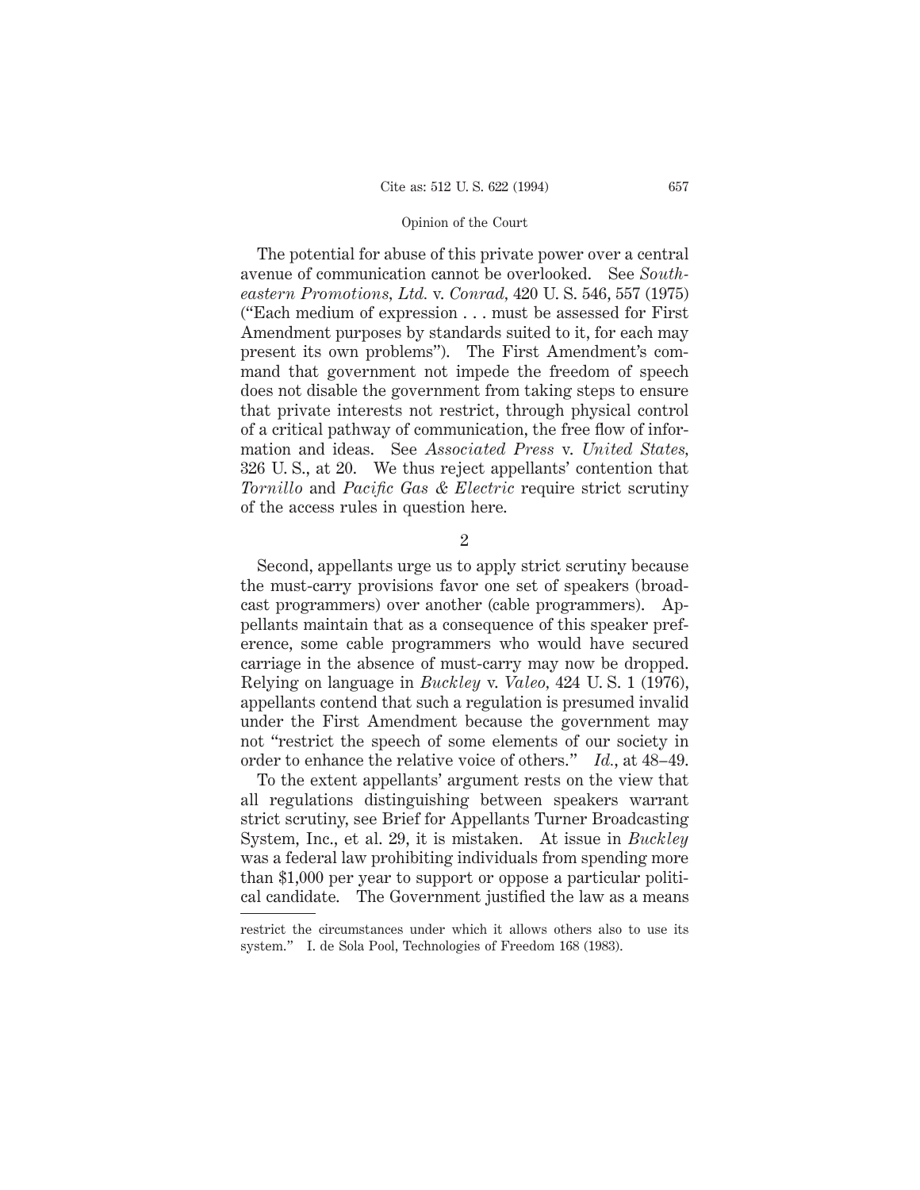The potential for abuse of this private power over a central avenue of communication cannot be overlooked. See *Southeastern Promotions, Ltd.* v. *Conrad,* 420 U. S. 546, 557 (1975) ("Each medium of expression . . . must be assessed for First Amendment purposes by standards suited to it, for each may present its own problems"). The First Amendment's command that government not impede the freedom of speech does not disable the government from taking steps to ensure that private interests not restrict, through physical control of a critical pathway of communication, the free flow of information and ideas. See *Associated Press* v. *United States,* 326 U. S., at 20. We thus reject appellants' contention that *Tornillo* and *Pacific Gas & Electric* require strict scrutiny of the access rules in question here.

2

Second, appellants urge us to apply strict scrutiny because the must-carry provisions favor one set of speakers (broadcast programmers) over another (cable programmers). Appellants maintain that as a consequence of this speaker preference, some cable programmers who would have secured carriage in the absence of must-carry may now be dropped. Relying on language in *Buckley* v. *Valeo,* 424 U. S. 1 (1976), appellants contend that such a regulation is presumed invalid under the First Amendment because the government may not "restrict the speech of some elements of our society in order to enhance the relative voice of others." *Id.,* at 48–49.

To the extent appellants' argument rests on the view that all regulations distinguishing between speakers warrant strict scrutiny, see Brief for Appellants Turner Broadcasting System, Inc., et al. 29, it is mistaken. At issue in *Buckley* was a federal law prohibiting individuals from spending more than $1,000 per year to support or oppose a particular political candidate. The Government justified the law as a means

---

restrict the circumstances under which it allows others also to use its system." I. de Sola Pool, Technologies of Freedom 168 (1983).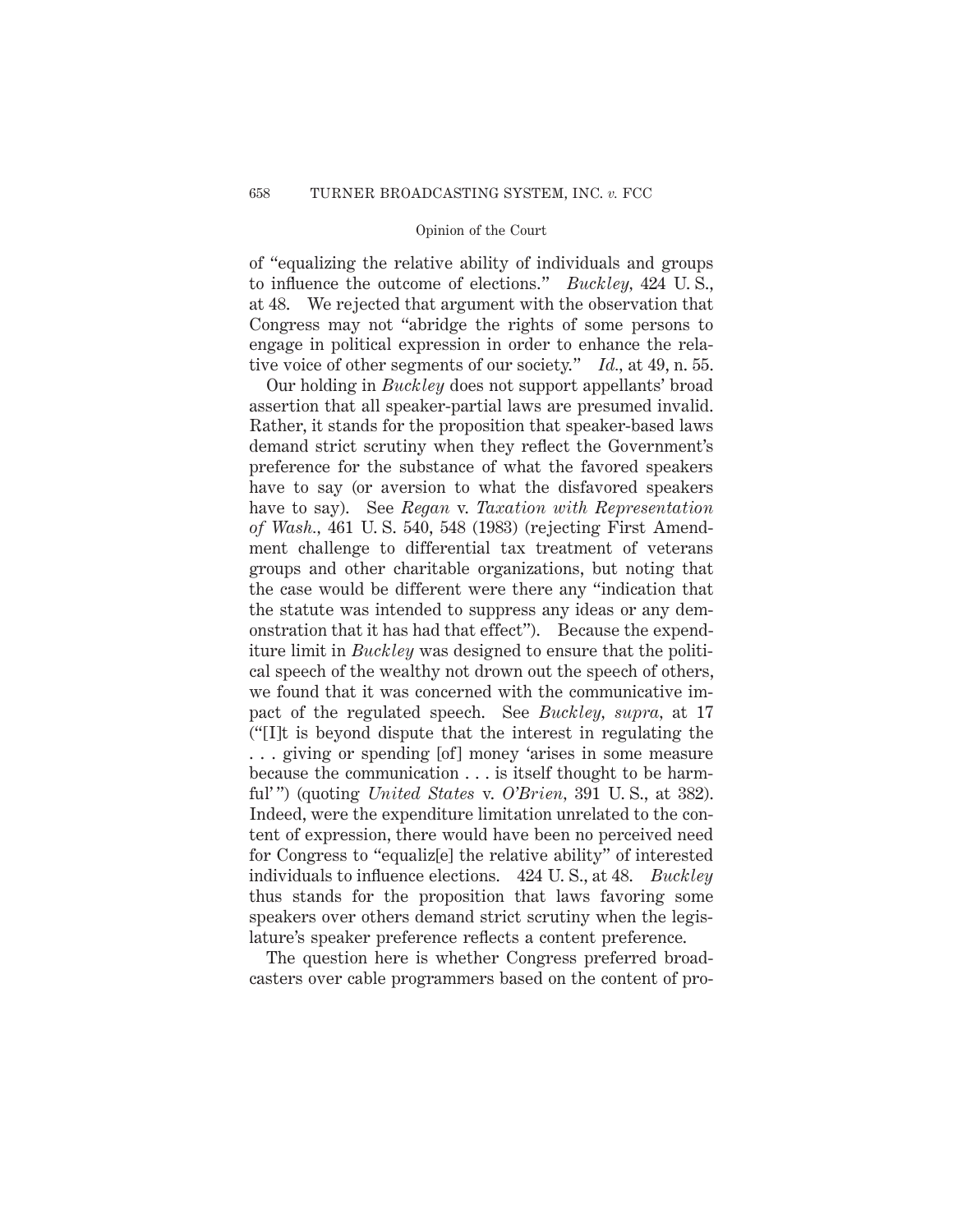of "equalizing the relative ability of individuals and groups to influence the outcome of elections." *Buckley,* 424 U. S., at 48. We rejected that argument with the observation that Congress may not "abridge the rights of some persons to engage in political expression in order to enhance the relative voice of other segments of our society." *Id.,* at 49, n. 55.

Our holding in *Buckley* does not support appellants' broad assertion that all speaker-partial laws are presumed invalid. Rather, it stands for the proposition that speaker-based laws demand strict scrutiny when they reflect the Government's preference for the substance of what the favored speakers have to say (or aversion to what the disfavored speakers have to say). See *Regan* v. *Taxation with Representation of Wash.,* 461 U. S. 540, 548 (1983) (rejecting First Amendment challenge to differential tax treatment of veterans groups and other charitable organizations, but noting that the case would be different were there any "indication that the statute was intended to suppress any ideas or any demonstration that it has had that effect"). Because the expenditure limit in *Buckley* was designed to ensure that the political speech of the wealthy not drown out the speech of others, we found that it was concerned with the communicative impact of the regulated speech. See *Buckley, supra,* at 17 ("[I]t is beyond dispute that the interest in regulating the . . . giving or spending [of] money 'arises in some measure because the communication . . . is itself thought to be harmful'") (quoting *United States* v. *O'Brien,* 391 U. S., at 382). Indeed, were the expenditure limitation unrelated to the content of expression, there would have been no perceived need for Congress to "equaliz[e] the relative ability" of interested individuals to influence elections. 424 U. S., at 48. *Buckley* thus stands for the proposition that laws favoring some speakers over others demand strict scrutiny when the legislature's speaker preference reflects a content preference.

The question here is whether Congress preferred broadcasters over cable programmers based on the content of pro-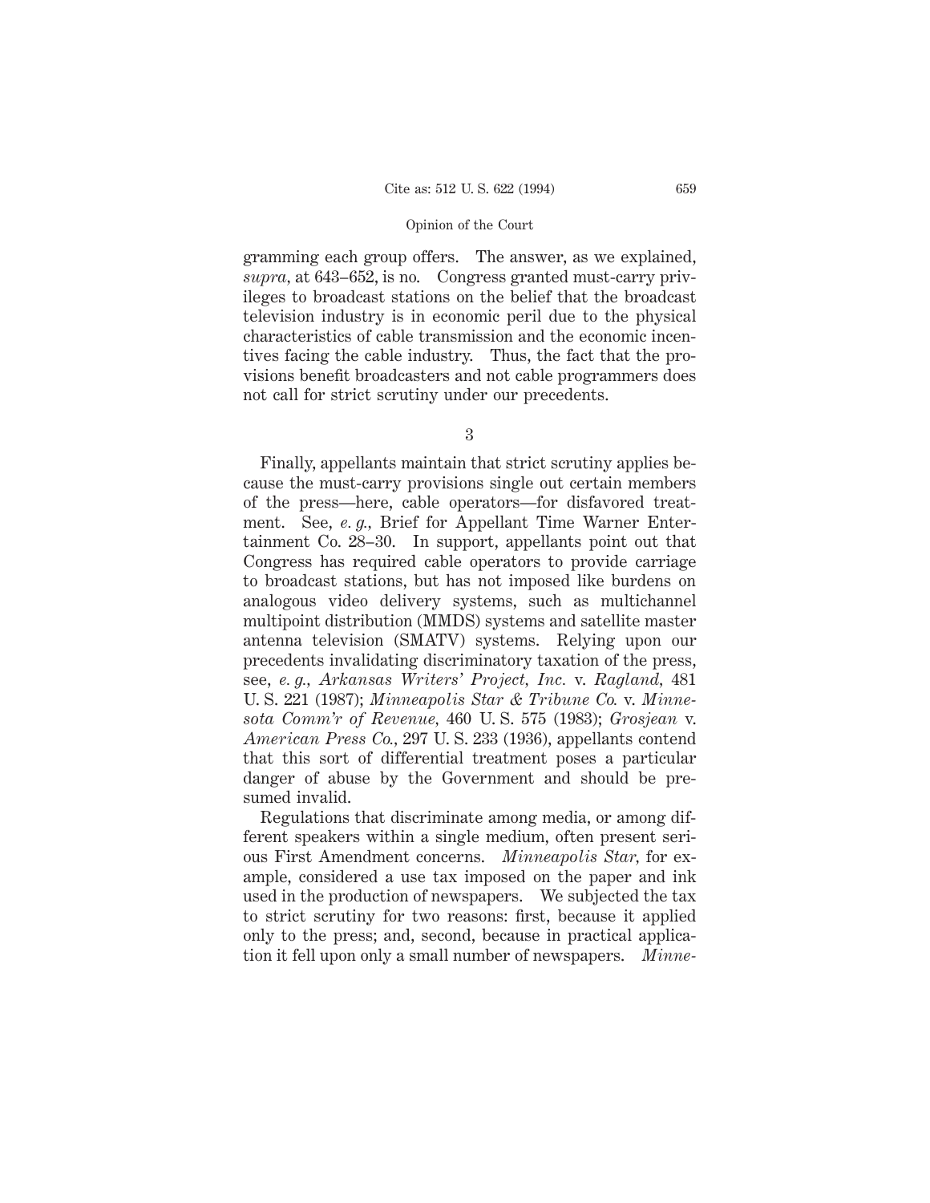gramming each group offers. The answer, as we explained, *supra,* at 643–652, is no. Congress granted must-carry privileges to broadcast stations on the belief that the broadcast television industry is in economic peril due to the physical characteristics of cable transmission and the economic incentives facing the cable industry. Thus, the fact that the provisions benefit broadcasters and not cable programmers does not call for strict scrutiny under our precedents.

3

Finally, appellants maintain that strict scrutiny applies because the must-carry provisions single out certain members of the press—here, cable operators—for disfavored treatment. See, *e. g.,* Brief for Appellant Time Warner Entertainment Co. 28–30. In support, appellants point out that Congress has required cable operators to provide carriage to broadcast stations, but has not imposed like burdens on analogous video delivery systems, such as multichannel multipoint distribution (MMDS) systems and satellite master antenna television (SMATV) systems. Relying upon our precedents invalidating discriminatory taxation of the press, see, *e. g., Arkansas Writers' Project, Inc.* v. *Ragland,* 481 U. S. 221 (1987); *Minneapolis Star & Tribune Co.* v. *Minnesota Comm'r of Revenue,* 460 U. S. 575 (1983); *Grosjean* v. *American Press Co.,* 297 U. S. 233 (1936), appellants contend that this sort of differential treatment poses a particular danger of abuse by the Government and should be presumed invalid.

Regulations that discriminate among media, or among different speakers within a single medium, often present serious First Amendment concerns. *Minneapolis Star,* for example, considered a use tax imposed on the paper and ink used in the production of newspapers. We subjected the tax to strict scrutiny for two reasons: first, because it applied only to the press; and, second, because in practical application it fell upon only a small number of newspapers. *Minne-*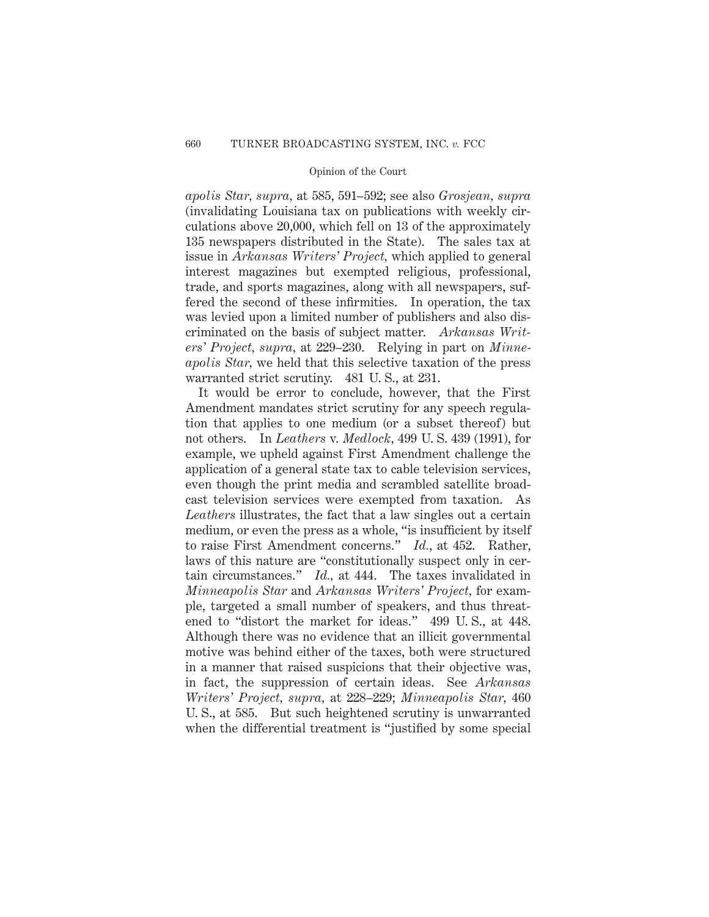*apolis Star*, *supra*, at 585, 591–592; see also *Grosjean*, *supra* (invalidating Louisiana tax on publications with weekly circulations above 20,000, which fell on 13 of the approximately 135 newspapers distributed in the State). The sales tax at issue in *Arkansas Writers' Project*, which applied to general interest magazines but exempted religious, professional, trade, and sports magazines, along with all newspapers, suffered the second of these infirmities. In operation, the tax was levied upon a limited number of publishers and also discriminated on the basis of subject matter. *Arkansas Writers' Project*, *supra*, at 229–230. Relying in part on *Minneapolis Star*, we held that this selective taxation of the press warranted strict scrutiny. 481 U. S., at 231.

It would be error to conclude, however, that the First Amendment mandates strict scrutiny for any speech regulation that applies to one medium (or a subset thereof) but not others. In *Leathers* v. *Medlock*, 499 U. S. 439 (1991), for example, we upheld against First Amendment challenge the application of a general state tax to cable television services, even though the print media and scrambled satellite broadcast television services were exempted from taxation. As *Leathers* illustrates, the fact that a law singles out a certain medium, or even the press as a whole, "is insufficient by itself to raise First Amendment concerns." *Id.*, at 452. Rather, laws of this nature are "constitutionally suspect only in certain circumstances." *Id.*, at 444. The taxes invalidated in *Minneapolis Star* and *Arkansas Writers' Project*, for example, targeted a small number of speakers, and thus threatened to "distort the market for ideas." 499 U. S., at 448. Although there was no evidence that an illicit governmental motive was behind either of the taxes, both were structured in a manner that raised suspicions that their objective was, in fact, the suppression of certain ideas. See *Arkansas Writers' Project*, *supra*, at 228–229; *Minneapolis Star*, 460 U. S., at 585. But such heightened scrutiny is unwarranted when the differential treatment is "justified by some special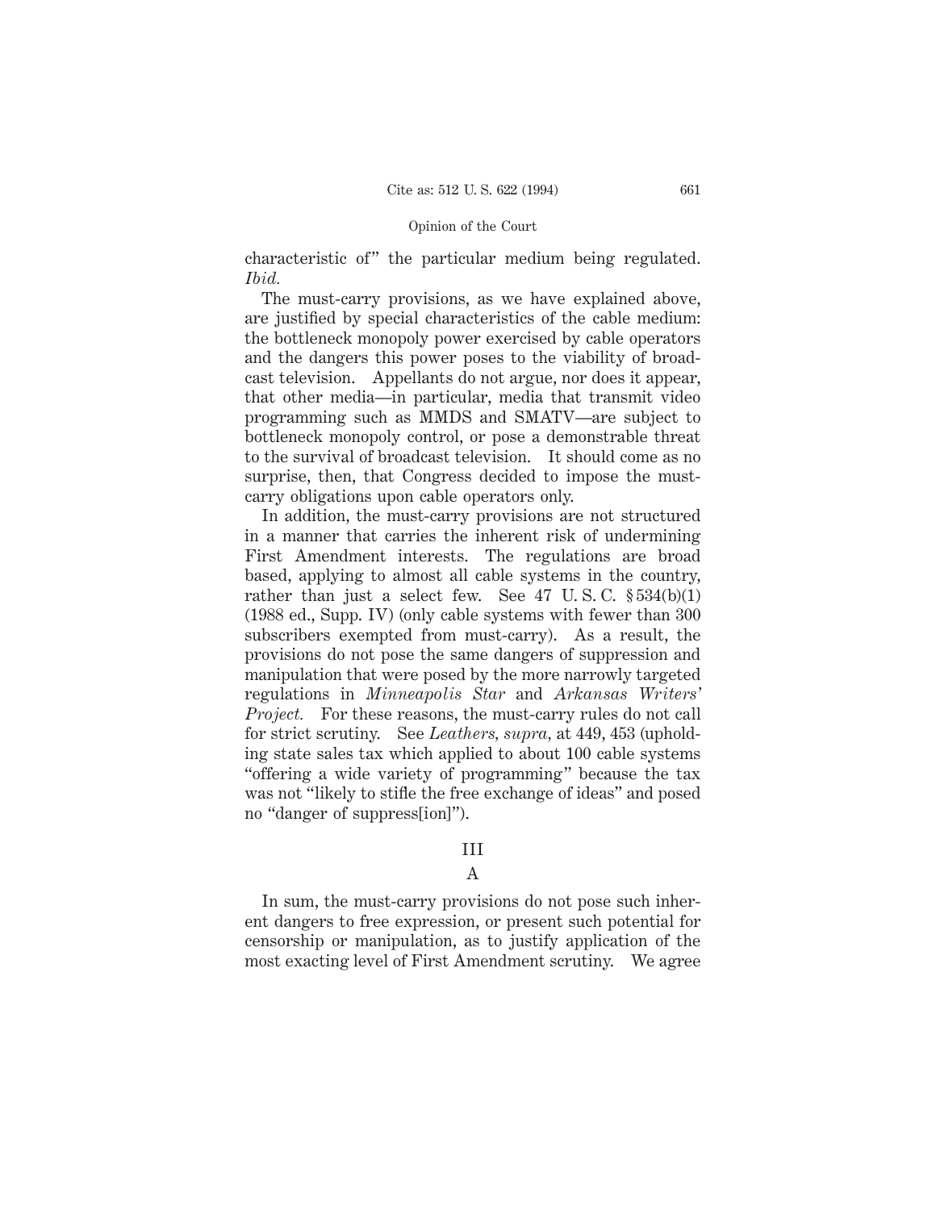characteristic of" the particular medium being regulated. *Ibid.*

The must-carry provisions, as we have explained above, are justified by special characteristics of the cable medium: the bottleneck monopoly power exercised by cable operators and the dangers this power poses to the viability of broadcast television. Appellants do not argue, nor does it appear, that other media—in particular, media that transmit video programming such as MMDS and SMATV—are subject to bottleneck monopoly control, or pose a demonstrable threat to the survival of broadcast television. It should come as no surprise, then, that Congress decided to impose the must-carry obligations upon cable operators only.

In addition, the must-carry provisions are not structured in a manner that carries the inherent risk of undermining First Amendment interests. The regulations are broad based, applying to almost all cable systems in the country, rather than just a select few. See 47 U. S. C. § 534(b)(1) (1988 ed., Supp. IV) (only cable systems with fewer than 300 subscribers exempted from must-carry). As a result, the provisions do not pose the same dangers of suppression and manipulation that were posed by the more narrowly targeted regulations in *Minneapolis Star* and *Arkansas Writers' Project.* For these reasons, the must-carry rules do not call for strict scrutiny. See *Leathers, supra,* at 449, 453 (upholding state sales tax which applied to about 100 cable systems "offering a wide variety of programming" because the tax was not "likely to stifle the free exchange of ideas" and posed no "danger of suppress[ion]").

## III

### A

In sum, the must-carry provisions do not pose such inherent dangers to free expression, or present such potential for censorship or manipulation, as to justify application of the most exacting level of First Amendment scrutiny. We agree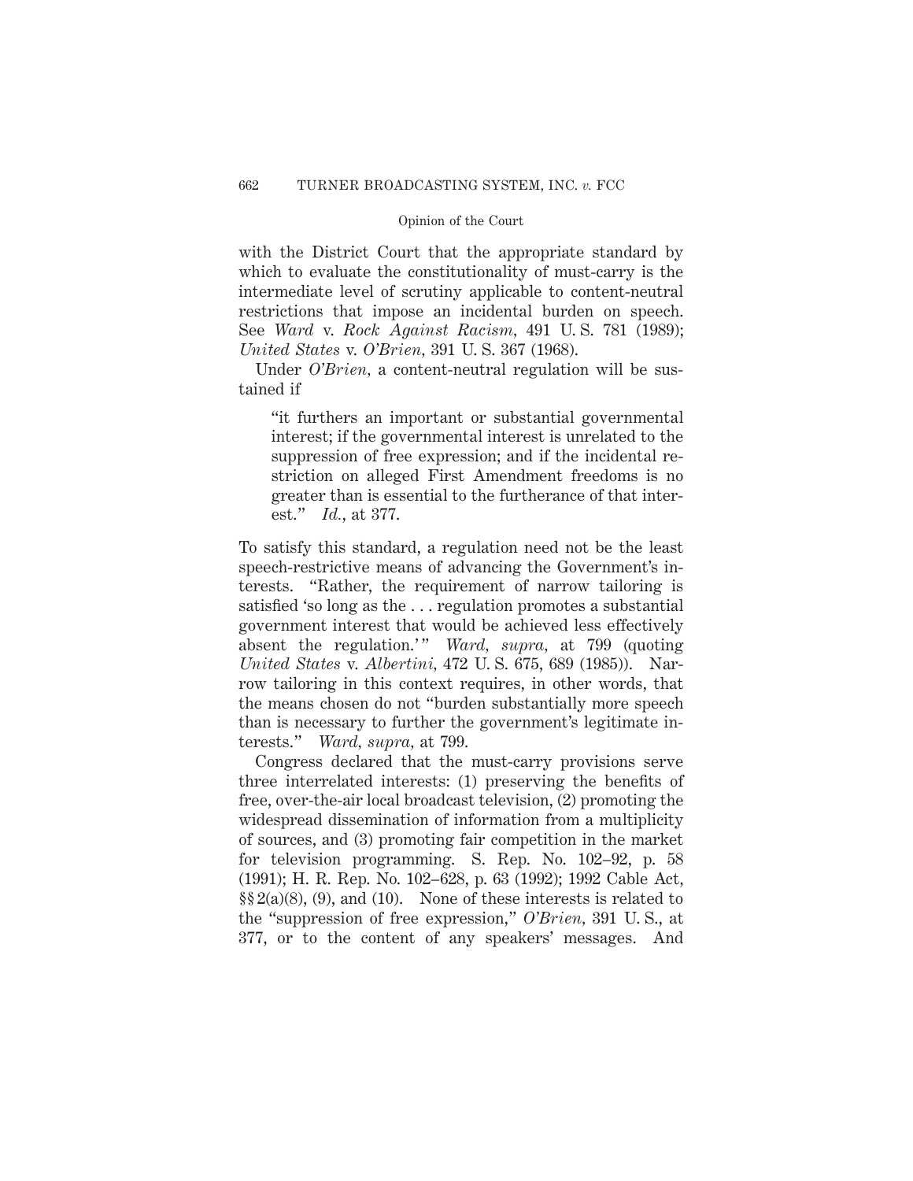with the District Court that the appropriate standard by which to evaluate the constitutionality of must-carry is the intermediate level of scrutiny applicable to content-neutral restrictions that impose an incidental burden on speech. See *Ward* v. *Rock Against Racism,* 491 U. S. 781 (1989); *United States* v. *O'Brien,* 391 U. S. 367 (1968).

Under *O'Brien,* a content-neutral regulation will be sustained if

> "it furthers an important or substantial governmental interest; if the governmental interest is unrelated to the suppression of free expression; and if the incidental restriction on alleged First Amendment freedoms is no greater than is essential to the furtherance of that interest." *Id.,* at 377.

To satisfy this standard, a regulation need not be the least speech-restrictive means of advancing the Government's interests. "Rather, the requirement of narrow tailoring is satisfied 'so long as the . . . regulation promotes a substantial government interest that would be achieved less effectively absent the regulation.'" *Ward, supra,* at 799 (quoting *United States* v. *Albertini,* 472 U. S. 675, 689 (1985)). Narrow tailoring in this context requires, in other words, that the means chosen do not "burden substantially more speech than is necessary to further the government's legitimate interests." *Ward, supra,* at 799.

Congress declared that the must-carry provisions serve three interrelated interests: (1) preserving the benefits of free, over-the-air local broadcast television, (2) promoting the widespread dissemination of information from a multiplicity of sources, and (3) promoting fair competition in the market for television programming. S. Rep. No. 102–92, p. 58 (1991); H. R. Rep. No. 102–628, p. 63 (1992); 1992 Cable Act, §§ 2(a)(8), (9), and (10). None of these interests is related to the "suppression of free expression," *O'Brien,* 391 U. S., at 377, or to the content of any speakers' messages. And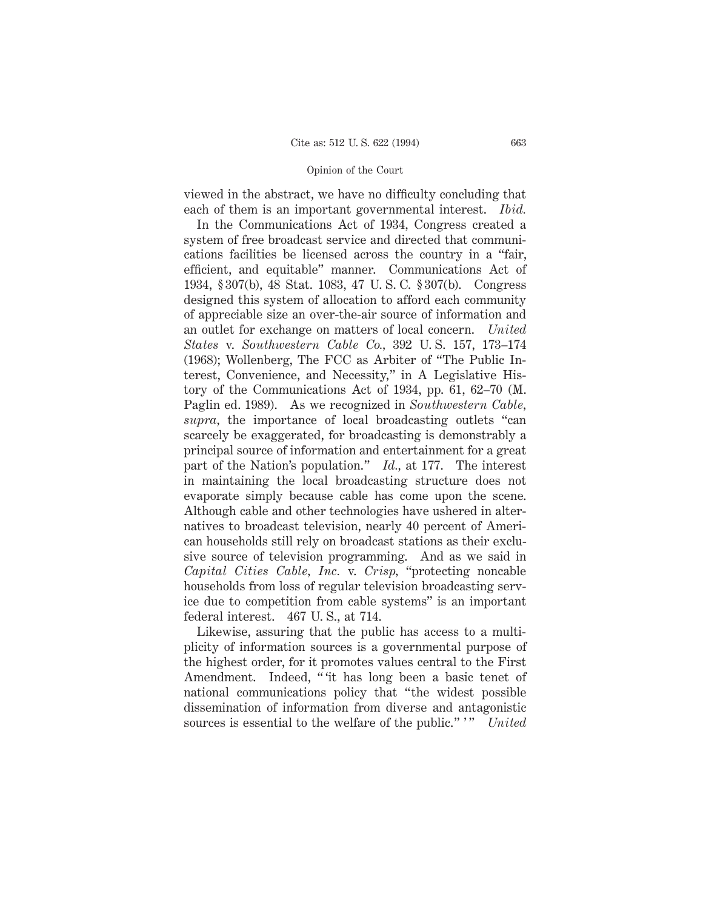viewed in the abstract, we have no difficulty concluding that each of them is an important governmental interest. *Ibid.*

In the Communications Act of 1934, Congress created a system of free broadcast service and directed that communications facilities be licensed across the country in a "fair, efficient, and equitable" manner. Communications Act of 1934, § 307(b), 48 Stat. 1083, 47 U. S. C. § 307(b). Congress designed this system of allocation to afford each community of appreciable size an over-the-air source of information and an outlet for exchange on matters of local concern. *United States* v. *Southwestern Cable Co.*, 392 U. S. 157, 173–174 (1968); Wollenberg, The FCC as Arbiter of "The Public Interest, Convenience, and Necessity," in A Legislative History of the Communications Act of 1934, pp. 61, 62–70 (M. Paglin ed. 1989). As we recognized in *Southwestern Cable, supra,* the importance of local broadcasting outlets "can scarcely be exaggerated, for broadcasting is demonstrably a principal source of information and entertainment for a great part of the Nation's population." *Id.*, at 177. The interest in maintaining the local broadcasting structure does not evaporate simply because cable has come upon the scene. Although cable and other technologies have ushered in alternatives to broadcast television, nearly 40 percent of American households still rely on broadcast stations as their exclusive source of television programming. And as we said in *Capital Cities Cable, Inc.* v. *Crisp*, "protecting noncable households from loss of regular television broadcasting service due to competition from cable systems" is an important federal interest. 467 U. S., at 714.

Likewise, assuring that the public has access to a multiplicity of information sources is a governmental purpose of the highest order, for it promotes values central to the First Amendment. Indeed, " 'it has long been a basic tenet of national communications policy that "the widest possible dissemination of information from diverse and antagonistic sources is essential to the welfare of the public." ' " *United*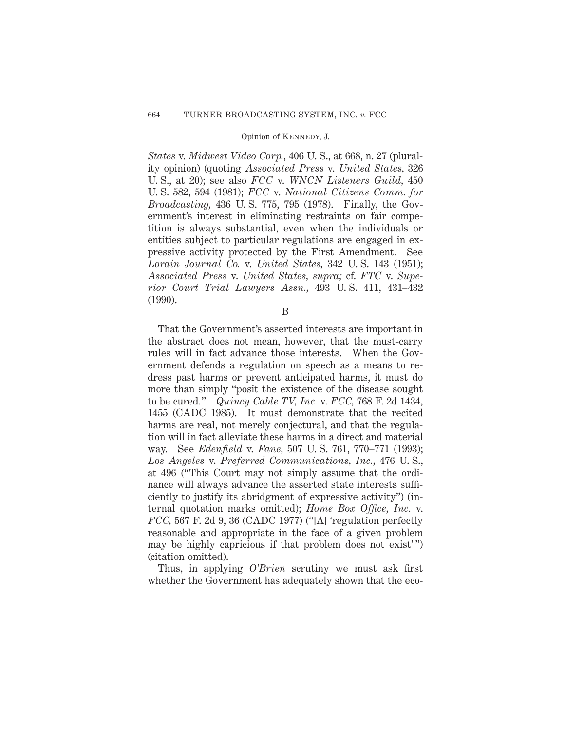*States* v. *Midwest Video Corp.*, 406 U. S., at 668, n. 27 (plurality opinion) (quoting *Associated Press* v. *United States*, 326 U. S., at 20); see also *FCC* v. *WNCN Listeners Guild*, 450 U. S. 582, 594 (1981); *FCC* v. *National Citizens Comm. for Broadcasting*, 436 U. S. 775, 795 (1978). Finally, the Government's interest in eliminating restraints on fair competition is always substantial, even when the individuals or entities subject to particular regulations are engaged in expressive activity protected by the First Amendment. See *Lorain Journal Co.* v. *United States*, 342 U. S. 143 (1951); *Associated Press* v. *United States*, *supra;* cf. *FTC* v. *Superior Court Trial Lawyers Assn.*, 493 U. S. 411, 431–432 (1990).

B

That the Government's asserted interests are important in the abstract does not mean, however, that the must-carry rules will in fact advance those interests. When the Government defends a regulation on speech as a means to redress past harms or prevent anticipated harms, it must do more than simply "posit the existence of the disease sought to be cured." *Quincy Cable TV, Inc.* v. *FCC*, 768 F. 2d 1434, 1455 (CADC 1985). It must demonstrate that the recited harms are real, not merely conjectural, and that the regulation will in fact alleviate these harms in a direct and material way. See *Edenfield* v. *Fane*, 507 U. S. 761, 770–771 (1993); *Los Angeles* v. *Preferred Communications, Inc.*, 476 U. S., at 496 ("This Court may not simply assume that the ordinance will always advance the asserted state interests sufficiently to justify its abridgment of expressive activity") (internal quotation marks omitted); *Home Box Office, Inc.* v. *FCC*, 567 F. 2d 9, 36 (CADC 1977) ("[A] 'regulation perfectly reasonable and appropriate in the face of a given problem may be highly capricious if that problem does not exist'") (citation omitted).

Thus, in applying *O'Brien* scrutiny we must ask first whether the Government has adequately shown that the eco-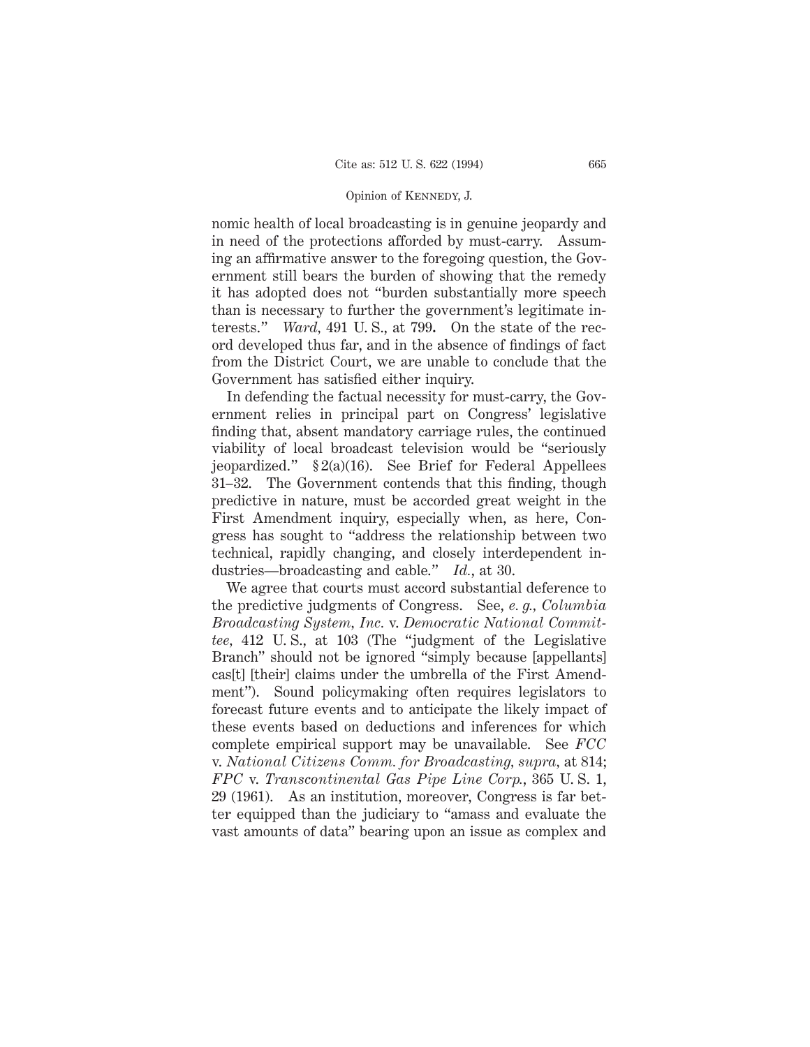nomic health of local broadcasting is in genuine jeopardy and in need of the protections afforded by must-carry. Assuming an affirmative answer to the foregoing question, the Government still bears the burden of showing that the remedy it has adopted does not "burden substantially more speech than is necessary to further the government's legitimate interests." *Ward*, 491 U. S., at 799. On the state of the record developed thus far, and in the absence of findings of fact from the District Court, we are unable to conclude that the Government has satisfied either inquiry.

In defending the factual necessity for must-carry, the Government relies in principal part on Congress' legislative finding that, absent mandatory carriage rules, the continued viability of local broadcast television would be "seriously jeopardized." § 2(a)(16). See Brief for Federal Appellees 31–32. The Government contends that this finding, though predictive in nature, must be accorded great weight in the First Amendment inquiry, especially when, as here, Congress has sought to "address the relationship between two technical, rapidly changing, and closely interdependent industries—broadcasting and cable." *Id.*, at 30.

We agree that courts must accord substantial deference to the predictive judgments of Congress. See, *e. g.*, *Columbia Broadcasting System, Inc.* v. *Democratic National Committee*, 412 U. S., at 103 (The "judgment of the Legislative Branch" should not be ignored "simply because [appellants] cas[t] [their] claims under the umbrella of the First Amendment"). Sound policymaking often requires legislators to forecast future events and to anticipate the likely impact of these events based on deductions and inferences for which complete empirical support may be unavailable. See *FCC* v. *National Citizens Comm. for Broadcasting*, *supra*, at 814; *FPC* v. *Transcontinental Gas Pipe Line Corp.*, 365 U. S. 1, 29 (1961). As an institution, moreover, Congress is far better equipped than the judiciary to "amass and evaluate the vast amounts of data" bearing upon an issue as complex and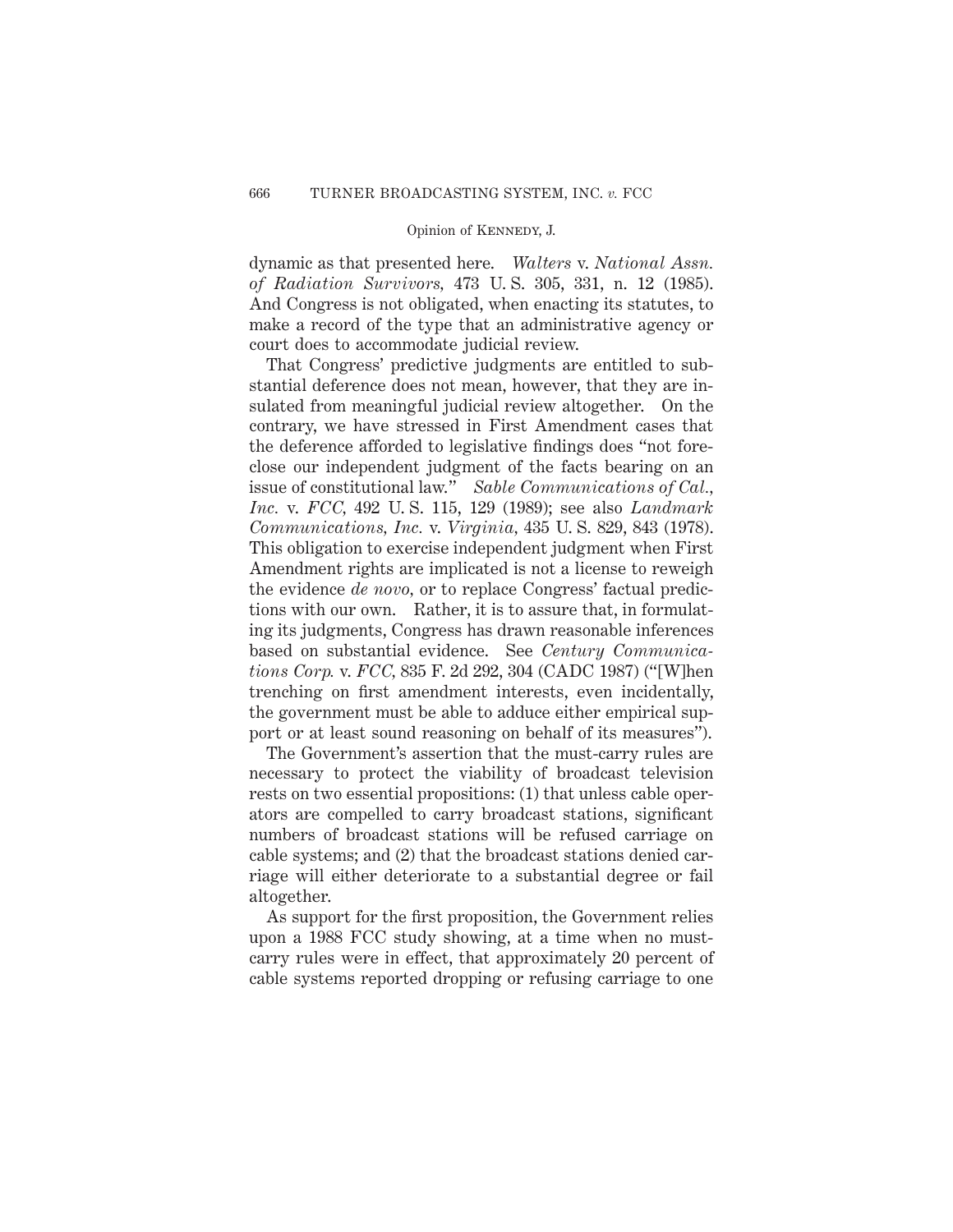dynamic as that presented here. *Walters* v. *National Assn. of Radiation Survivors*, 473 U. S. 305, 331, n. 12 (1985). And Congress is not obligated, when enacting its statutes, to make a record of the type that an administrative agency or court does to accommodate judicial review.

That Congress' predictive judgments are entitled to substantial deference does not mean, however, that they are insulated from meaningful judicial review altogether. On the contrary, we have stressed in First Amendment cases that the deference afforded to legislative findings does "not foreclose our independent judgment of the facts bearing on an issue of constitutional law." *Sable Communications of Cal., Inc.* v. *FCC*, 492 U. S. 115, 129 (1989); see also *Landmark Communications, Inc.* v. *Virginia*, 435 U. S. 829, 843 (1978). This obligation to exercise independent judgment when First Amendment rights are implicated is not a license to reweigh the evidence *de novo*, or to replace Congress' factual predictions with our own. Rather, it is to assure that, in formulating its judgments, Congress has drawn reasonable inferences based on substantial evidence. See *Century Communications Corp.* v. *FCC*, 835 F. 2d 292, 304 (CADC 1987) ("[W]hen trenching on first amendment interests, even incidentally, the government must be able to adduce either empirical support or at least sound reasoning on behalf of its measures").

The Government's assertion that the must-carry rules are necessary to protect the viability of broadcast television rests on two essential propositions: (1) that unless cable operators are compelled to carry broadcast stations, significant numbers of broadcast stations will be refused carriage on cable systems; and (2) that the broadcast stations denied carriage will either deteriorate to a substantial degree or fail altogether.

As support for the first proposition, the Government relies upon a 1988 FCC study showing, at a time when no must-carry rules were in effect, that approximately 20 percent of cable systems reported dropping or refusing carriage to one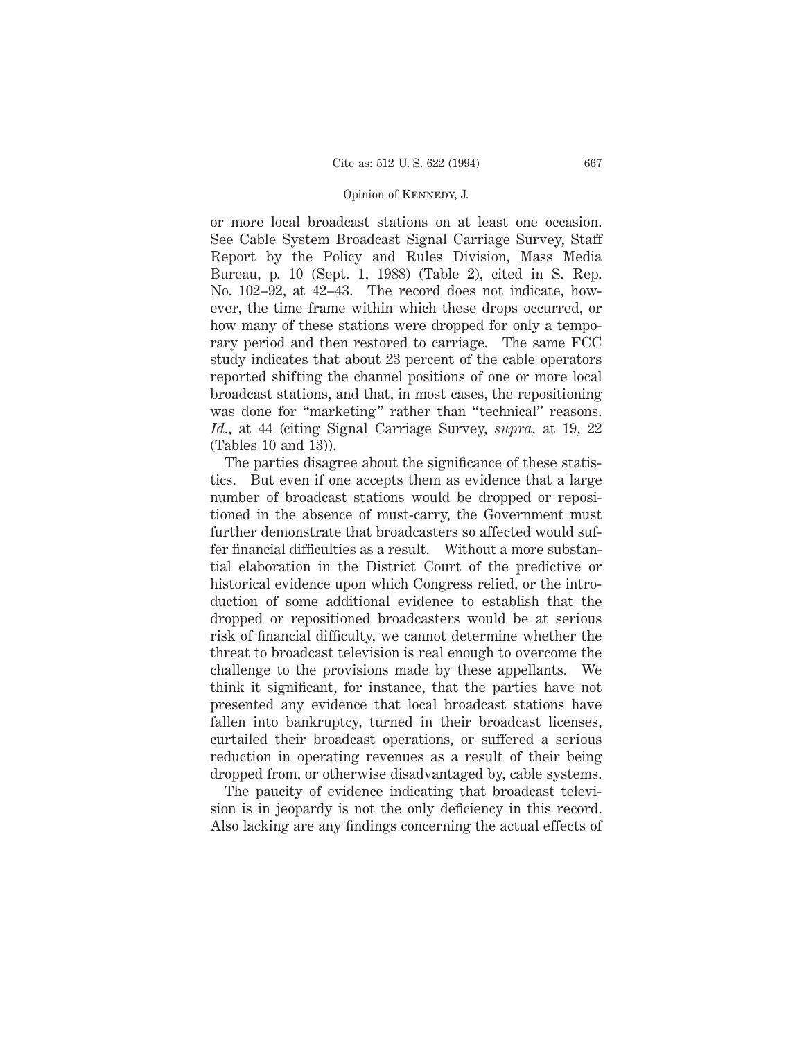or more local broadcast stations on at least one occasion. See Cable System Broadcast Signal Carriage Survey, Staff Report by the Policy and Rules Division, Mass Media Bureau, p. 10 (Sept. 1, 1988) (Table 2), cited in S. Rep. No. 102–92, at 42–43. The record does not indicate, however, the time frame within which these drops occurred, or how many of these stations were dropped for only a temporary period and then restored to carriage. The same FCC study indicates that about 23 percent of the cable operators reported shifting the channel positions of one or more local broadcast stations, and that, in most cases, the repositioning was done for "marketing" rather than "technical" reasons. *Id.*, at 44 (citing Signal Carriage Survey, *supra*, at 19, 22 (Tables 10 and 13)).

The parties disagree about the significance of these statistics. But even if one accepts them as evidence that a large number of broadcast stations would be dropped or repositioned in the absence of must-carry, the Government must further demonstrate that broadcasters so affected would suffer financial difficulties as a result. Without a more substantial elaboration in the District Court of the predictive or historical evidence upon which Congress relied, or the introduction of some additional evidence to establish that the dropped or repositioned broadcasters would be at serious risk of financial difficulty, we cannot determine whether the threat to broadcast television is real enough to overcome the challenge to the provisions made by these appellants. We think it significant, for instance, that the parties have not presented any evidence that local broadcast stations have fallen into bankruptcy, turned in their broadcast licenses, curtailed their broadcast operations, or suffered a serious reduction in operating revenues as a result of their being dropped from, or otherwise disadvantaged by, cable systems.

The paucity of evidence indicating that broadcast television is in jeopardy is not the only deficiency in this record. Also lacking are any findings concerning the actual effects of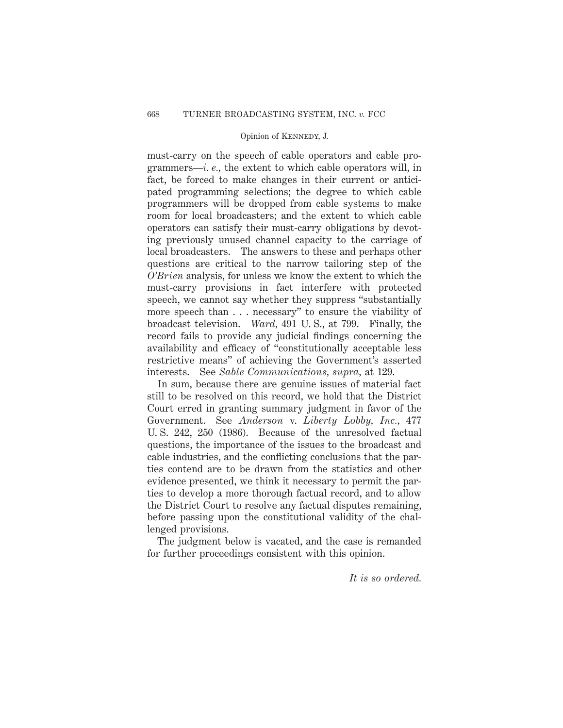must-carry on the speech of cable operators and cable programmers—*i. e.,* the extent to which cable operators will, in fact, be forced to make changes in their current or anticipated programming selections; the degree to which cable programmers will be dropped from cable systems to make room for local broadcasters; and the extent to which cable operators can satisfy their must-carry obligations by devoting previously unused channel capacity to the carriage of local broadcasters. The answers to these and perhaps other questions are critical to the narrow tailoring step of the *O'Brien* analysis, for unless we know the extent to which the must-carry provisions in fact interfere with protected speech, we cannot say whether they suppress "substantially more speech than . . . necessary" to ensure the viability of broadcast television. *Ward,* 491 U. S., at 799. Finally, the record fails to provide any judicial findings concerning the availability and efficacy of "constitutionally acceptable less restrictive means" of achieving the Government's asserted interests. See *Sable Communications, supra,* at 129.

In sum, because there are genuine issues of material fact still to be resolved on this record, we hold that the District Court erred in granting summary judgment in favor of the Government. See *Anderson* v. *Liberty Lobby, Inc.,* 477 U. S. 242, 250 (1986). Because of the unresolved factual questions, the importance of the issues to the broadcast and cable industries, and the conflicting conclusions that the parties contend are to be drawn from the statistics and other evidence presented, we think it necessary to permit the parties to develop a more thorough factual record, and to allow the District Court to resolve any factual disputes remaining, before passing upon the constitutional validity of the challenged provisions.

The judgment below is vacated, and the case is remanded for further proceedings consistent with this opinion.

*It is so ordered.*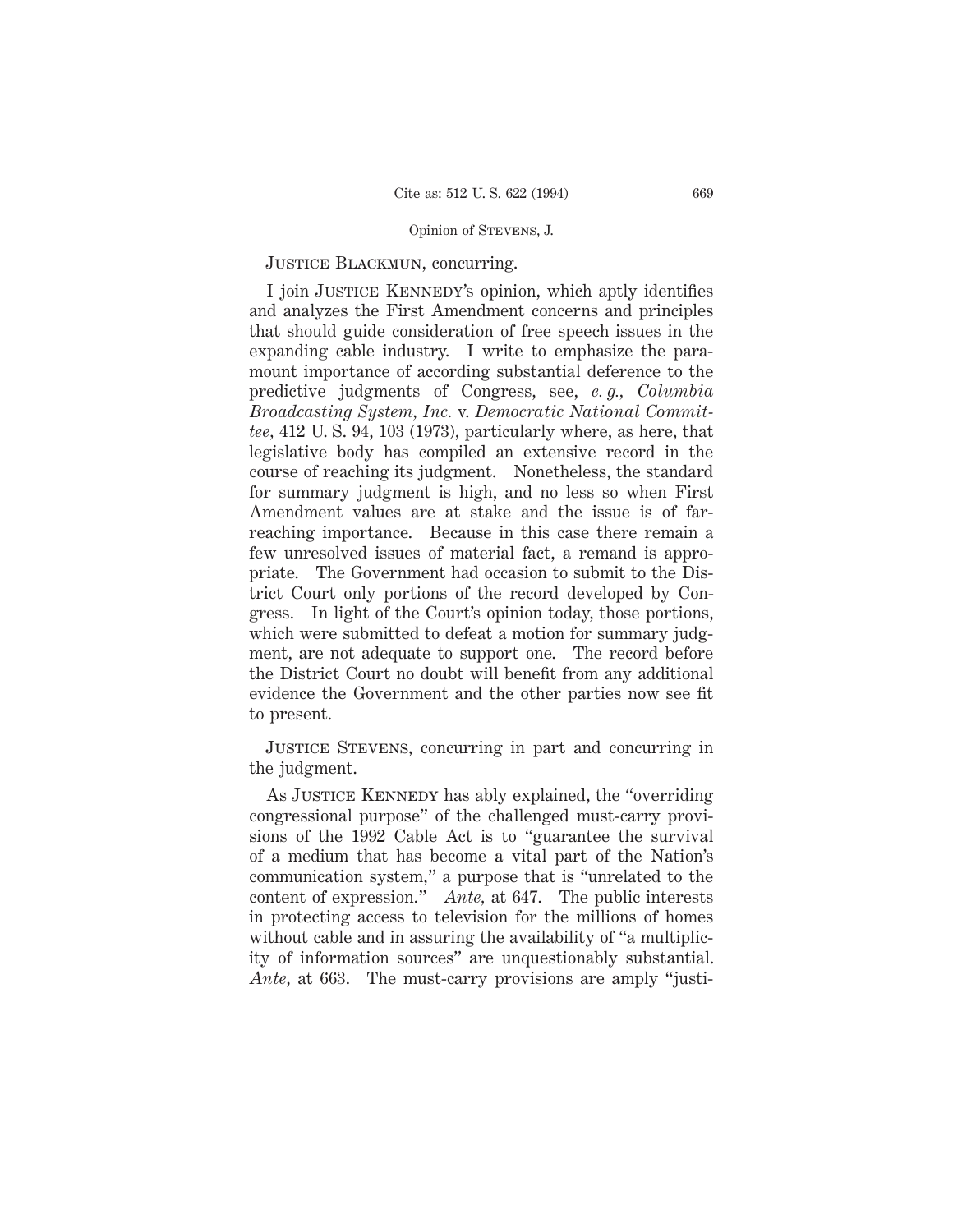Justice Blackmun, concurring.

I join Justice Kennedy's opinion, which aptly identifies and analyzes the First Amendment concerns and principles that should guide consideration of free speech issues in the expanding cable industry. I write to emphasize the paramount importance of according substantial deference to the predictive judgments of Congress, see, *e. g., Columbia Broadcasting System, Inc.* v. *Democratic National Committee*, 412 U. S. 94, 103 (1973), particularly where, as here, that legislative body has compiled an extensive record in the course of reaching its judgment. Nonetheless, the standard for summary judgment is high, and no less so when First Amendment values are at stake and the issue is of far-reaching importance. Because in this case there remain a few unresolved issues of material fact, a remand is appropriate. The Government had occasion to submit to the District Court only portions of the record developed by Congress. In light of the Court's opinion today, those portions, which were submitted to defeat a motion for summary judgment, are not adequate to support one. The record before the District Court no doubt will benefit from any additional evidence the Government and the other parties now see fit to present.

Justice Stevens, concurring in part and concurring in the judgment.

As Justice Kennedy has ably explained, the "overriding congressional purpose" of the challenged must-carry provisions of the 1992 Cable Act is to "guarantee the survival of a medium that has become a vital part of the Nation's communication system," a purpose that is "unrelated to the content of expression." *Ante*, at 647. The public interests in protecting access to television for the millions of homes without cable and in assuring the availability of "a multiplicity of information sources" are unquestionably substantial. *Ante*, at 663. The must-carry provisions are amply "justi-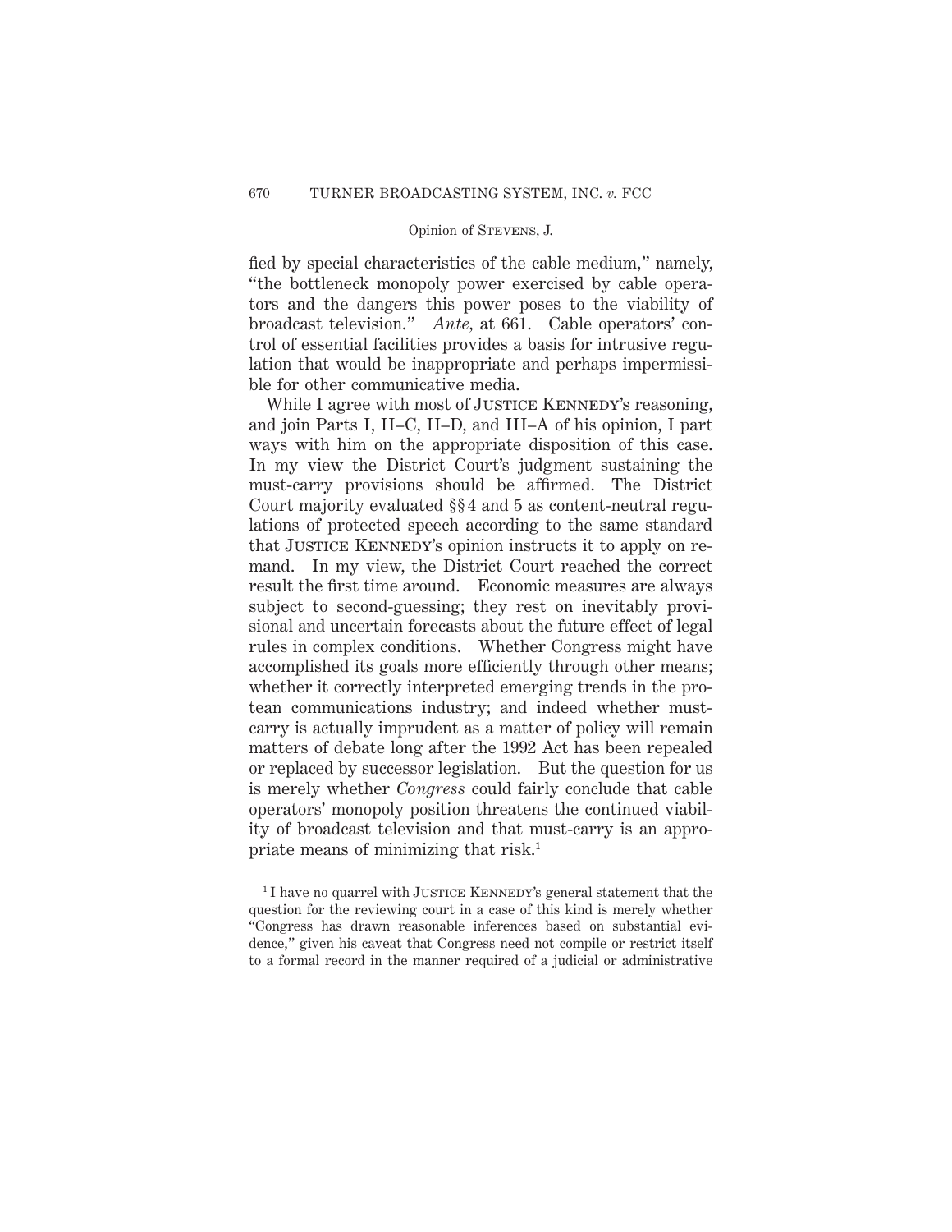fied by special characteristics of the cable medium," namely, "the bottleneck monopoly power exercised by cable operators and the dangers this power poses to the viability of broadcast television." *Ante,* at 661. Cable operators' control of essential facilities provides a basis for intrusive regulation that would be inappropriate and perhaps impermissible for other communicative media.

While I agree with most of JUSTICE KENNEDY's reasoning, and join Parts I, II–C, II–D, and III–A of his opinion, I part ways with him on the appropriate disposition of this case. In my view the District Court's judgment sustaining the must-carry provisions should be affirmed. The District Court majority evaluated §§ 4 and 5 as content-neutral regulations of protected speech according to the same standard that JUSTICE KENNEDY's opinion instructs it to apply on remand. In my view, the District Court reached the correct result the first time around. Economic measures are always subject to second-guessing; they rest on inevitably provisional and uncertain forecasts about the future effect of legal rules in complex conditions. Whether Congress might have accomplished its goals more efficiently through other means; whether it correctly interpreted emerging trends in the protean communications industry; and indeed whether must-carry is actually imprudent as a matter of policy will remain matters of debate long after the 1992 Act has been repealed or replaced by successor legislation. But the question for us is merely whether *Congress* could fairly conclude that cable operators' monopoly position threatens the continued viability of broadcast television and that must-carry is an appropriate means of minimizing that risk.[1]

---

[1] I have no quarrel with JUSTICE KENNEDY's general statement that the question for the reviewing court in a case of this kind is merely whether "Congress has drawn reasonable inferences based on substantial evidence," given his caveat that Congress need not compile or restrict itself to a formal record in the manner required of a judicial or administrative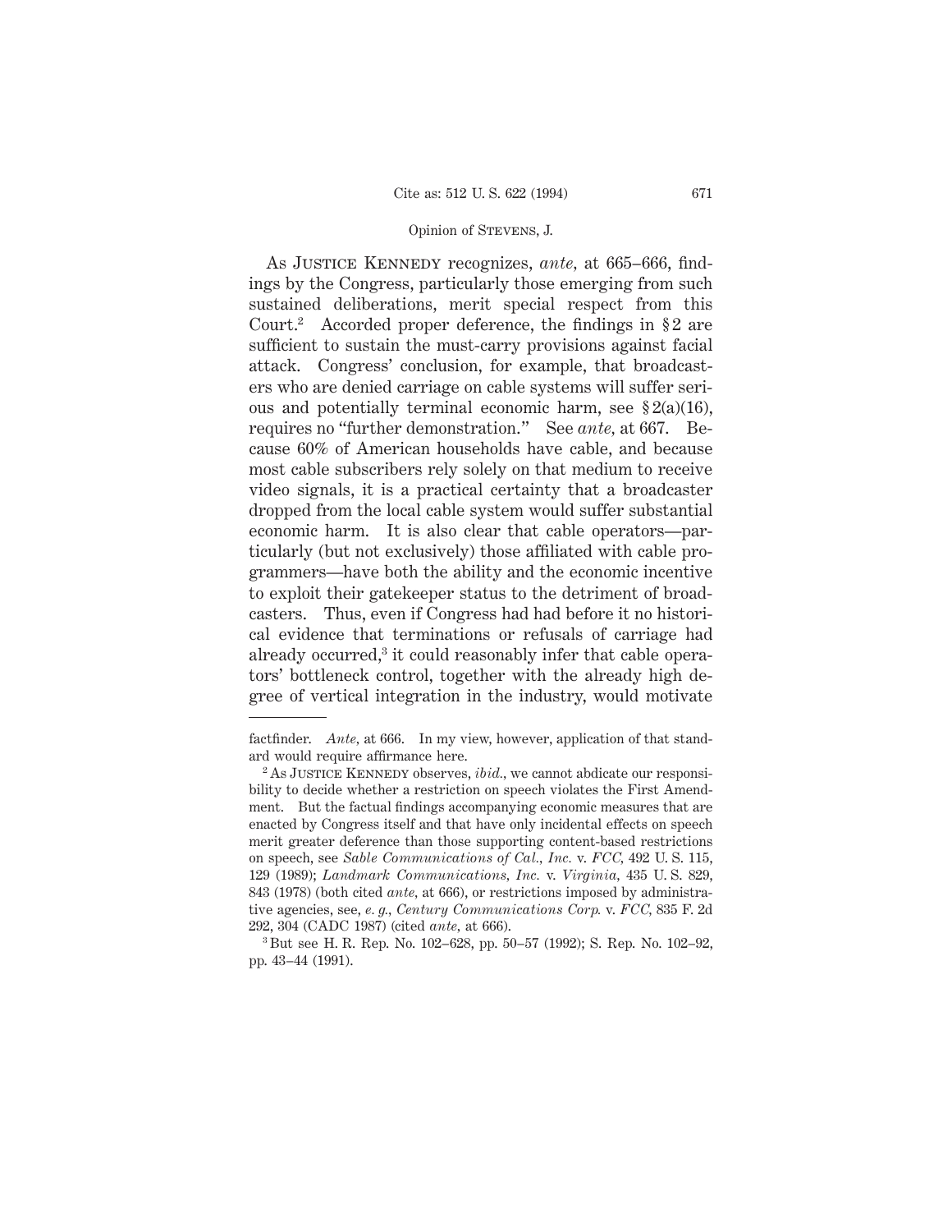As JUSTICE KENNEDY recognizes, *ante*, at 665–666, findings by the Congress, particularly those emerging from such sustained deliberations, merit special respect from this Court.[2] Accorded proper deference, the findings in § 2 are sufficient to sustain the must-carry provisions against facial attack. Congress' conclusion, for example, that broadcasters who are denied carriage on cable systems will suffer serious and potentially terminal economic harm, see § 2(a)(16), requires no "further demonstration." See *ante*, at 667. Because 60% of American households have cable, and because most cable subscribers rely solely on that medium to receive video signals, it is a practical certainty that a broadcaster dropped from the local cable system would suffer substantial economic harm. It is also clear that cable operators—particularly (but not exclusively) those affiliated with cable programmers—have both the ability and the economic incentive to exploit their gatekeeper status to the detriment of broadcasters. Thus, even if Congress had had before it no historical evidence that terminations or refusals of carriage had already occurred,[3] it could reasonably infer that cable operators' bottleneck control, together with the already high degree of vertical integration in the industry, would motivate

---

factfinder. *Ante*, at 666. In my view, however, application of that standard would require affirmance here.

[2] As JUSTICE KENNEDY observes, *ibid.*, we cannot abdicate our responsibility to decide whether a restriction on speech violates the First Amendment. But the factual findings accompanying economic measures that are enacted by Congress itself and that have only incidental effects on speech merit greater deference than those supporting content-based restrictions on speech, see *Sable Communications of Cal., Inc.* v. *FCC*, 492 U. S. 115, 129 (1989); *Landmark Communications, Inc.* v. *Virginia*, 435 U. S. 829, 843 (1978) (both cited *ante*, at 666), or restrictions imposed by administrative agencies, see, *e. g.*, *Century Communications Corp.* v. *FCC*, 835 F. 2d 292, 304 (CADC 1987) (cited *ante*, at 666).

[3] But see H. R. Rep. No. 102–628, pp. 50–57 (1992); S. Rep. No. 102–92, pp. 43–44 (1991).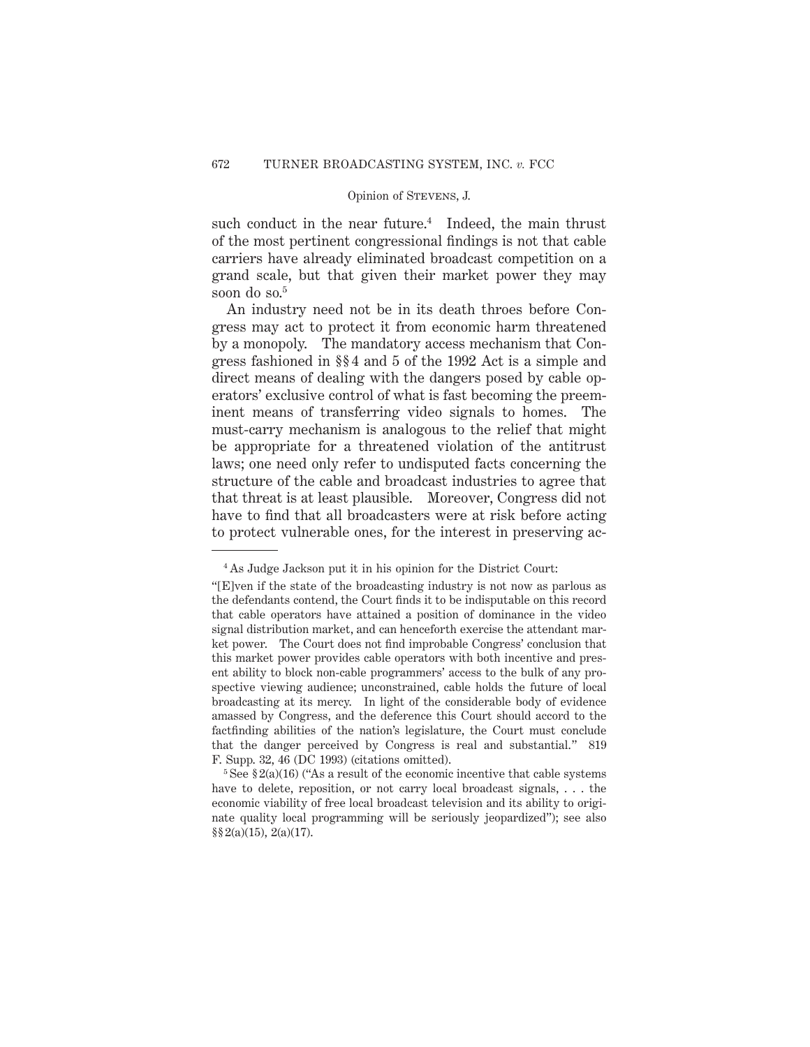such conduct in the near future.[4] Indeed, the main thrust of the most pertinent congressional findings is not that cable carriers have already eliminated broadcast competition on a grand scale, but that given their market power they may soon do so.[5]

An industry need not be in its death throes before Congress may act to protect it from economic harm threatened by a monopoly. The mandatory access mechanism that Congress fashioned in §§ 4 and 5 of the 1992 Act is a simple and direct means of dealing with the dangers posed by cable operators' exclusive control of what is fast becoming the preeminent means of transferring video signals to homes. The must-carry mechanism is analogous to the relief that might be appropriate for a threatened violation of the antitrust laws; one need only refer to undisputed facts concerning the structure of the cable and broadcast industries to agree that that threat is at least plausible. Moreover, Congress did not have to find that all broadcasters were at risk before acting to protect vulnerable ones, for the interest in preserving ac-

---

[4] As Judge Jackson put it in his opinion for the District Court:

"[E]ven if the state of the broadcasting industry is not now as parlous as the defendants contend, the Court finds it to be indisputable on this record that cable operators have attained a position of dominance in the video signal distribution market, and can henceforth exercise the attendant market power. The Court does not find improbable Congress' conclusion that this market power provides cable operators with both incentive and present ability to block non-cable programmers' access to the bulk of any prospective viewing audience; unconstrained, cable holds the future of local broadcasting at its mercy. In light of the considerable body of evidence amassed by Congress, and the deference this Court should accord to the factfinding abilities of the nation's legislature, the Court must conclude that the danger perceived by Congress is real and substantial." 819 F. Supp. 32, 46 (DC 1993) (citations omitted).

[5] See § 2(a)(16) ("As a result of the economic incentive that cable systems have to delete, reposition, or not carry local broadcast signals, . . . the economic viability of free local broadcast television and its ability to originate quality local programming will be seriously jeopardized"); see also §§ 2(a)(15), 2(a)(17).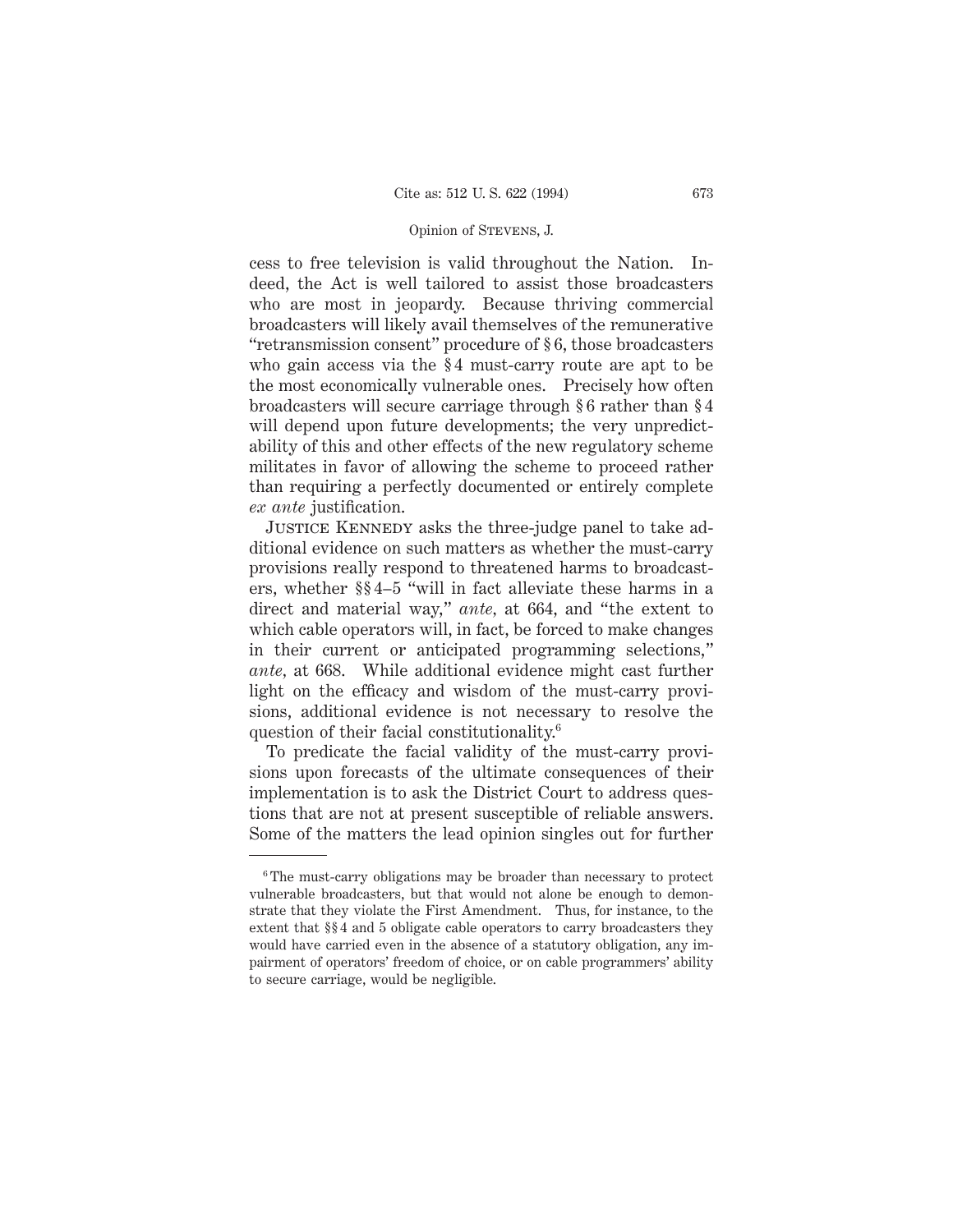cess to free television is valid throughout the Nation. Indeed, the Act is well tailored to assist those broadcasters who are most in jeopardy. Because thriving commercial broadcasters will likely avail themselves of the remunerative "retransmission consent" procedure of § 6, those broadcasters who gain access via the § 4 must-carry route are apt to be the most economically vulnerable ones. Precisely how often broadcasters will secure carriage through § 6 rather than § 4 will depend upon future developments; the very unpredictability of this and other effects of the new regulatory scheme militates in favor of allowing the scheme to proceed rather than requiring a perfectly documented or entirely complete *ex ante* justification.

Justice Kennedy asks the three-judge panel to take additional evidence on such matters as whether the must-carry provisions really respond to threatened harms to broadcasters, whether §§ 4–5 "will in fact alleviate these harms in a direct and material way," *ante*, at 664, and "the extent to which cable operators will, in fact, be forced to make changes in their current or anticipated programming selections," *ante*, at 668. While additional evidence might cast further light on the efficacy and wisdom of the must-carry provisions, additional evidence is not necessary to resolve the question of their facial constitutionality.[6]

To predicate the facial validity of the must-carry provisions upon forecasts of the ultimate consequences of their implementation is to ask the District Court to address questions that are not at present susceptible of reliable answers. Some of the matters the lead opinion singles out for further

---

[6] The must-carry obligations may be broader than necessary to protect vulnerable broadcasters, but that would not alone be enough to demonstrate that they violate the First Amendment. Thus, for instance, to the extent that §§ 4 and 5 obligate cable operators to carry broadcasters they would have carried even in the absence of a statutory obligation, any impairment of operators' freedom of choice, or on cable programmers' ability to secure carriage, would be negligible.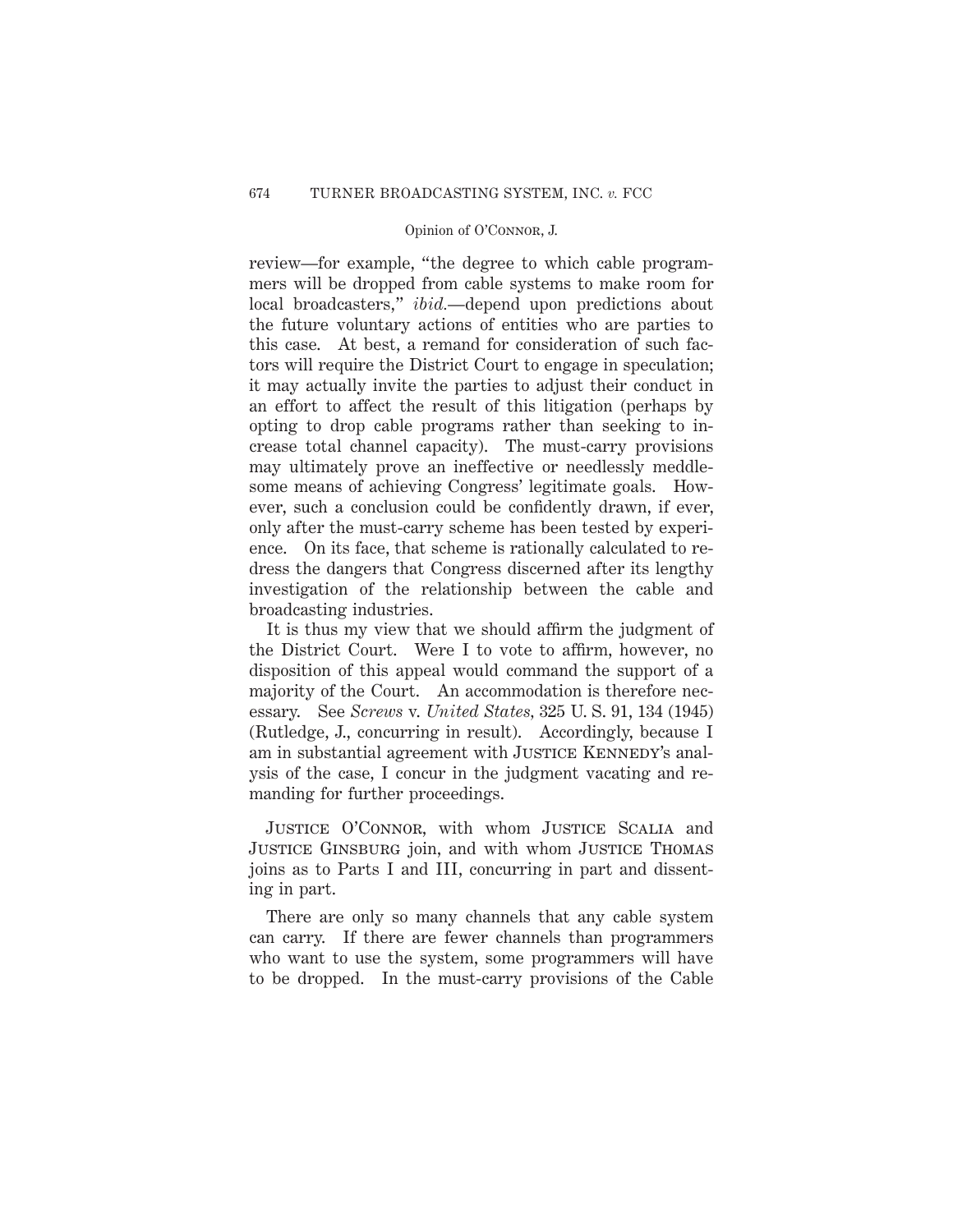review—for example, "the degree to which cable programmers will be dropped from cable systems to make room for local broadcasters," *ibid.*—depend upon predictions about the future voluntary actions of entities who are parties to this case. At best, a remand for consideration of such factors will require the District Court to engage in speculation; it may actually invite the parties to adjust their conduct in an effort to affect the result of this litigation (perhaps by opting to drop cable programs rather than seeking to increase total channel capacity). The must-carry provisions may ultimately prove an ineffective or needlessly meddlesome means of achieving Congress' legitimate goals. However, such a conclusion could be confidently drawn, if ever, only after the must-carry scheme has been tested by experience. On its face, that scheme is rationally calculated to redress the dangers that Congress discerned after its lengthy investigation of the relationship between the cable and broadcasting industries.

It is thus my view that we should affirm the judgment of the District Court. Were I to vote to affirm, however, no disposition of this appeal would command the support of a majority of the Court. An accommodation is therefore necessary. See *Screws* v. *United States*, 325 U. S. 91, 134 (1945) (Rutledge, J., concurring in result). Accordingly, because I am in substantial agreement with Justice Kennedy's analysis of the case, I concur in the judgment vacating and remanding for further proceedings.

Justice O'Connor, with whom Justice Scalia and Justice Ginsburg join, and with whom Justice Thomas joins as to Parts I and III, concurring in part and dissenting in part.

There are only so many channels that any cable system can carry. If there are fewer channels than programmers who want to use the system, some programmers will have to be dropped. In the must-carry provisions of the Cable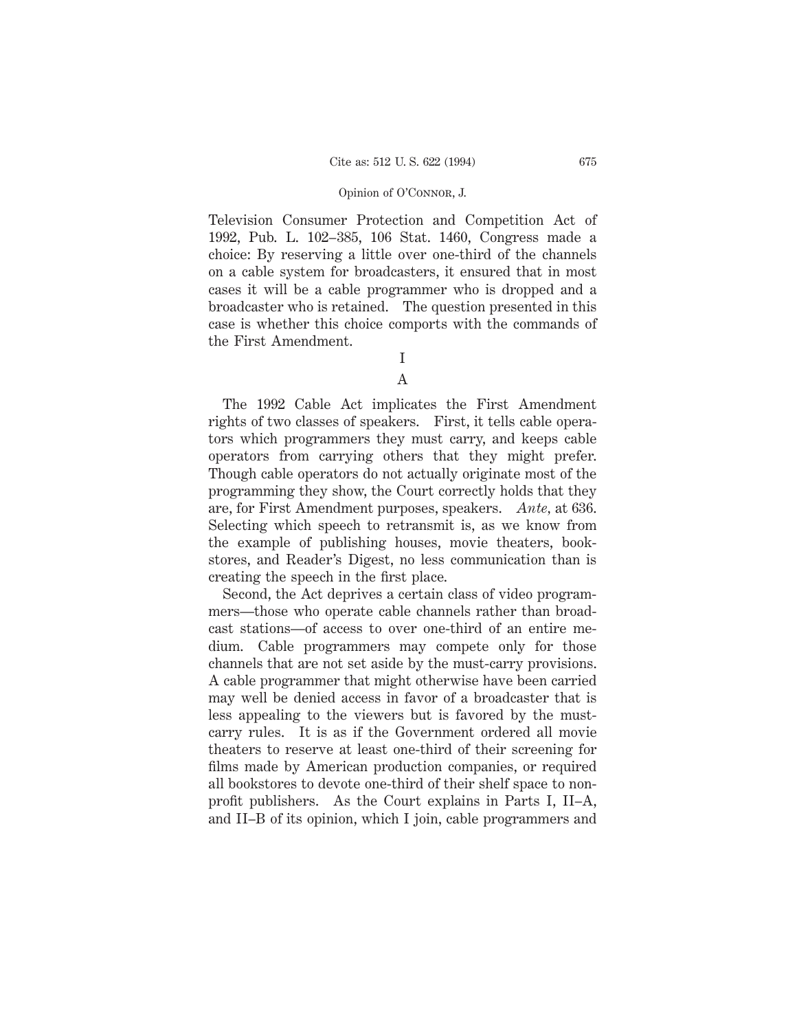Television Consumer Protection and Competition Act of 1992, Pub. L. 102–385, 106 Stat. 1460, Congress made a choice: By reserving a little over one-third of the channels on a cable system for broadcasters, it ensured that in most cases it will be a cable programmer who is dropped and a broadcaster who is retained. The question presented in this case is whether this choice comports with the commands of the First Amendment.

## I

### A

The 1992 Cable Act implicates the First Amendment rights of two classes of speakers. First, it tells cable operators which programmers they must carry, and keeps cable operators from carrying others that they might prefer. Though cable operators do not actually originate most of the programming they show, the Court correctly holds that they are, for First Amendment purposes, speakers. *Ante,* at 636. Selecting which speech to retransmit is, as we know from the example of publishing houses, movie theaters, bookstores, and Reader's Digest, no less communication than is creating the speech in the first place.

Second, the Act deprives a certain class of video programmers—those who operate cable channels rather than broadcast stations—of access to over one-third of an entire medium. Cable programmers may compete only for those channels that are not set aside by the must-carry provisions. A cable programmer that might otherwise have been carried may well be denied access in favor of a broadcaster that is less appealing to the viewers but is favored by the must-carry rules. It is as if the Government ordered all movie theaters to reserve at least one-third of their screening for films made by American production companies, or required all bookstores to devote one-third of their shelf space to nonprofit publishers. As the Court explains in Parts I, II–A, and II–B of its opinion, which I join, cable programmers and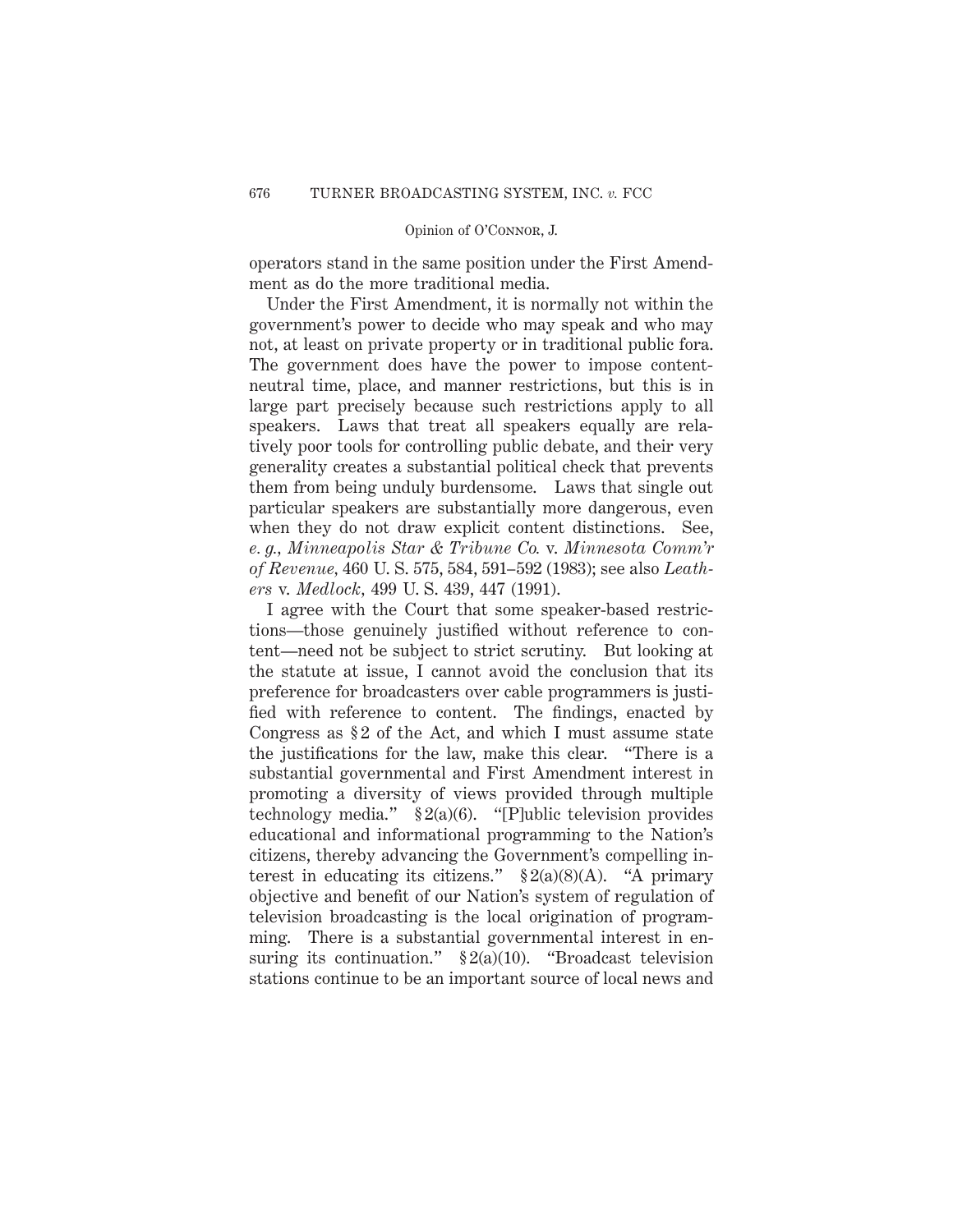operators stand in the same position under the First Amendment as do the more traditional media.

Under the First Amendment, it is normally not within the government's power to decide who may speak and who may not, at least on private property or in traditional public fora. The government does have the power to impose content-neutral time, place, and manner restrictions, but this is in large part precisely because such restrictions apply to all speakers. Laws that treat all speakers equally are relatively poor tools for controlling public debate, and their very generality creates a substantial political check that prevents them from being unduly burdensome. Laws that single out particular speakers are substantially more dangerous, even when they do not draw explicit content distinctions. See, *e. g., Minneapolis Star & Tribune Co.* v. *Minnesota Comm'r of Revenue*, 460 U. S. 575, 584, 591–592 (1983); see also *Leathers* v. *Medlock*, 499 U. S. 439, 447 (1991).

I agree with the Court that some speaker-based restrictions—those genuinely justified without reference to content—need not be subject to strict scrutiny. But looking at the statute at issue, I cannot avoid the conclusion that its preference for broadcasters over cable programmers is justified with reference to content. The findings, enacted by Congress as § 2 of the Act, and which I must assume state the justifications for the law, make this clear. "There is a substantial governmental and First Amendment interest in promoting a diversity of views provided through multiple technology media." § 2(a)(6). "[P]ublic television provides educational and informational programming to the Nation's citizens, thereby advancing the Government's compelling interest in educating its citizens." § 2(a)(8)(A). "A primary objective and benefit of our Nation's system of regulation of television broadcasting is the local origination of programming. There is a substantial governmental interest in ensuring its continuation." § 2(a)(10). "Broadcast television stations continue to be an important source of local news and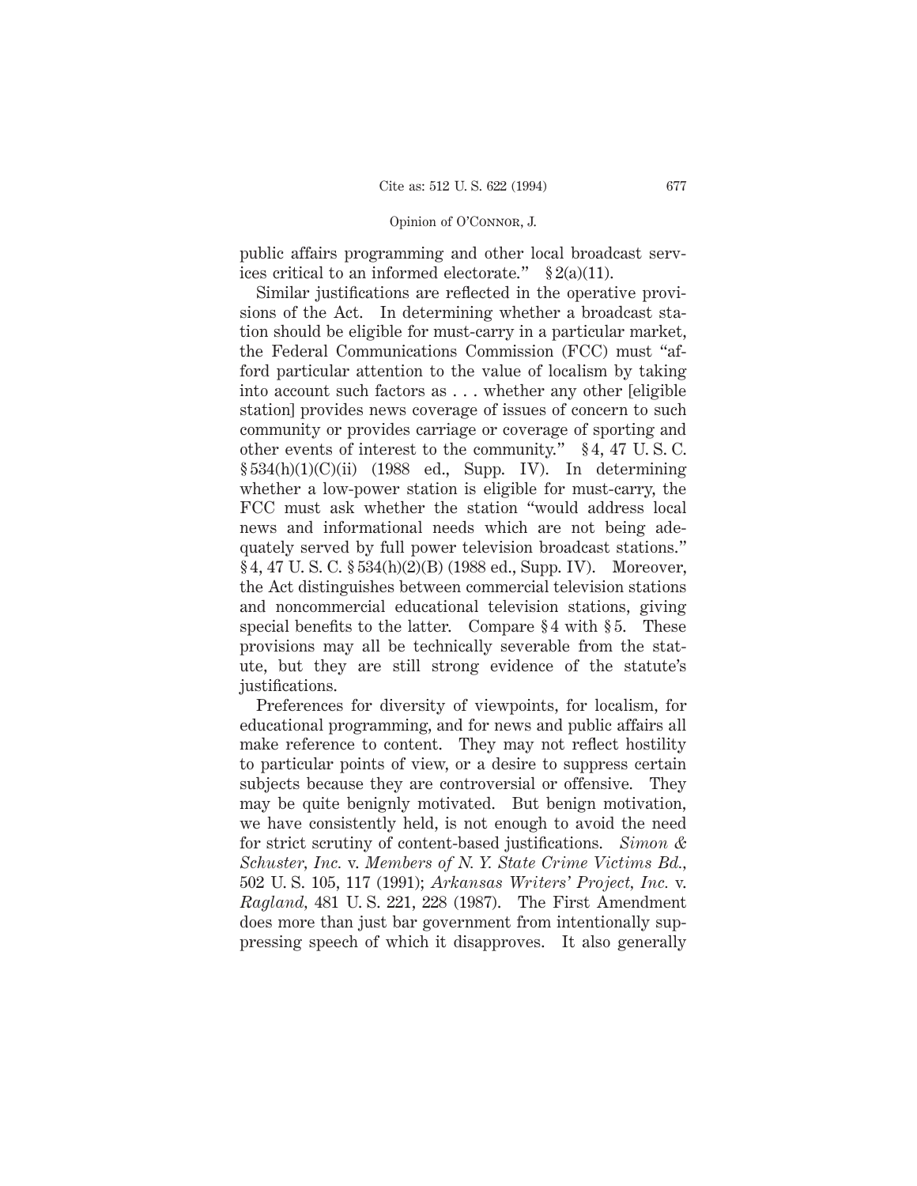public affairs programming and other local broadcast services critical to an informed electorate." § 2(a)(11).

Similar justifications are reflected in the operative provisions of the Act. In determining whether a broadcast station should be eligible for must-carry in a particular market, the Federal Communications Commission (FCC) must "afford particular attention to the value of localism by taking into account such factors as . . . whether any other [eligible station] provides news coverage of issues of concern to such community or provides carriage or coverage of sporting and other events of interest to the community." § 4, 47 U. S. C. § 534(h)(1)(C)(ii) (1988 ed., Supp. IV). In determining whether a low-power station is eligible for must-carry, the FCC must ask whether the station "would address local news and informational needs which are not being adequately served by full power television broadcast stations." § 4, 47 U. S. C. § 534(h)(2)(B) (1988 ed., Supp. IV). Moreover, the Act distinguishes between commercial television stations and noncommercial educational television stations, giving special benefits to the latter. Compare § 4 with § 5. These provisions may all be technically severable from the statute, but they are still strong evidence of the statute's justifications.

Preferences for diversity of viewpoints, for localism, for educational programming, and for news and public affairs all make reference to content. They may not reflect hostility to particular points of view, or a desire to suppress certain subjects because they are controversial or offensive. They may be quite benignly motivated. But benign motivation, we have consistently held, is not enough to avoid the need for strict scrutiny of content-based justifications. *Simon & Schuster, Inc.* v. *Members of N. Y. State Crime Victims Bd.*, 502 U. S. 105, 117 (1991); *Arkansas Writers' Project, Inc.* v. *Ragland*, 481 U. S. 221, 228 (1987). The First Amendment does more than just bar government from intentionally suppressing speech of which it disapproves. It also generally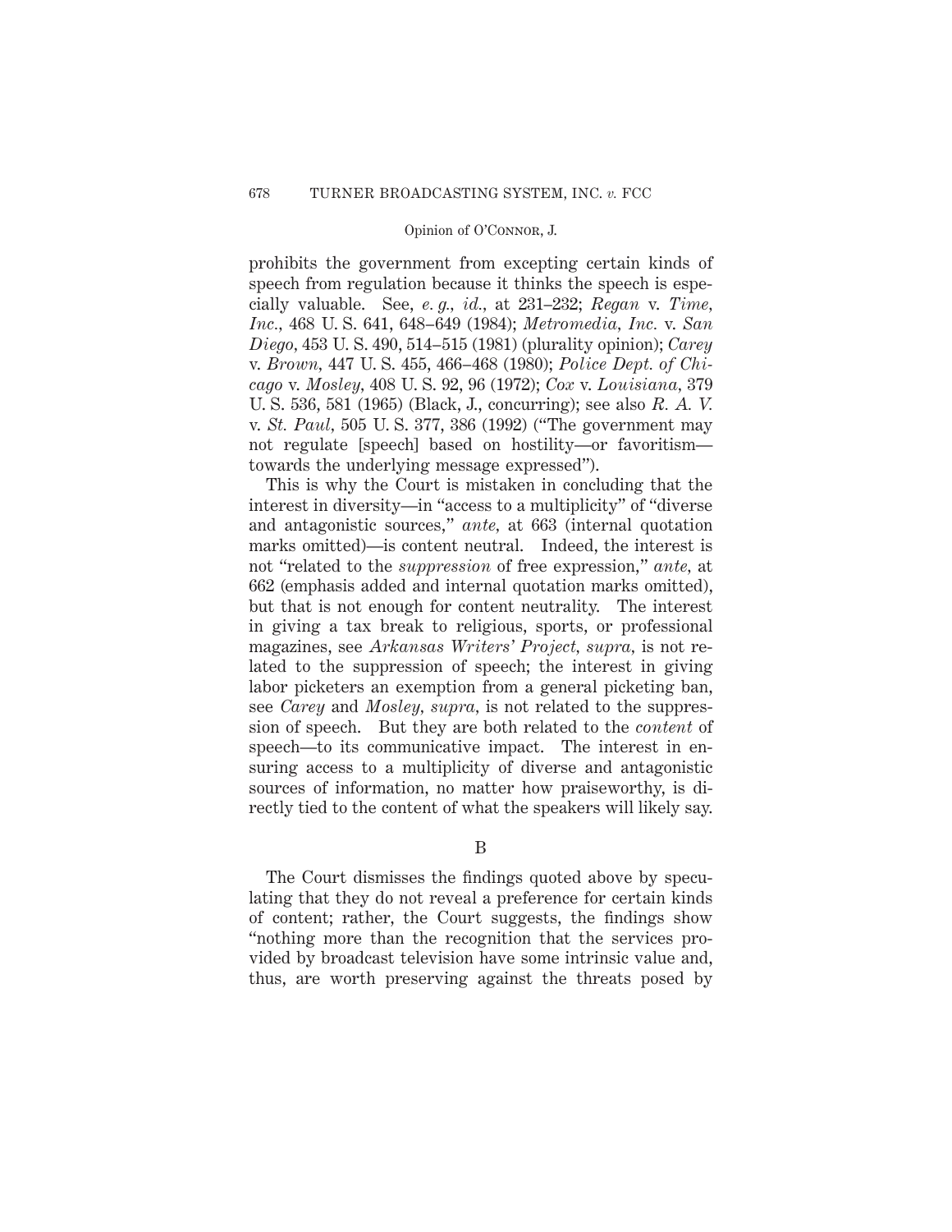prohibits the government from excepting certain kinds of speech from regulation because it thinks the speech is especially valuable. See, *e. g., id.,* at 231–232; *Regan* v. *Time, Inc.,* 468 U. S. 641, 648–649 (1984); *Metromedia, Inc.* v. *San Diego,* 453 U. S. 490, 514–515 (1981) (plurality opinion); *Carey* v. *Brown,* 447 U. S. 455, 466–468 (1980); *Police Dept. of Chicago* v. *Mosley,* 408 U. S. 92, 96 (1972); *Cox* v. *Louisiana,* 379 U. S. 536, 581 (1965) (Black, J., concurring); see also *R. A. V.* v. *St. Paul,* 505 U. S. 377, 386 (1992) ("The government may not regulate [speech] based on hostility—or favoritism—towards the underlying message expressed").

This is why the Court is mistaken in concluding that the interest in diversity—in "access to a multiplicity" of "diverse and antagonistic sources," *ante,* at 663 (internal quotation marks omitted)—is content neutral. Indeed, the interest is not "related to the *suppression* of free expression," *ante,* at 662 (emphasis added and internal quotation marks omitted), but that is not enough for content neutrality. The interest in giving a tax break to religious, sports, or professional magazines, see *Arkansas Writers' Project, supra,* is not related to the suppression of speech; the interest in giving labor picketers an exemption from a general picketing ban, see *Carey* and *Mosley, supra,* is not related to the suppression of speech. But they are both related to the *content* of speech—to its communicative impact. The interest in ensuring access to a multiplicity of diverse and antagonistic sources of information, no matter how praiseworthy, is directly tied to the content of what the speakers will likely say.

## B

The Court dismisses the findings quoted above by speculating that they do not reveal a preference for certain kinds of content; rather, the Court suggests, the findings show "nothing more than the recognition that the services provided by broadcast television have some intrinsic value and, thus, are worth preserving against the threats posed by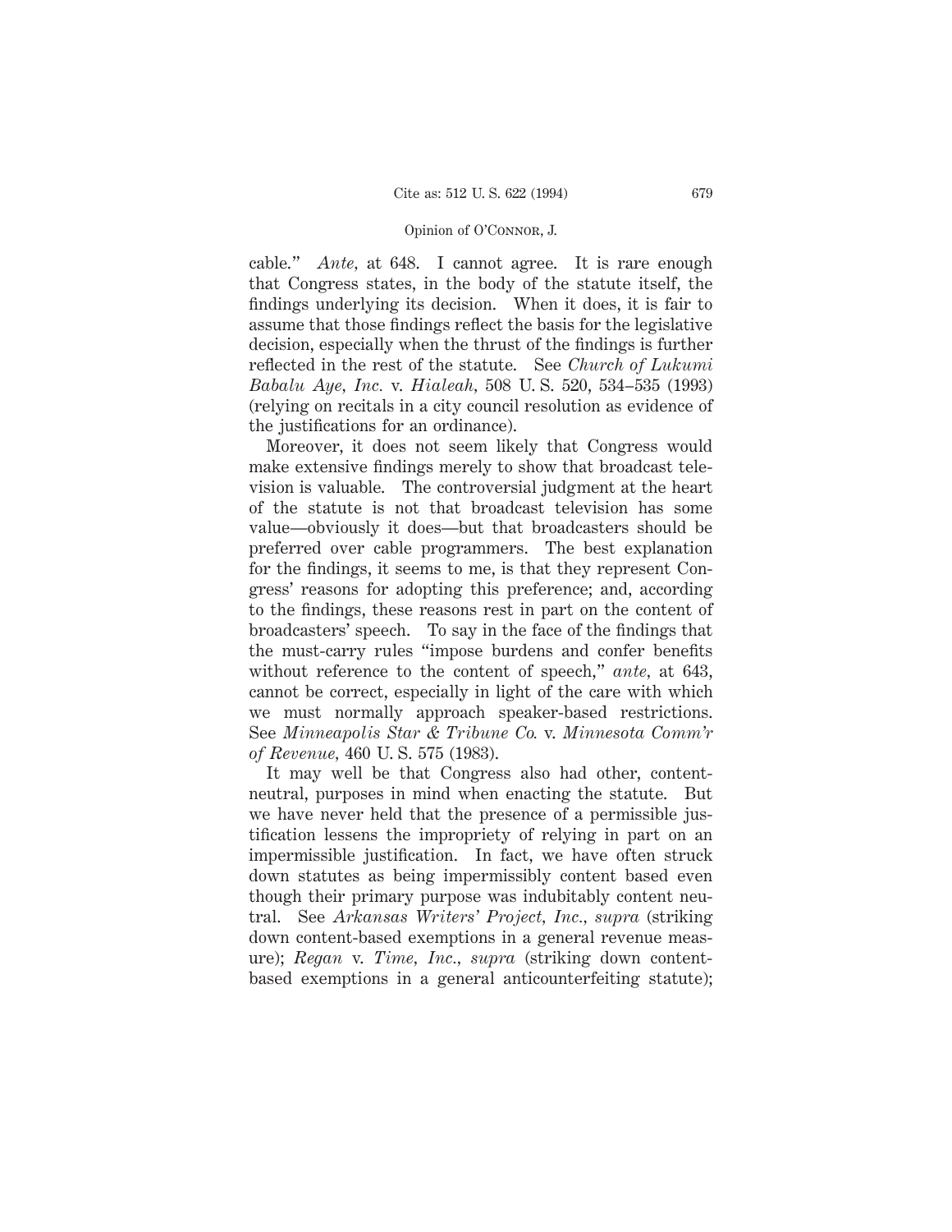cable." *Ante*, at 648. I cannot agree. It is rare enough that Congress states, in the body of the statute itself, the findings underlying its decision. When it does, it is fair to assume that those findings reflect the basis for the legislative decision, especially when the thrust of the findings is further reflected in the rest of the statute. See *Church of Lukumi Babalu Aye, Inc.* v. *Hialeah*, 508 U. S. 520, 534–535 (1993) (relying on recitals in a city council resolution as evidence of the justifications for an ordinance).

Moreover, it does not seem likely that Congress would make extensive findings merely to show that broadcast television is valuable. The controversial judgment at the heart of the statute is not that broadcast television has some value—obviously it does—but that broadcasters should be preferred over cable programmers. The best explanation for the findings, it seems to me, is that they represent Congress' reasons for adopting this preference; and, according to the findings, these reasons rest in part on the content of broadcasters' speech. To say in the face of the findings that the must-carry rules "impose burdens and confer benefits without reference to the content of speech," *ante*, at 643, cannot be correct, especially in light of the care with which we must normally approach speaker-based restrictions. See *Minneapolis Star & Tribune Co.* v. *Minnesota Comm'r of Revenue*, 460 U. S. 575 (1983).

It may well be that Congress also had other, content-neutral, purposes in mind when enacting the statute. But we have never held that the presence of a permissible justification lessens the impropriety of relying in part on an impermissible justification. In fact, we have often struck down statutes as being impermissibly content based even though their primary purpose was indubitably content neutral. See *Arkansas Writers' Project, Inc., supra* (striking down content-based exemptions in a general revenue measure); *Regan* v. *Time, Inc., supra* (striking down content-based exemptions in a general anticounterfeiting statute);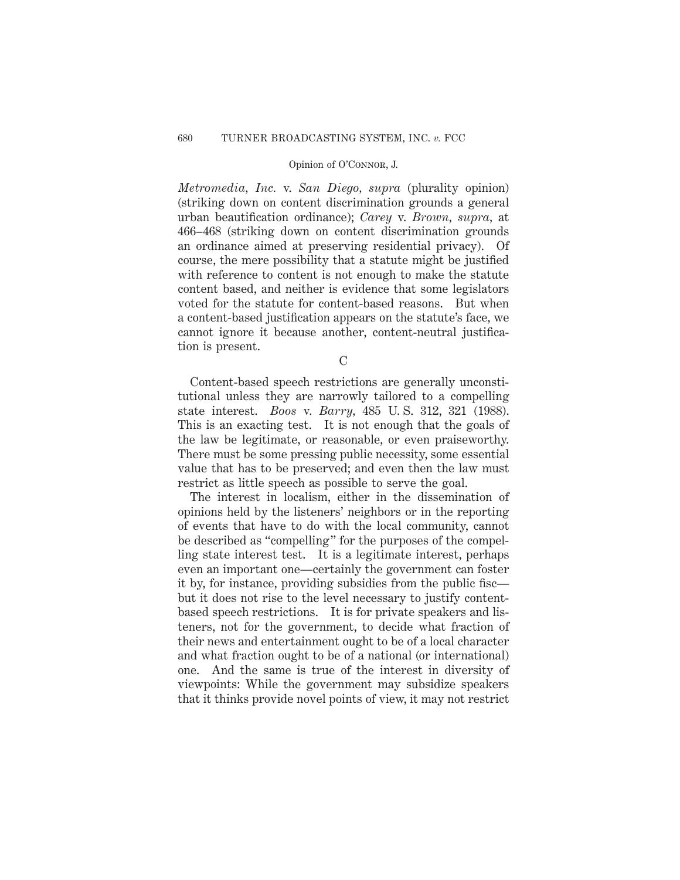*Metromedia, Inc.* v. *San Diego, supra* (plurality opinion) (striking down on content discrimination grounds a general urban beautification ordinance); *Carey* v. *Brown, supra,* at 466–468 (striking down on content discrimination grounds an ordinance aimed at preserving residential privacy). Of course, the mere possibility that a statute might be justified with reference to content is not enough to make the statute content based, and neither is evidence that some legislators voted for the statute for content-based reasons. But when a content-based justification appears on the statute's face, we cannot ignore it because another, content-neutral justification is present.

### C

Content-based speech restrictions are generally unconstitutional unless they are narrowly tailored to a compelling state interest. *Boos* v. *Barry,* 485 U. S. 312, 321 (1988). This is an exacting test. It is not enough that the goals of the law be legitimate, or reasonable, or even praiseworthy. There must be some pressing public necessity, some essential value that has to be preserved; and even then the law must restrict as little speech as possible to serve the goal.

The interest in localism, either in the dissemination of opinions held by the listeners' neighbors or in the reporting of events that have to do with the local community, cannot be described as "compelling" for the purposes of the compelling state interest test. It is a legitimate interest, perhaps even an important one—certainly the government can foster it by, for instance, providing subsidies from the public fisc—but it does not rise to the level necessary to justify content-based speech restrictions. It is for private speakers and listeners, not for the government, to decide what fraction of their news and entertainment ought to be of a local character and what fraction ought to be of a national (or international) one. And the same is true of the interest in diversity of viewpoints: While the government may subsidize speakers that it thinks provide novel points of view, it may not restrict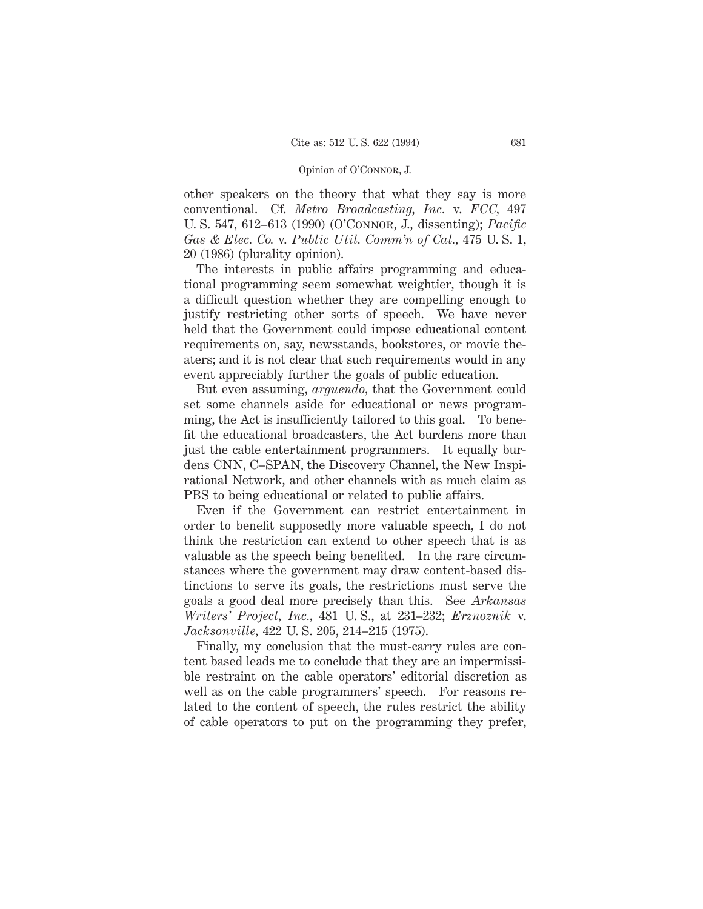other speakers on the theory that what they say is more conventional. Cf. *Metro Broadcasting, Inc.* v. *FCC,* 497 U. S. 547, 612–613 (1990) (O'Connor, J., dissenting); *Pacific Gas & Elec. Co.* v. *Public Util. Comm'n of Cal.,* 475 U. S. 1, 20 (1986) (plurality opinion).

The interests in public affairs programming and educational programming seem somewhat weightier, though it is a difficult question whether they are compelling enough to justify restricting other sorts of speech. We have never held that the Government could impose educational content requirements on, say, newsstands, bookstores, or movie theaters; and it is not clear that such requirements would in any event appreciably further the goals of public education.

But even assuming, *arguendo,* that the Government could set some channels aside for educational or news programming, the Act is insufficiently tailored to this goal. To benefit the educational broadcasters, the Act burdens more than just the cable entertainment programmers. It equally burdens CNN, C–SPAN, the Discovery Channel, the New Inspirational Network, and other channels with as much claim as PBS to being educational or related to public affairs.

Even if the Government can restrict entertainment in order to benefit supposedly more valuable speech, I do not think the restriction can extend to other speech that is as valuable as the speech being benefited. In the rare circumstances where the government may draw content-based distinctions to serve its goals, the restrictions must serve the goals a good deal more precisely than this. See *Arkansas Writers' Project, Inc.,* 481 U. S., at 231–232; *Erznoznik* v. *Jacksonville,* 422 U. S. 205, 214–215 (1975).

Finally, my conclusion that the must-carry rules are content based leads me to conclude that they are an impermissible restraint on the cable operators' editorial discretion as well as on the cable programmers' speech. For reasons related to the content of speech, the rules restrict the ability of cable operators to put on the programming they prefer,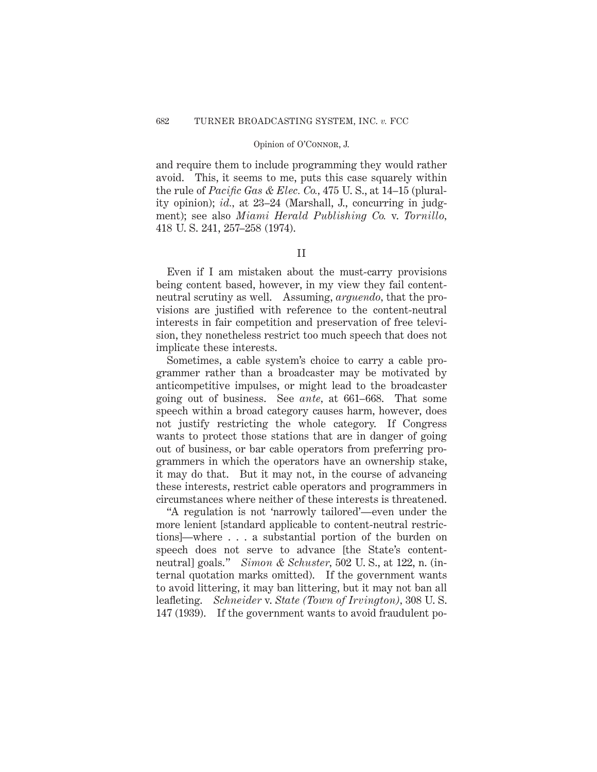and require them to include programming they would rather avoid. This, it seems to me, puts this case squarely within the rule of *Pacific Gas & Elec. Co.*, 475 U. S., at 14–15 (plurality opinion); *id.*, at 23–24 (Marshall, J., concurring in judgment); see also *Miami Herald Publishing Co.* v. *Tornillo*, 418 U. S. 241, 257–258 (1974).

## II

Even if I am mistaken about the must-carry provisions being content based, however, in my view they fail content-neutral scrutiny as well. Assuming, *arguendo*, that the provisions are justified with reference to the content-neutral interests in fair competition and preservation of free television, they nonetheless restrict too much speech that does not implicate these interests.

Sometimes, a cable system's choice to carry a cable programmer rather than a broadcaster may be motivated by anticompetitive impulses, or might lead to the broadcaster going out of business. See *ante*, at 661–668. That some speech within a broad category causes harm, however, does not justify restricting the whole category. If Congress wants to protect those stations that are in danger of going out of business, or bar cable operators from preferring programmers in which the operators have an ownership stake, it may do that. But it may not, in the course of advancing these interests, restrict cable operators and programmers in circumstances where neither of these interests is threatened.

"A regulation is not 'narrowly tailored'—even under the more lenient [standard applicable to content-neutral restrictions]—where . . . a substantial portion of the burden on speech does not serve to advance [the State's content-neutral] goals." *Simon & Schuster*, 502 U. S., at 122, n. (internal quotation marks omitted). If the government wants to avoid littering, it may ban littering, but it may not ban all leafleting. *Schneider* v. *State (Town of Irvington)*, 308 U. S. 147 (1939). If the government wants to avoid fraudulent po-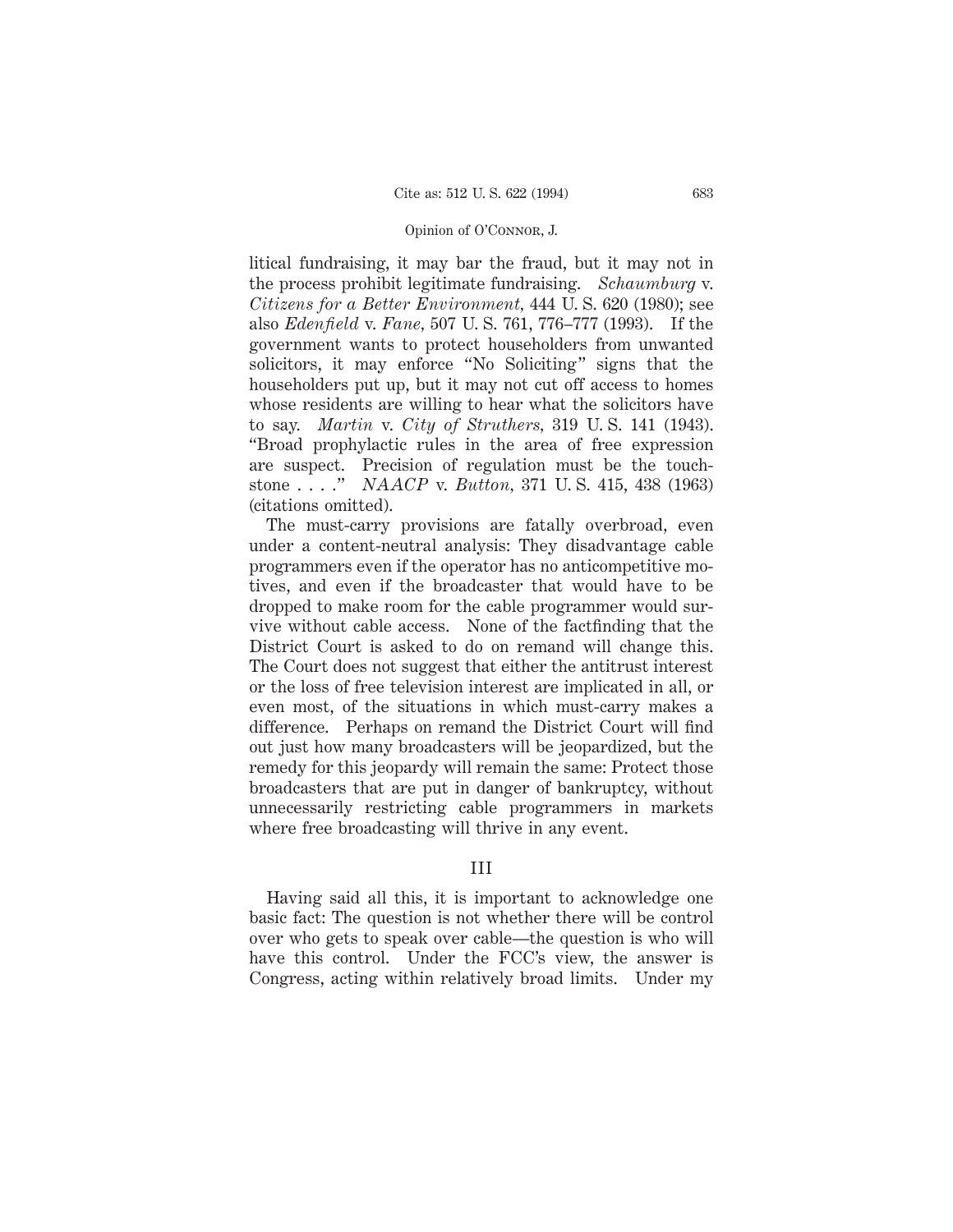litical fundraising, it may bar the fraud, but it may not in the process prohibit legitimate fundraising. *Schaumburg* v. *Citizens for a Better Environment*, 444 U. S. 620 (1980); see also *Edenfield* v. *Fane*, 507 U. S. 761, 776–777 (1993). If the government wants to protect householders from unwanted solicitors, it may enforce "No Soliciting" signs that the householders put up, but it may not cut off access to homes whose residents are willing to hear what the solicitors have to say. *Martin* v. *City of Struthers*, 319 U. S. 141 (1943). "Broad prophylactic rules in the area of free expression are suspect. Precision of regulation must be the touchstone . . . ." *NAACP* v. *Button*, 371 U. S. 415, 438 (1963) (citations omitted).

The must-carry provisions are fatally overbroad, even under a content-neutral analysis: They disadvantage cable programmers even if the operator has no anticompetitive motives, and even if the broadcaster that would have to be dropped to make room for the cable programmer would survive without cable access. None of the factfinding that the District Court is asked to do on remand will change this. The Court does not suggest that either the antitrust interest or the loss of free television interest are implicated in all, or even most, of the situations in which must-carry makes a difference. Perhaps on remand the District Court will find out just how many broadcasters will be jeopardized, but the remedy for this jeopardy will remain the same: Protect those broadcasters that are put in danger of bankruptcy, without unnecessarily restricting cable programmers in markets where free broadcasting will thrive in any event.

## III

Having said all this, it is important to acknowledge one basic fact: The question is not whether there will be control over who gets to speak over cable—the question is who will have this control. Under the FCC's view, the answer is Congress, acting within relatively broad limits. Under my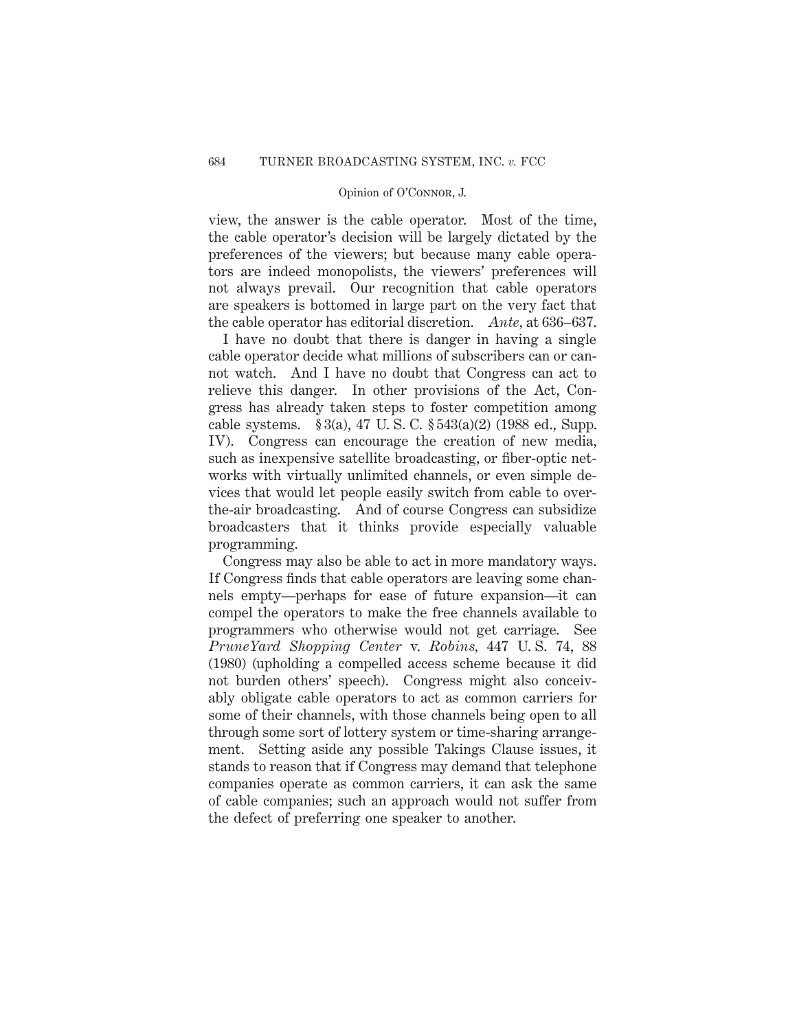view, the answer is the cable operator. Most of the time, the cable operator's decision will be largely dictated by the preferences of the viewers; but because many cable operators are indeed monopolists, the viewers' preferences will not always prevail. Our recognition that cable operators are speakers is bottomed in large part on the very fact that the cable operator has editorial discretion. *Ante*, at 636–637.

I have no doubt that there is danger in having a single cable operator decide what millions of subscribers can or cannot watch. And I have no doubt that Congress can act to relieve this danger. In other provisions of the Act, Congress has already taken steps to foster competition among cable systems. § 3(a), 47 U. S. C. § 543(a)(2) (1988 ed., Supp. IV). Congress can encourage the creation of new media, such as inexpensive satellite broadcasting, or fiber-optic networks with virtually unlimited channels, or even simple devices that would let people easily switch from cable to over-the-air broadcasting. And of course Congress can subsidize broadcasters that it thinks provide especially valuable programming.

Congress may also be able to act in more mandatory ways. If Congress finds that cable operators are leaving some channels empty—perhaps for ease of future expansion—it can compel the operators to make the free channels available to programmers who otherwise would not get carriage. See *PruneYard Shopping Center* v. *Robins*, 447 U. S. 74, 88 (1980) (upholding a compelled access scheme because it did not burden others' speech). Congress might also conceivably obligate cable operators to act as common carriers for some of their channels, with those channels being open to all through some sort of lottery system or time-sharing arrangement. Setting aside any possible Takings Clause issues, it stands to reason that if Congress may demand that telephone companies operate as common carriers, it can ask the same of cable companies; such an approach would not suffer from the defect of preferring one speaker to another.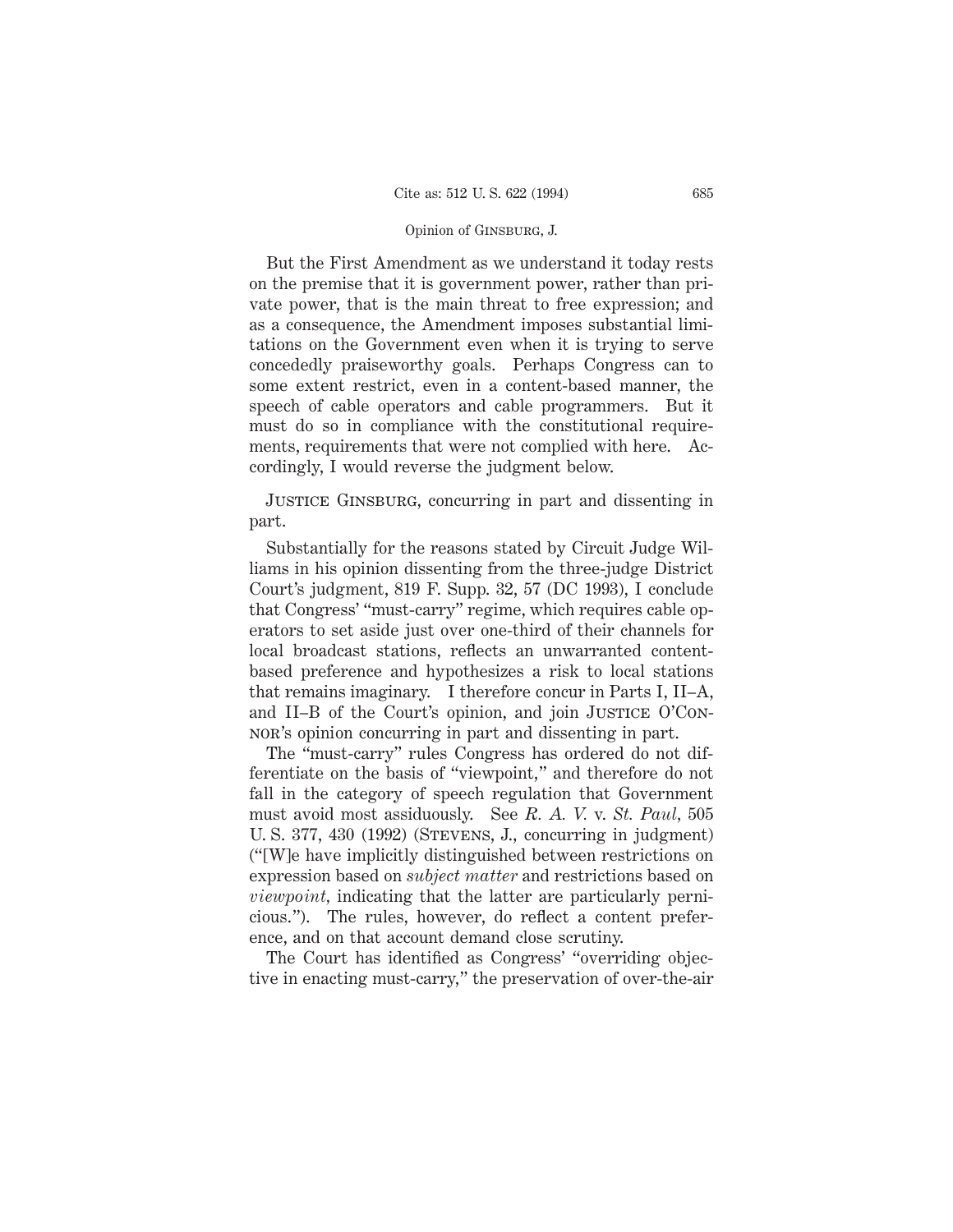But the First Amendment as we understand it today rests on the premise that it is government power, rather than private power, that is the main threat to free expression; and as a consequence, the Amendment imposes substantial limitations on the Government even when it is trying to serve concededly praiseworthy goals. Perhaps Congress can to some extent restrict, even in a content-based manner, the speech of cable operators and cable programmers. But it must do so in compliance with the constitutional requirements, requirements that were not complied with here. Accordingly, I would reverse the judgment below.

Justice Ginsburg, concurring in part and dissenting in part.

Substantially for the reasons stated by Circuit Judge Williams in his opinion dissenting from the three-judge District Court's judgment, 819 F. Supp. 32, 57 (DC 1993), I conclude that Congress' "must-carry" regime, which requires cable operators to set aside just over one-third of their channels for local broadcast stations, reflects an unwarranted content-based preference and hypothesizes a risk to local stations that remains imaginary. I therefore concur in Parts I, II–A, and II–B of the Court's opinion, and join Justice O'Connor's opinion concurring in part and dissenting in part.

The "must-carry" rules Congress has ordered do not differentiate on the basis of "viewpoint," and therefore do not fall in the category of speech regulation that Government must avoid most assiduously. See *R. A. V.* v. *St. Paul*, 505 U. S. 377, 430 (1992) (Stevens, J., concurring in judgment) ("[W]e have implicitly distinguished between restrictions on expression based on *subject matter* and restrictions based on *viewpoint*, indicating that the latter are particularly pernicious."). The rules, however, do reflect a content preference, and on that account demand close scrutiny.

The Court has identified as Congress' "overriding objective in enacting must-carry," the preservation of over-the-air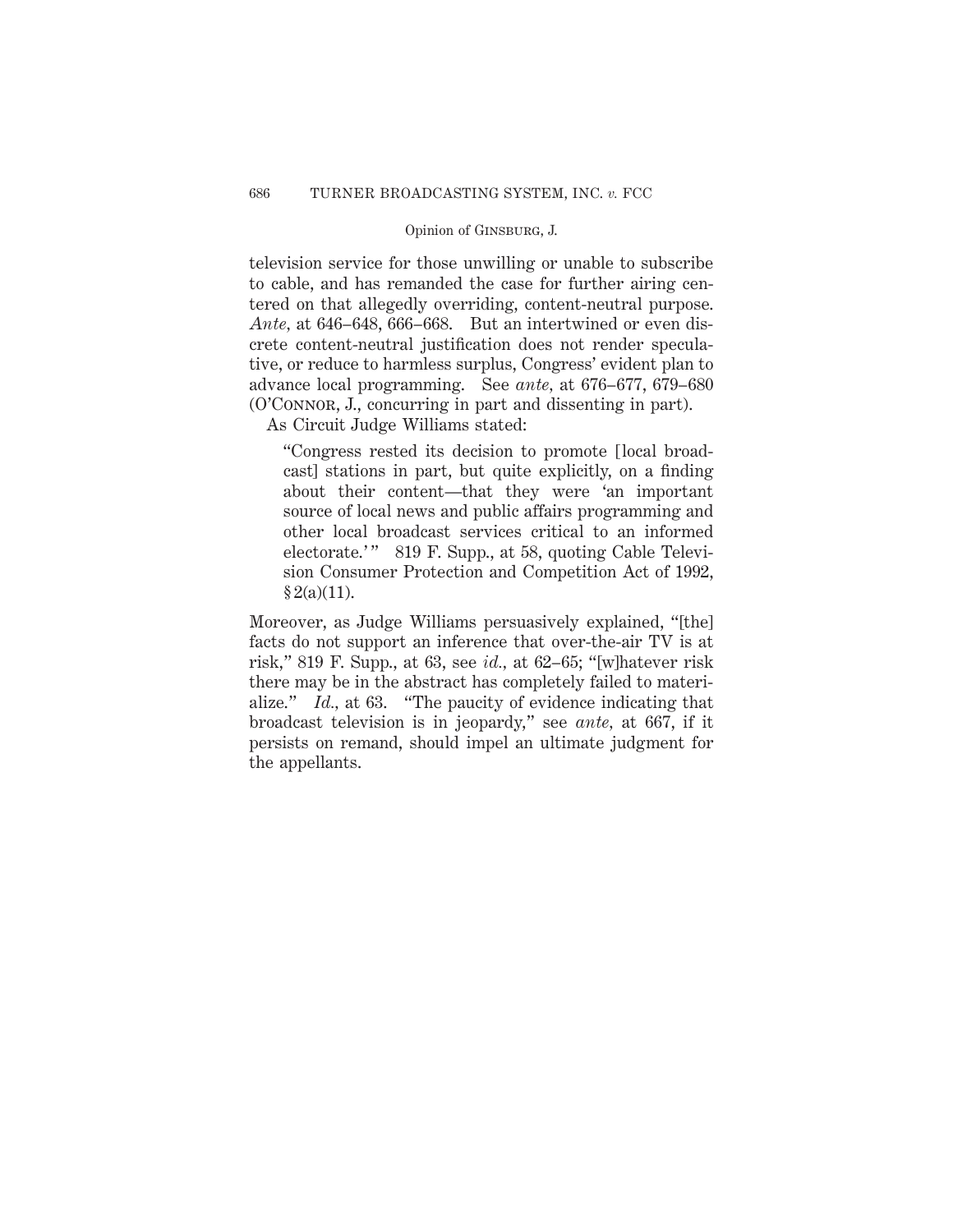television service for those unwilling or unable to subscribe to cable, and has remanded the case for further airing centered on that allegedly overriding, content-neutral purpose. *Ante*, at 646–648, 666–668. But an intertwined or even discrete content-neutral justification does not render speculative, or reduce to harmless surplus, Congress' evident plan to advance local programming. See *ante*, at 676–677, 679–680 (O'Connor, J., concurring in part and dissenting in part).

As Circuit Judge Williams stated:

> "Congress rested its decision to promote [local broadcast] stations in part, but quite explicitly, on a finding about their content—that they were 'an important source of local news and public affairs programming and other local broadcast services critical to an informed electorate.'" 819 F. Supp., at 58, quoting Cable Television Consumer Protection and Competition Act of 1992, § 2(a)(11).

Moreover, as Judge Williams persuasively explained, "[the] facts do not support an inference that over-the-air TV is at risk," 819 F. Supp., at 63, see *id.*, at 62–65; "[w]hatever risk there may be in the abstract has completely failed to materialize." *Id.*, at 63. "The paucity of evidence indicating that broadcast television is in jeopardy," see *ante*, at 667, if it persists on remand, should impel an ultimate judgment for the appellants.